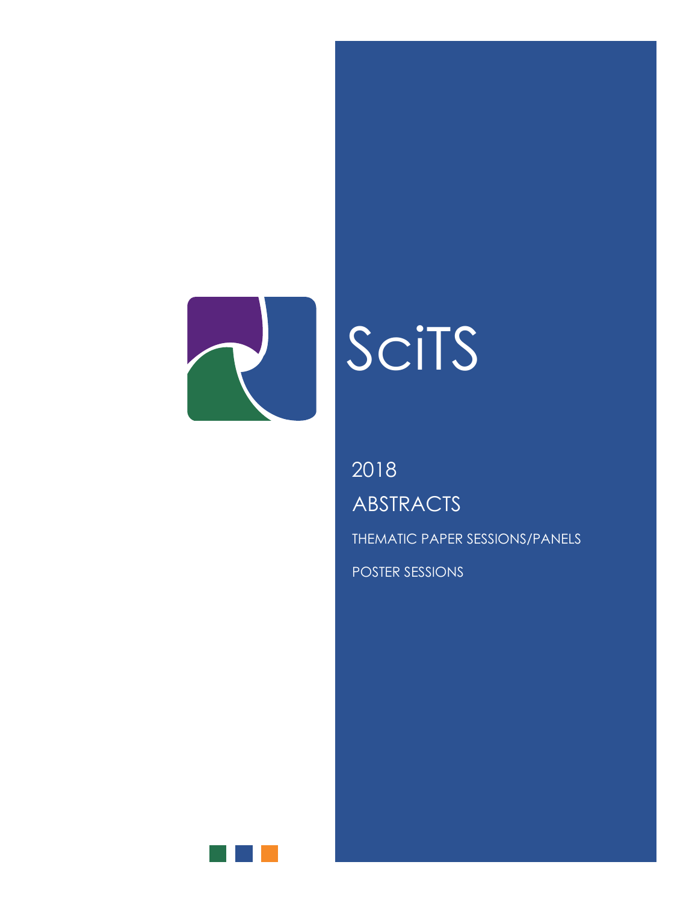# SciTS

## 2018

## ABSTRACTS

THEMATIC PAPER SESSIONS/PANELS

POSTER SESSIONS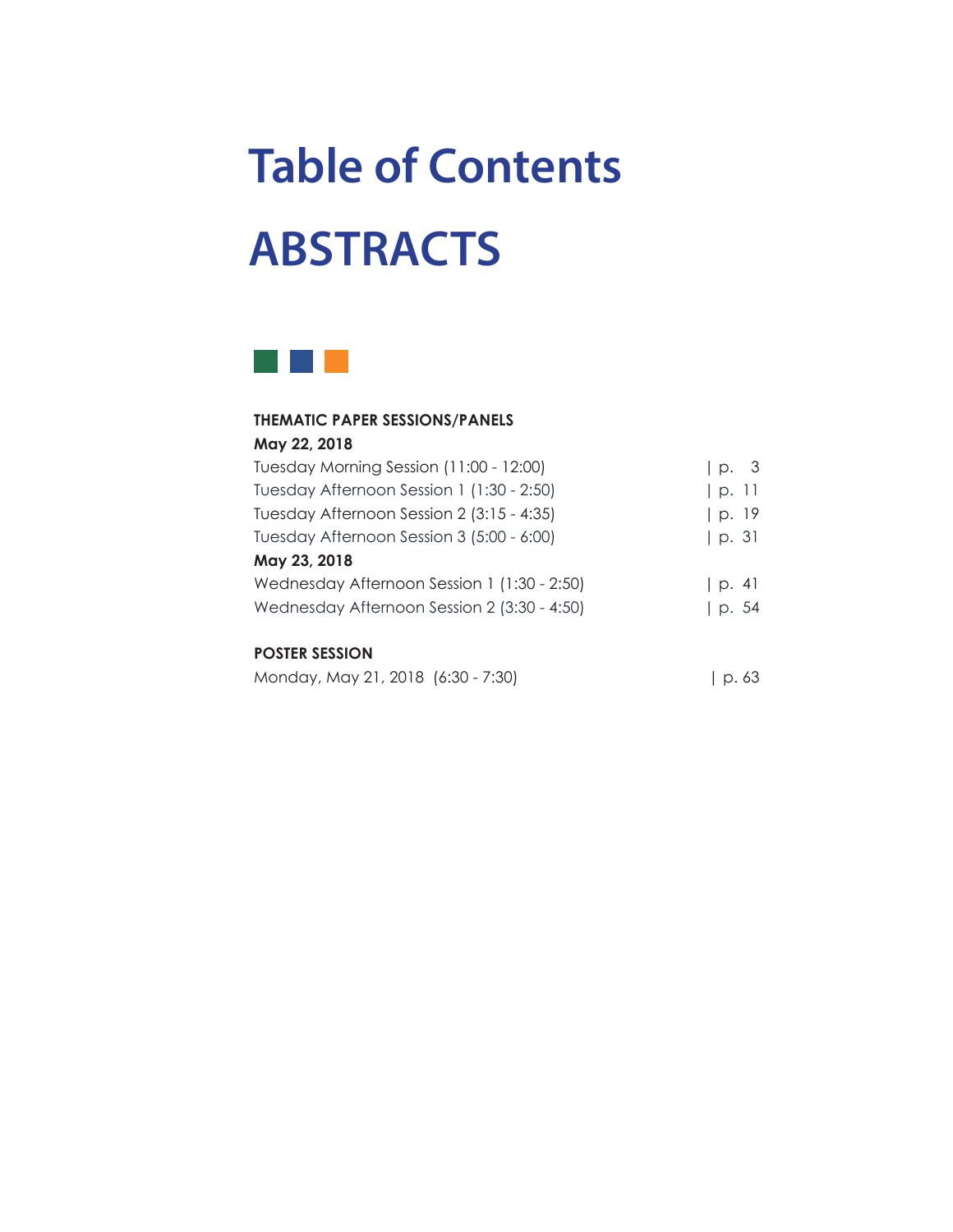# Table of Contents

# ABSTRACTS

**THEMATIC PAPER SESSIONS/PANELS**

**May 22, 2018**

| | |
|---|---|
| Tuesday Morning Session (11:00 - 12:00) | p. 3 |
| Tuesday Afternoon Session 1 (1:30 - 2:50) | p. 11 |
| Tuesday Afternoon Session 2 (3:15 - 4:35) | p. 19 |
| Tuesday Afternoon Session 3 (5:00 - 6:00) | p. 31 |

**May 23, 2018**

| | |
|---|---|
| Wednesday Afternoon Session 1 (1:30 - 2:50) | p. 41 |
| Wednesday Afternoon Session 2 (3:30 - 4:50) | p. 54 |

**POSTER SESSION**

| | |
|---|---|
| Monday, May 21, 2018 (6:30 - 7:30) | p. 63 |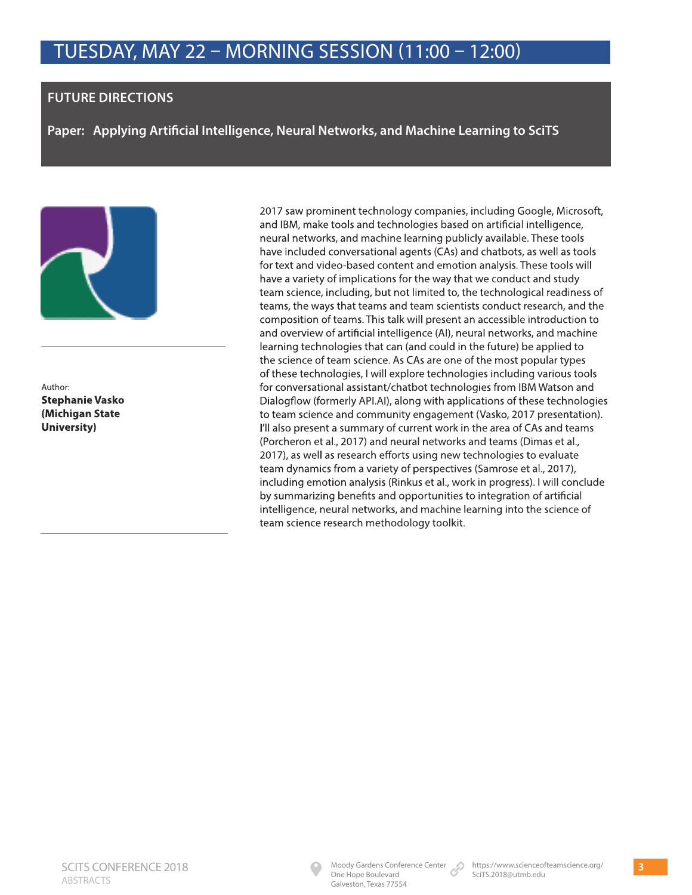# TUESDAY, MAY 22 – MORNING SESSION (11:00 – 12:00)

## FUTURE DIRECTIONS

### Paper: Applying Artificial Intelligence, Neural Networks, and Machine Learning to SciTS

Author:
**Stephanie Vasko (Michigan State University)**

2017 saw prominent technology companies, including Google, Microsoft, and IBM, make tools and technologies based on artificial intelligence, neural networks, and machine learning publicly available. These tools have included conversational agents (CAs) and chatbots, as well as tools for text and video-based content and emotion analysis. These tools will have a variety of implications for the way that we conduct and study team science, including, but not limited to, the technological readiness of teams, the ways that teams and team scientists conduct research, and the composition of teams. This talk will present an accessible introduction to and overview of artificial intelligence (AI), neural networks, and machine learning technologies that can (and could in the future) be applied to the science of team science. As CAs are one of the most popular types of these technologies, I will explore technologies including various tools for conversational assistant/chatbot technologies from IBM Watson and Dialogflow (formerly API.AI), along with applications of these technologies to team science and community engagement (Vasko, 2017 presentation). I'll also present a summary of current work in the area of CAs and teams (Porcheron et al., 2017) and neural networks and teams (Dimas et al., 2017), as well as research efforts using new technologies to evaluate team dynamics from a variety of perspectives (Samrose et al., 2017), including emotion analysis (Rinkus et al., work in progress). I will conclude by summarizing benefits and opportunities to integration of artificial intelligence, neural networks, and machine learning into the science of team science research methodology toolkit.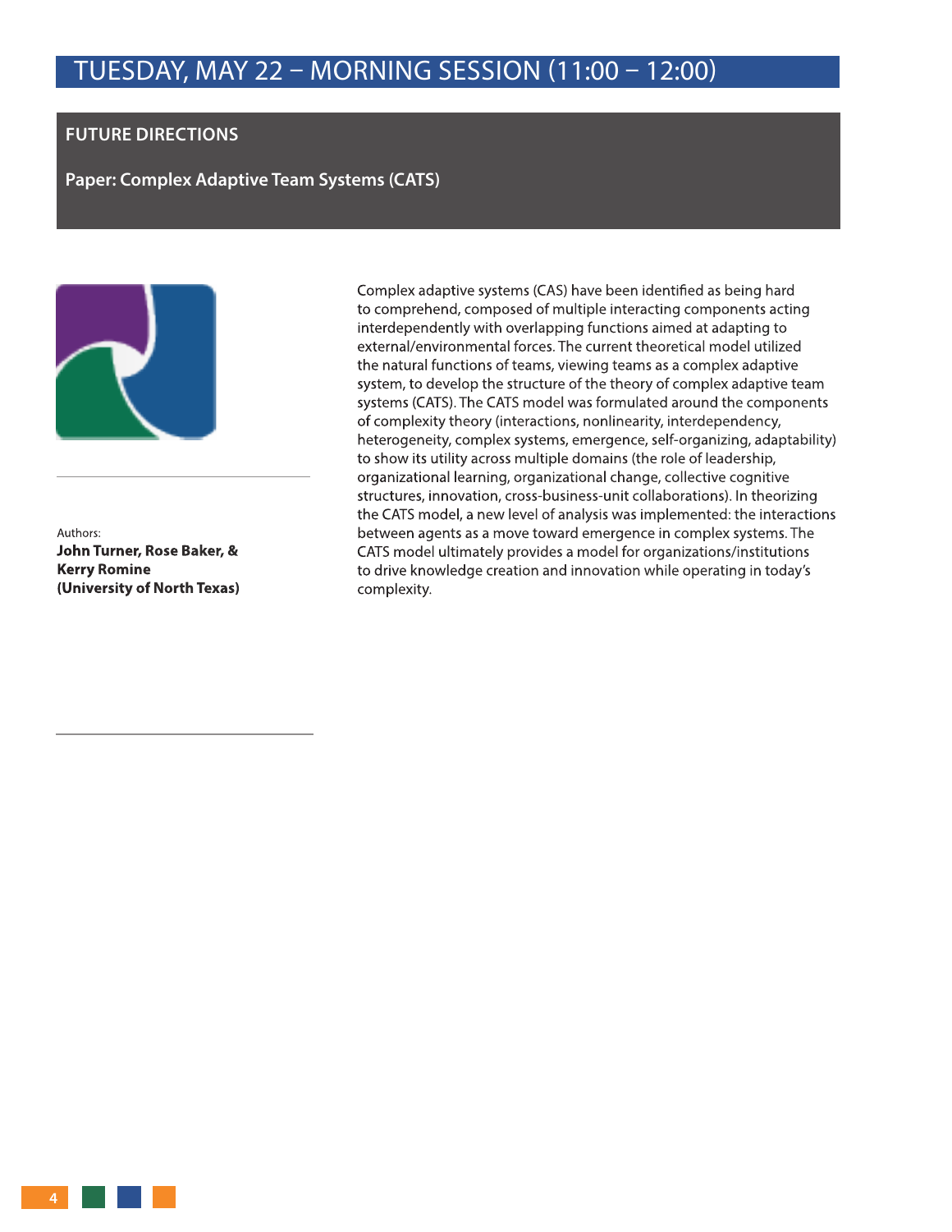# TUESDAY, MAY 22 – MORNING SESSION (11:00 – 12:00)

## FUTURE DIRECTIONS

### Paper: Complex Adaptive Team Systems (CATS)

Authors:
**John Turner, Rose Baker, & Kerry Romine (University of North Texas)**

Complex adaptive systems (CAS) have been identified as being hard to comprehend, composed of multiple interacting components acting interdependently with overlapping functions aimed at adapting to external/environmental forces. The current theoretical model utilized the natural functions of teams, viewing teams as a complex adaptive system, to develop the structure of the theory of complex adaptive team systems (CATS). The CATS model was formulated around the components of complexity theory (interactions, nonlinearity, interdependency, heterogeneity, complex systems, emergence, self-organizing, adaptability) to show its utility across multiple domains (the role of leadership, organizational learning, organizational change, collective cognitive structures, innovation, cross-business-unit collaborations). In theorizing the CATS model, a new level of analysis was implemented: the interactions between agents as a move toward emergence in complex systems. The CATS model ultimately provides a model for organizations/institutions to drive knowledge creation and innovation while operating in today's complexity.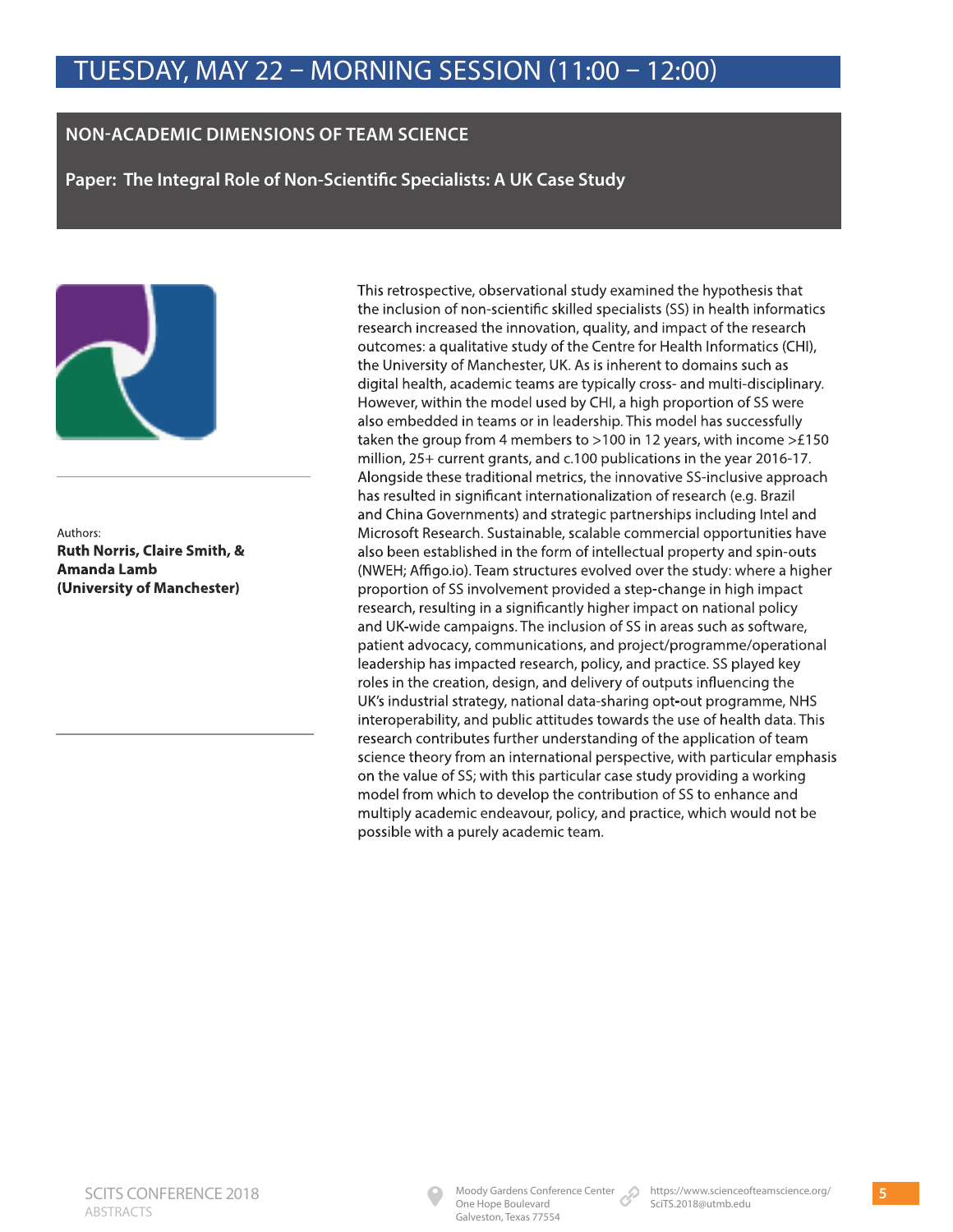# TUESDAY, MAY 22 – MORNING SESSION (11:00 – 12:00)

## NON-ACADEMIC DIMENSIONS OF TEAM SCIENCE

### Paper: The Integral Role of Non-Scientific Specialists: A UK Case Study

Authors:
**Ruth Norris, Claire Smith, & Amanda Lamb (University of Manchester)**

This retrospective, observational study examined the hypothesis that the inclusion of non-scientific skilled specialists (SS) in health informatics research increased the innovation, quality, and impact of the research outcomes: a qualitative study of the Centre for Health Informatics (CHI), the University of Manchester, UK. As is inherent to domains such as digital health, academic teams are typically cross- and multi-disciplinary. However, within the model used by CHI, a high proportion of SS were also embedded in teams or in leadership. This model has successfully taken the group from 4 members to >100 in 12 years, with income >£150 million, 25+ current grants, and c.100 publications in the year 2016-17. Alongside these traditional metrics, the innovative SS-inclusive approach has resulted in significant internationalization of research (e.g. Brazil and China Governments) and strategic partnerships including Intel and Microsoft Research. Sustainable, scalable commercial opportunities have also been established in the form of intellectual property and spin-outs (NWEH; Affigo.io). Team structures evolved over the study: where a higher proportion of SS involvement provided a step-change in high impact research, resulting in a significantly higher impact on national policy and UK-wide campaigns. The inclusion of SS in areas such as software, patient advocacy, communications, and project/programme/operational leadership has impacted research, policy, and practice. SS played key roles in the creation, design, and delivery of outputs influencing the UK's industrial strategy, national data-sharing opt-out programme, NHS interoperability, and public attitudes towards the use of health data. This research contributes further understanding of the application of team science theory from an international perspective, with particular emphasis on the value of SS; with this particular case study providing a working model from which to develop the contribution of SS to enhance and multiply academic endeavour, policy, and practice, which would not be possible with a purely academic team.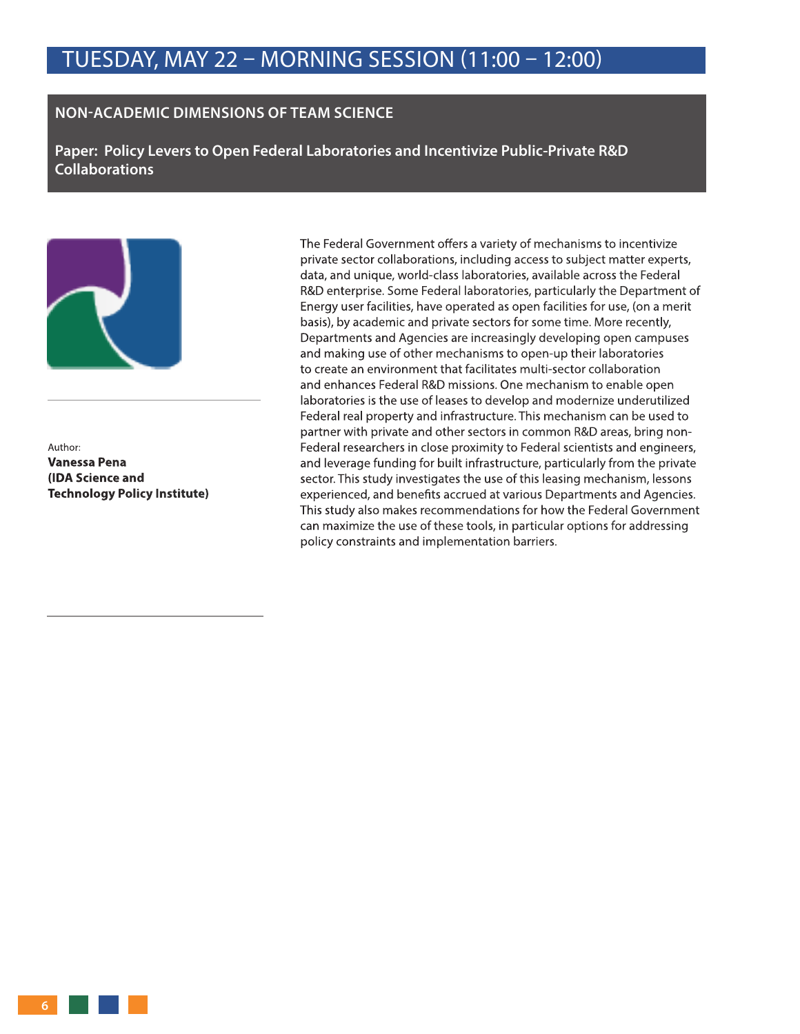# TUESDAY, MAY 22 – MORNING SESSION (11:00 – 12:00)

## NON-ACADEMIC DIMENSIONS OF TEAM SCIENCE

### Paper: Policy Levers to Open Federal Laboratories and Incentivize Public-Private R&D Collaborations

Author:
**Vanessa Pena**
**(IDA Science and Technology Policy Institute)**

The Federal Government offers a variety of mechanisms to incentivize private sector collaborations, including access to subject matter experts, data, and unique, world-class laboratories, available across the Federal R&D enterprise. Some Federal laboratories, particularly the Department of Energy user facilities, have operated as open facilities for use, (on a merit basis), by academic and private sectors for some time. More recently, Departments and Agencies are increasingly developing open campuses and making use of other mechanisms to open-up their laboratories to create an environment that facilitates multi-sector collaboration and enhances Federal R&D missions. One mechanism to enable open laboratories is the use of leases to develop and modernize underutilized Federal real property and infrastructure. This mechanism can be used to partner with private and other sectors in common R&D areas, bring non-Federal researchers in close proximity to Federal scientists and engineers, and leverage funding for built infrastructure, particularly from the private sector. This study investigates the use of this leasing mechanism, lessons experienced, and benefits accrued at various Departments and Agencies. This study also makes recommendations for how the Federal Government can maximize the use of these tools, in particular options for addressing policy constraints and implementation barriers.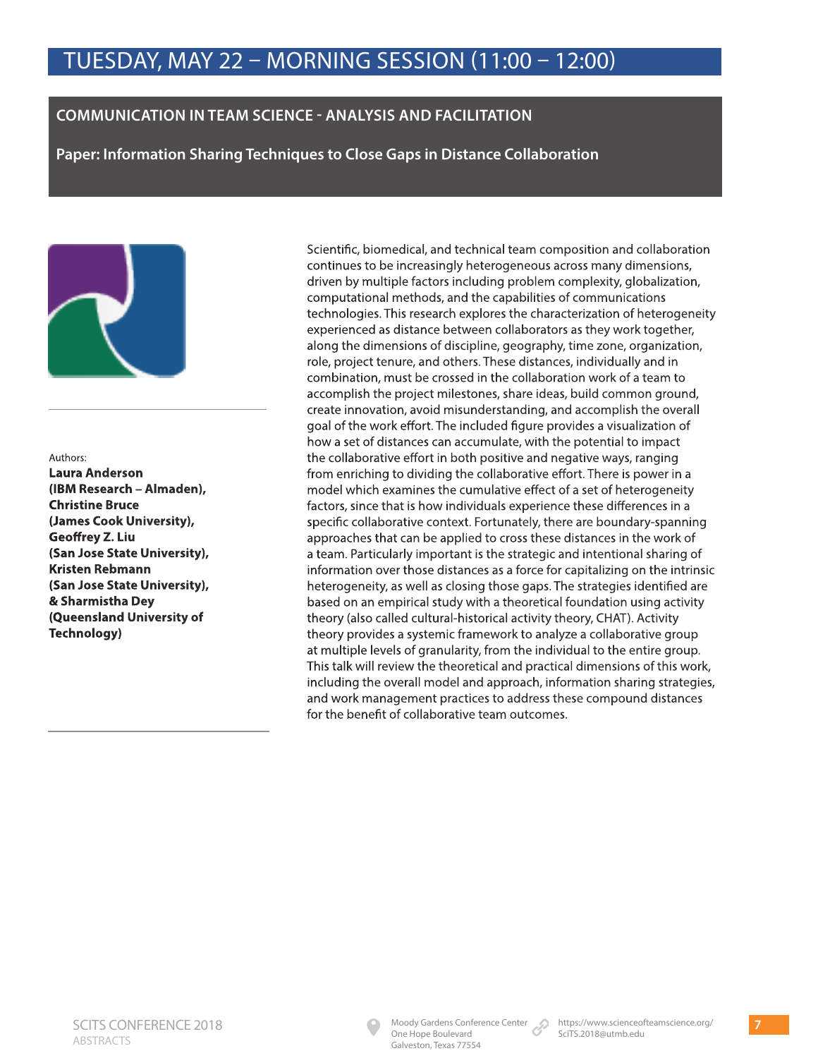# TUESDAY, MAY 22 – MORNING SESSION (11:00 – 12:00)

## COMMUNICATION IN TEAM SCIENCE - ANALYSIS AND FACILITATION

### Paper: Information Sharing Techniques to Close Gaps in Distance Collaboration

Authors:
**Laura Anderson (IBM Research – Almaden), Christine Bruce (James Cook University), Geoffrey Z. Liu (San Jose State University), Kristen Rebmann (San Jose State University), & Sharmistha Dey (Queensland University of Technology)**

Scientific, biomedical, and technical team composition and collaboration continues to be increasingly heterogeneous across many dimensions, driven by multiple factors including problem complexity, globalization, computational methods, and the capabilities of communications technologies. This research explores the characterization of heterogeneity experienced as distance between collaborators as they work together, along the dimensions of discipline, geography, time zone, organization, role, project tenure, and others. These distances, individually and in combination, must be crossed in the collaboration work of a team to accomplish the project milestones, share ideas, build common ground, create innovation, avoid misunderstanding, and accomplish the overall goal of the work effort. The included figure provides a visualization of how a set of distances can accumulate, with the potential to impact the collaborative effort in both positive and negative ways, ranging from enriching to dividing the collaborative effort. There is power in a model which examines the cumulative effect of a set of heterogeneity factors, since that is how individuals experience these differences in a specific collaborative context. Fortunately, there are boundary-spanning approaches that can be applied to cross these distances in the work of a team. Particularly important is the strategic and intentional sharing of information over those distances as a force for capitalizing on the intrinsic heterogeneity, as well as closing those gaps. The strategies identified are based on an empirical study with a theoretical foundation using activity theory (also called cultural-historical activity theory, CHAT). Activity theory provides a systemic framework to analyze a collaborative group at multiple levels of granularity, from the individual to the entire group. This talk will review the theoretical and practical dimensions of this work, including the overall model and approach, information sharing strategies, and work management practices to address these compound distances for the benefit of collaborative team outcomes.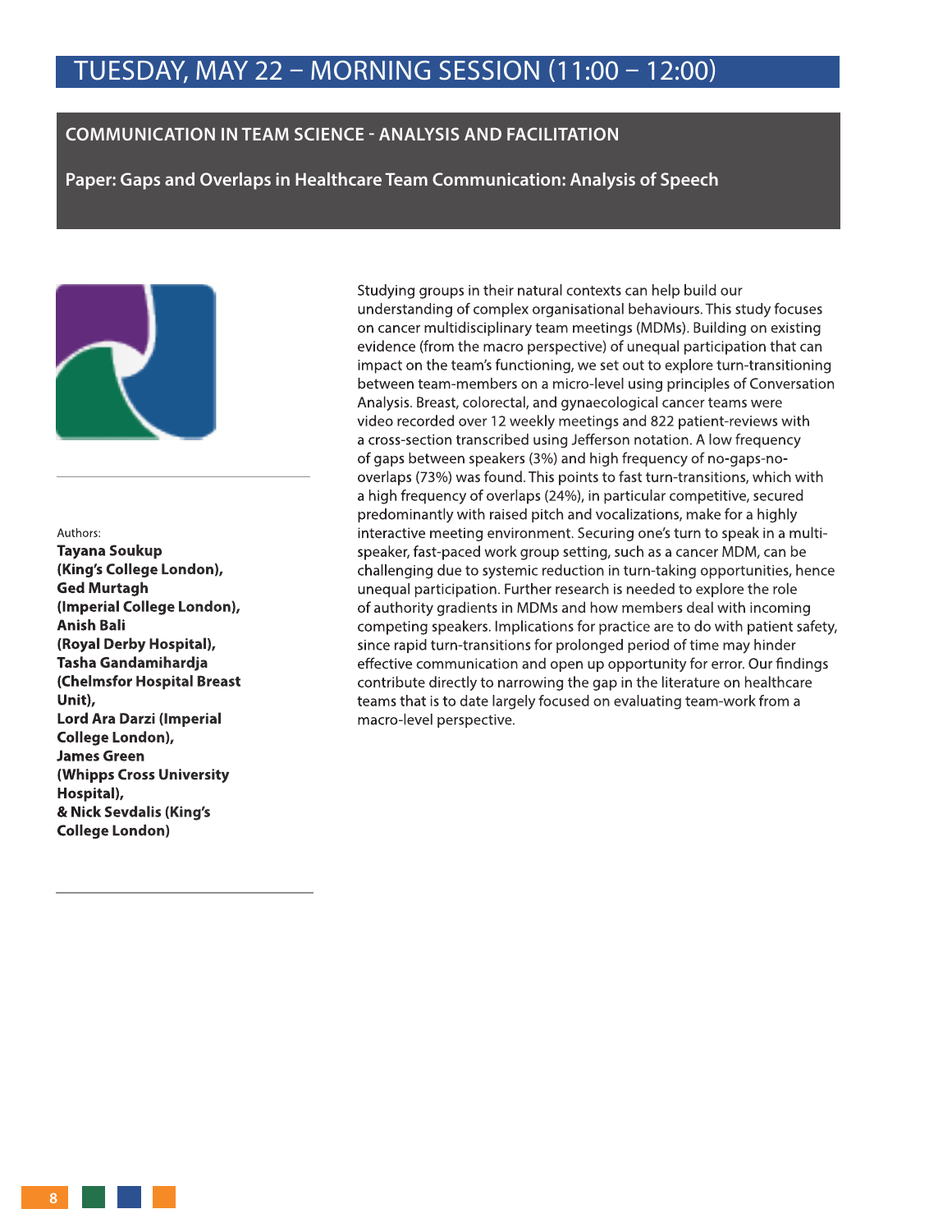# TUESDAY, MAY 22 – MORNING SESSION (11:00 – 12:00)

## COMMUNICATION IN TEAM SCIENCE - ANALYSIS AND FACILITATION

### Paper: Gaps and Overlaps in Healthcare Team Communication: Analysis of Speech

Authors:
**Tayana Soukup (King's College London), Ged Murtagh (Imperial College London), Anish Bali (Royal Derby Hospital), Tasha Gandamihardja (Chelmsfor Hospital Breast Unit), Lord Ara Darzi (Imperial College London), James Green (Whipps Cross University Hospital), & Nick Sevdalis (King's College London)**

Studying groups in their natural contexts can help build our understanding of complex organisational behaviours. This study focuses on cancer multidisciplinary team meetings (MDMs). Building on existing evidence (from the macro perspective) of unequal participation that can impact on the team's functioning, we set out to explore turn-transitioning between team-members on a micro-level using principles of Conversation Analysis. Breast, colorectal, and gynaecological cancer teams were video recorded over 12 weekly meetings and 822 patient-reviews with a cross-section transcribed using Jefferson notation. A low frequency of gaps between speakers (3%) and high frequency of no-gaps-no-overlaps (73%) was found. This points to fast turn-transitions, which with a high frequency of overlaps (24%), in particular competitive, secured predominantly with raised pitch and vocalizations, make for a highly interactive meeting environment. Securing one's turn to speak in a multi-speaker, fast-paced work group setting, such as a cancer MDM, can be challenging due to systemic reduction in turn-taking opportunities, hence unequal participation. Further research is needed to explore the role of authority gradients in MDMs and how members deal with incoming competing speakers. Implications for practice are to do with patient safety, since rapid turn-transitions for prolonged period of time may hinder effective communication and open up opportunity for error. Our findings contribute directly to narrowing the gap in the literature on healthcare teams that is to date largely focused on evaluating team-work from a macro-level perspective.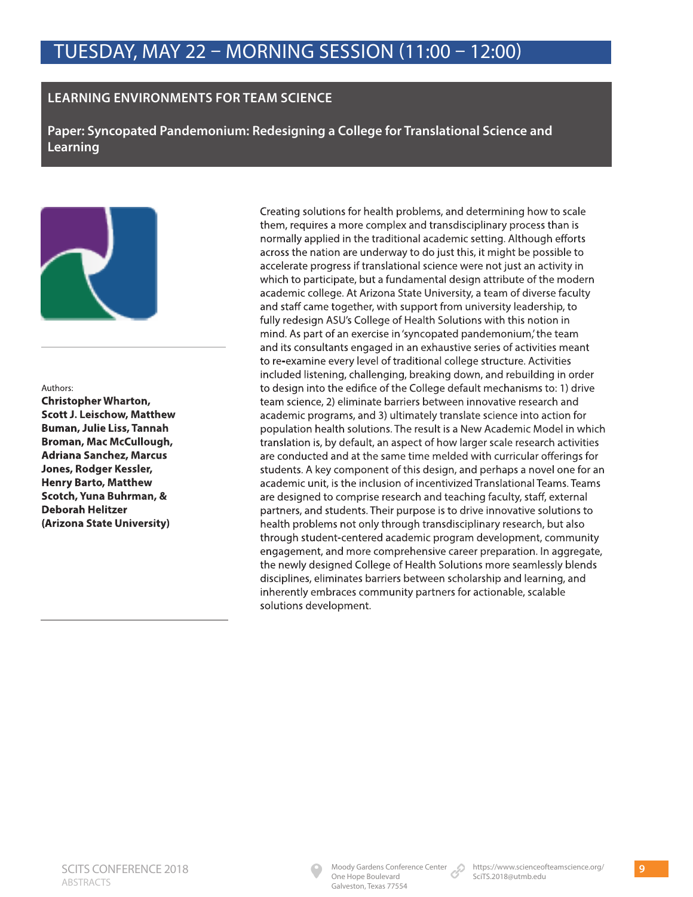# TUESDAY, MAY 22 – MORNING SESSION (11:00 – 12:00)

## LEARNING ENVIRONMENTS FOR TEAM SCIENCE

### Paper: Syncopated Pandemonium: Redesigning a College for Translational Science and Learning

Authors:
**Christopher Wharton, Scott J. Leischow, Matthew Buman, Julie Liss, Tannah Broman, Mac McCullough, Adriana Sanchez, Marcus Jones, Rodger Kessler, Henry Barto, Matthew Scotch, Yuna Buhrman, & Deborah Helitzer (Arizona State University)**

Creating solutions for health problems, and determining how to scale them, requires a more complex and transdisciplinary process than is normally applied in the traditional academic setting. Although efforts across the nation are underway to do just this, it might be possible to accelerate progress if translational science were not just an activity in which to participate, but a fundamental design attribute of the modern academic college. At Arizona State University, a team of diverse faculty and staff came together, with support from university leadership, to fully redesign ASU's College of Health Solutions with this notion in mind. As part of an exercise in 'syncopated pandemonium,' the team and its consultants engaged in an exhaustive series of activities meant to re-examine every level of traditional college structure. Activities included listening, challenging, breaking down, and rebuilding in order to design into the edifice of the College default mechanisms to: 1) drive team science, 2) eliminate barriers between innovative research and academic programs, and 3) ultimately translate science into action for population health solutions. The result is a New Academic Model in which translation is, by default, an aspect of how larger scale research activities are conducted and at the same time melded with curricular offerings for students. A key component of this design, and perhaps a novel one for an academic unit, is the inclusion of incentivized Translational Teams. Teams are designed to comprise research and teaching faculty, staff, external partners, and students. Their purpose is to drive innovative solutions to health problems not only through transdisciplinary research, but also through student-centered academic program development, community engagement, and more comprehensive career preparation. In aggregate, the newly designed College of Health Solutions more seamlessly blends disciplines, eliminates barriers between scholarship and learning, and inherently embraces community partners for actionable, scalable solutions development.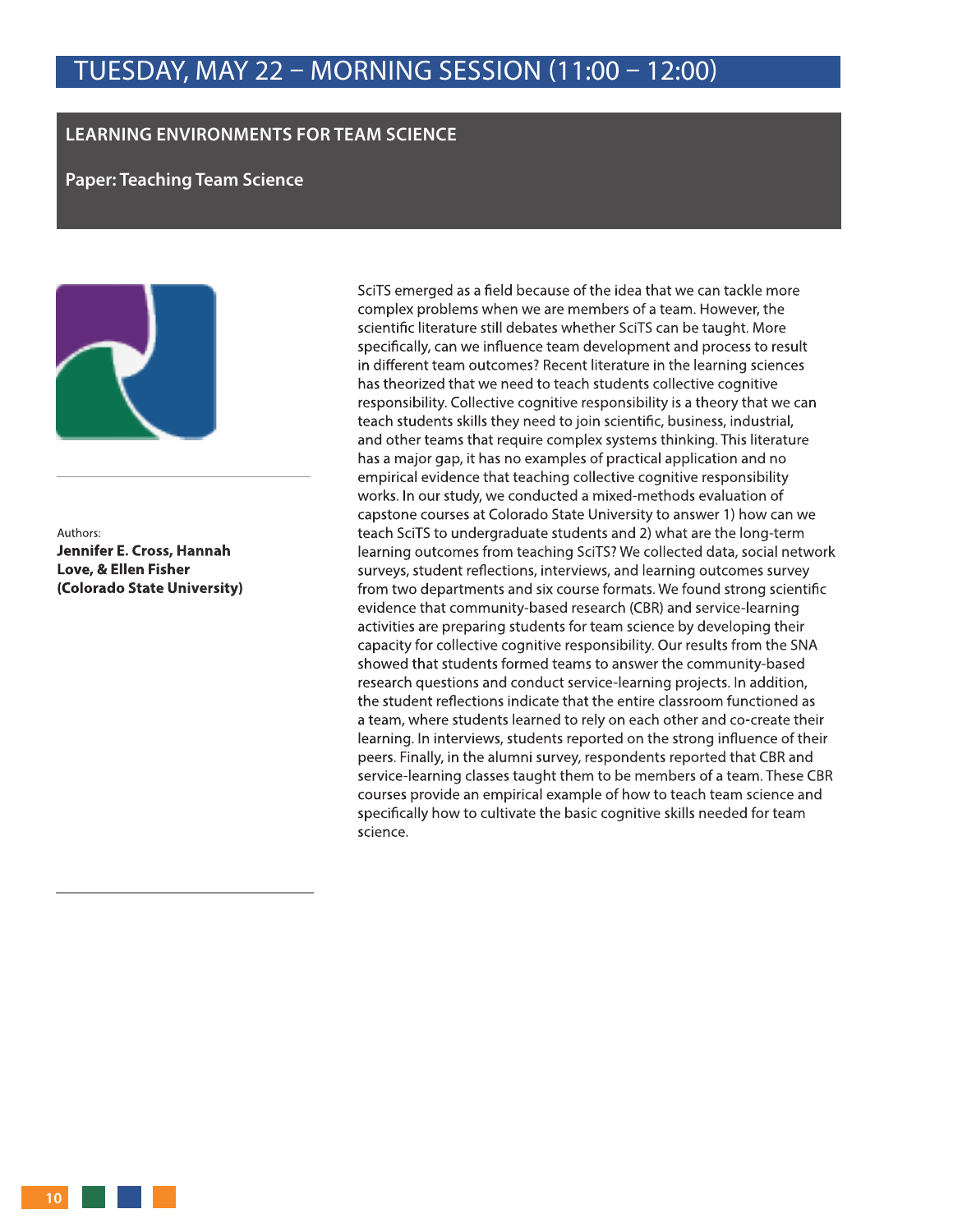# TUESDAY, MAY 22 – MORNING SESSION (11:00 – 12:00)

## LEARNING ENVIRONMENTS FOR TEAM SCIENCE

### Paper: Teaching Team Science

Authors:
**Jennifer E. Cross, Hannah Love, & Ellen Fisher (Colorado State University)**

SciTS emerged as a field because of the idea that we can tackle more complex problems when we are members of a team. However, the scientific literature still debates whether SciTS can be taught. More specifically, can we influence team development and process to result in different team outcomes? Recent literature in the learning sciences has theorized that we need to teach students collective cognitive responsibility. Collective cognitive responsibility is a theory that we can teach students skills they need to join scientific, business, industrial, and other teams that require complex systems thinking. This literature has a major gap, it has no examples of practical application and no empirical evidence that teaching collective cognitive responsibility works. In our study, we conducted a mixed-methods evaluation of capstone courses at Colorado State University to answer 1) how can we teach SciTS to undergraduate students and 2) what are the long-term learning outcomes from teaching SciTS? We collected data, social network surveys, student reflections, interviews, and learning outcomes survey from two departments and six course formats. We found strong scientific evidence that community-based research (CBR) and service-learning activities are preparing students for team science by developing their capacity for collective cognitive responsibility. Our results from the SNA showed that students formed teams to answer the community-based research questions and conduct service-learning projects. In addition, the student reflections indicate that the entire classroom functioned as a team, where students learned to rely on each other and co-create their learning. In interviews, students reported on the strong influence of their peers. Finally, in the alumni survey, respondents reported that CBR and service-learning classes taught them to be members of a team. These CBR courses provide an empirical example of how to teach team science and specifically how to cultivate the basic cognitive skills needed for team science.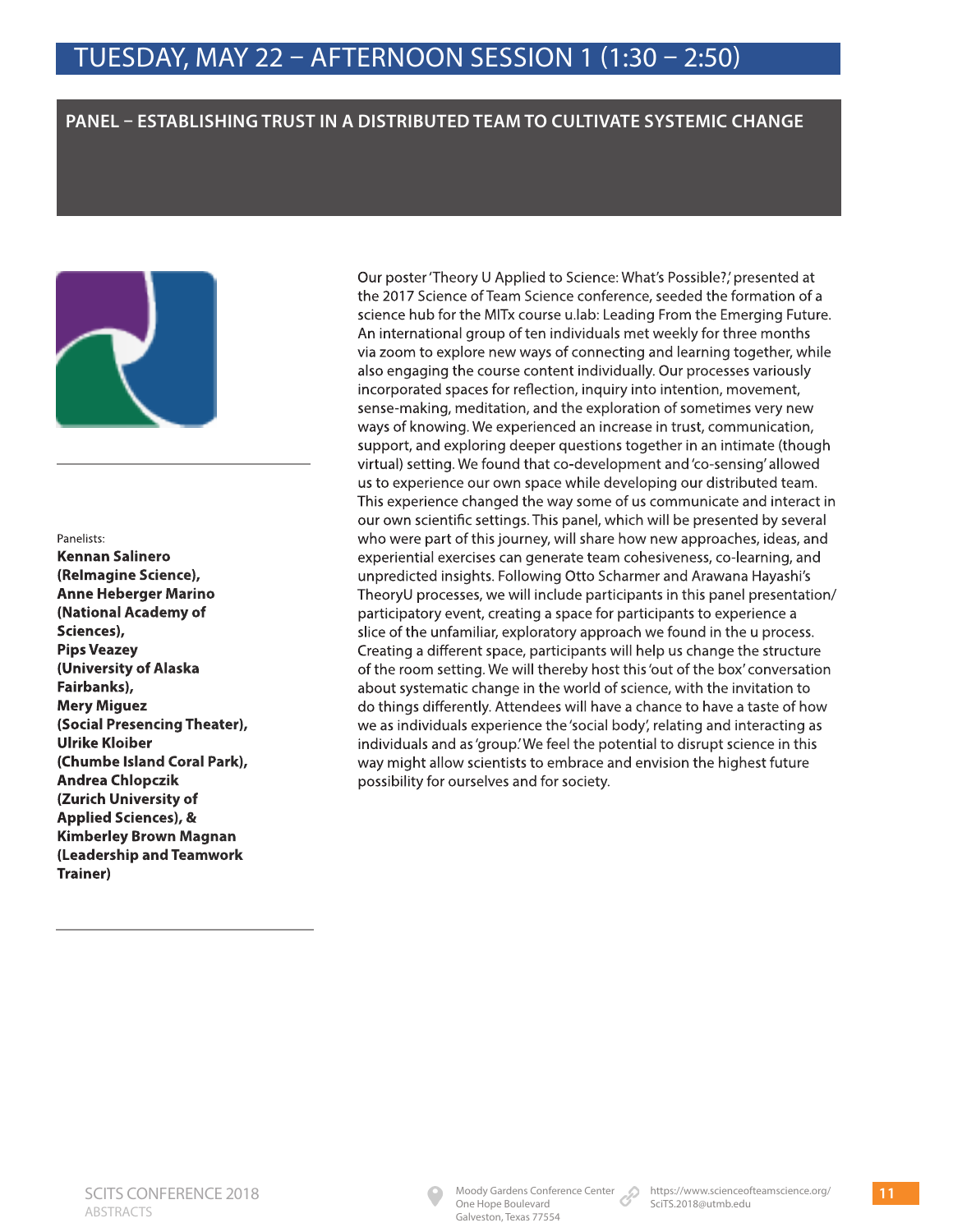# TUESDAY, MAY 22 – AFTERNOON SESSION 1 (1:30 – 2:50)

## PANEL – ESTABLISHING TRUST IN A DISTRIBUTED TEAM TO CULTIVATE SYSTEMIC CHANGE

Panelists:
**Kennan Salinero (ReImagine Science), Anne Heberger Marino (National Academy of Sciences), Pips Veazey (University of Alaska Fairbanks), Mery Miguez (Social Presencing Theater), Ulrike Kloiber (Chumbe Island Coral Park), Andrea Chlopczik (Zurich University of Applied Sciences), & Kimberley Brown Magnan (Leadership and Teamwork Trainer)**

Our poster 'Theory U Applied to Science: What's Possible?,' presented at the 2017 Science of Team Science conference, seeded the formation of a science hub for the MITx course u.lab: Leading From the Emerging Future. An international group of ten individuals met weekly for three months via zoom to explore new ways of connecting and learning together, while also engaging the course content individually. Our processes variously incorporated spaces for reflection, inquiry into intention, movement, sense-making, meditation, and the exploration of sometimes very new ways of knowing. We experienced an increase in trust, communication, support, and exploring deeper questions together in an intimate (though virtual) setting. We found that co-development and 'co-sensing' allowed us to experience our own space while developing our distributed team. This experience changed the way some of us communicate and interact in our own scientific settings. This panel, which will be presented by several who were part of this journey, will share how new approaches, ideas, and experiential exercises can generate team cohesiveness, co-learning, and unpredicted insights. Following Otto Scharmer and Arawana Hayashi's TheoryU processes, we will include participants in this panel presentation/participatory event, creating a space for participants to experience a slice of the unfamiliar, exploratory approach we found in the u process. Creating a different space, participants will help us change the structure of the room setting. We will thereby host this 'out of the box' conversation about systematic change in the world of science, with the invitation to do things differently. Attendees will have a chance to have a taste of how we as individuals experience the 'social body', relating and interacting as individuals and as 'group.' We feel the potential to disrupt science in this way might allow scientists to embrace and envision the highest future possibility for ourselves and for society.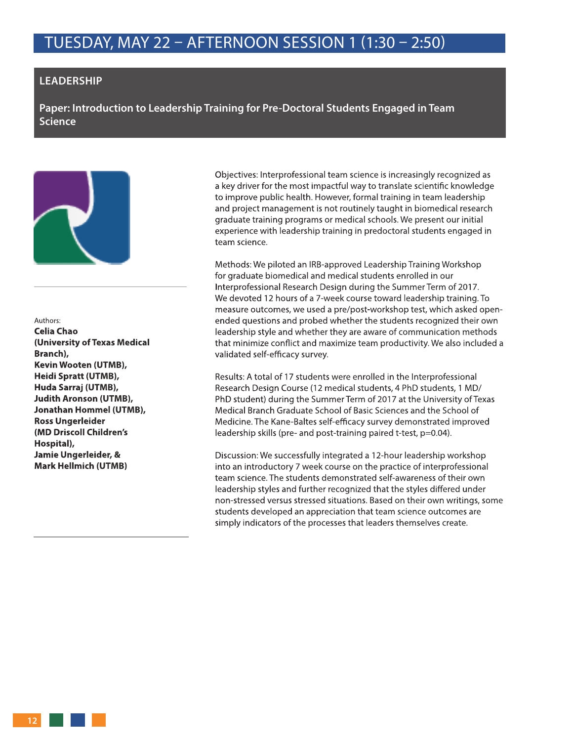# TUESDAY, MAY 22 – AFTERNOON SESSION 1 (1:30 – 2:50)

## LEADERSHIP

### Paper: Introduction to Leadership Training for Pre-Doctoral Students Engaged in Team Science

Authors:
**Celia Chao (University of Texas Medical Branch), Kevin Wooten (UTMB), Heidi Spratt (UTMB), Huda Sarraj (UTMB), Judith Aronson (UTMB), Jonathan Hommel (UTMB), Ross Ungerleider (MD Driscoll Children's Hospital), Jamie Ungerleider, & Mark Hellmich (UTMB)**

Objectives: Interprofessional team science is increasingly recognized as a key driver for the most impactful way to translate scientific knowledge to improve public health. However, formal training in team leadership and project management is not routinely taught in biomedical research graduate training programs or medical schools. We present our initial experience with leadership training in predoctoral students engaged in team science.

Methods: We piloted an IRB-approved Leadership Training Workshop for graduate biomedical and medical students enrolled in our Interprofessional Research Design during the Summer Term of 2017. We devoted 12 hours of a 7-week course toward leadership training. To measure outcomes, we used a pre/post-workshop test, which asked open-ended questions and probed whether the students recognized their own leadership style and whether they are aware of communication methods that minimize conflict and maximize team productivity. We also included a validated self-efficacy survey.

Results: A total of 17 students were enrolled in the Interprofessional Research Design Course (12 medical students, 4 PhD students, 1 MD/PhD student) during the Summer Term of 2017 at the University of Texas Medical Branch Graduate School of Basic Sciences and the School of Medicine. The Kane-Baltes self-efficacy survey demonstrated improved leadership skills (pre- and post-training paired t-test, $p=0.04$).

Discussion: We successfully integrated a 12-hour leadership workshop into an introductory 7 week course on the practice of interprofessional team science. The students demonstrated self-awareness of their own leadership styles and further recognized that the styles differed under non-stressed versus stressed situations. Based on their own writings, some students developed an appreciation that team science outcomes are simply indicators of the processes that leaders themselves create.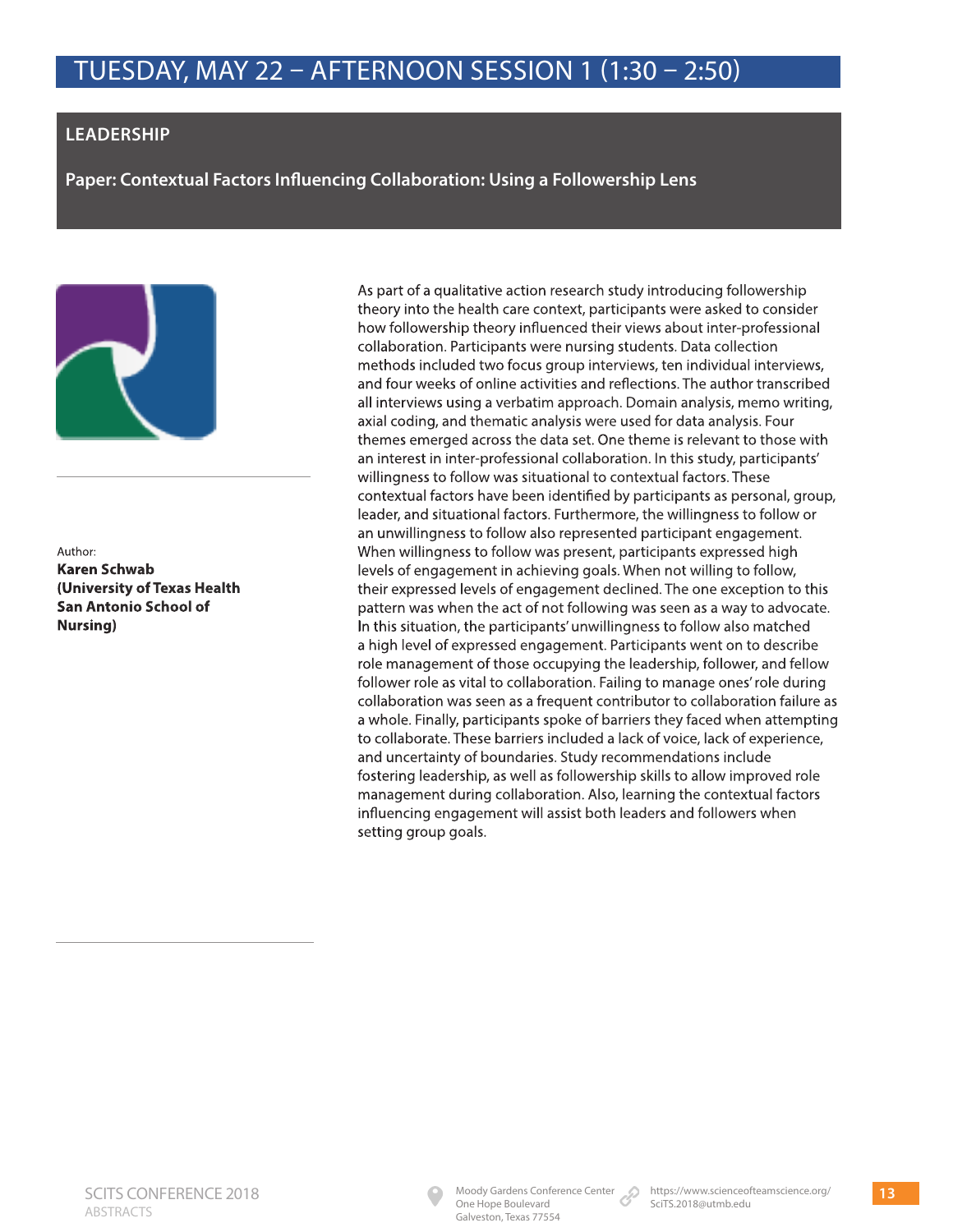# TUESDAY, MAY 22 – AFTERNOON SESSION 1 (1:30 – 2:50)

## LEADERSHIP

### Paper: Contextual Factors Influencing Collaboration: Using a Followership Lens

Author:
**Karen Schwab (University of Texas Health San Antonio School of Nursing)**

As part of a qualitative action research study introducing followership theory into the health care context, participants were asked to consider how followership theory influenced their views about inter-professional collaboration. Participants were nursing students. Data collection methods included two focus group interviews, ten individual interviews, and four weeks of online activities and reflections. The author transcribed all interviews using a verbatim approach. Domain analysis, memo writing, axial coding, and thematic analysis were used for data analysis. Four themes emerged across the data set. One theme is relevant to those with an interest in inter-professional collaboration. In this study, participants' willingness to follow was situational to contextual factors. These contextual factors have been identified by participants as personal, group, leader, and situational factors. Furthermore, the willingness to follow or an unwillingness to follow also represented participant engagement. When willingness to follow was present, participants expressed high levels of engagement in achieving goals. When not willing to follow, their expressed levels of engagement declined. The one exception to this pattern was when the act of not following was seen as a way to advocate. In this situation, the participants' unwillingness to follow also matched a high level of expressed engagement. Participants went on to describe role management of those occupying the leadership, follower, and fellow follower role as vital to collaboration. Failing to manage ones' role during collaboration was seen as a frequent contributor to collaboration failure as a whole. Finally, participants spoke of barriers they faced when attempting to collaborate. These barriers included a lack of voice, lack of experience, and uncertainty of boundaries. Study recommendations include fostering leadership, as well as followership skills to allow improved role management during collaboration. Also, learning the contextual factors influencing engagement will assist both leaders and followers when setting group goals.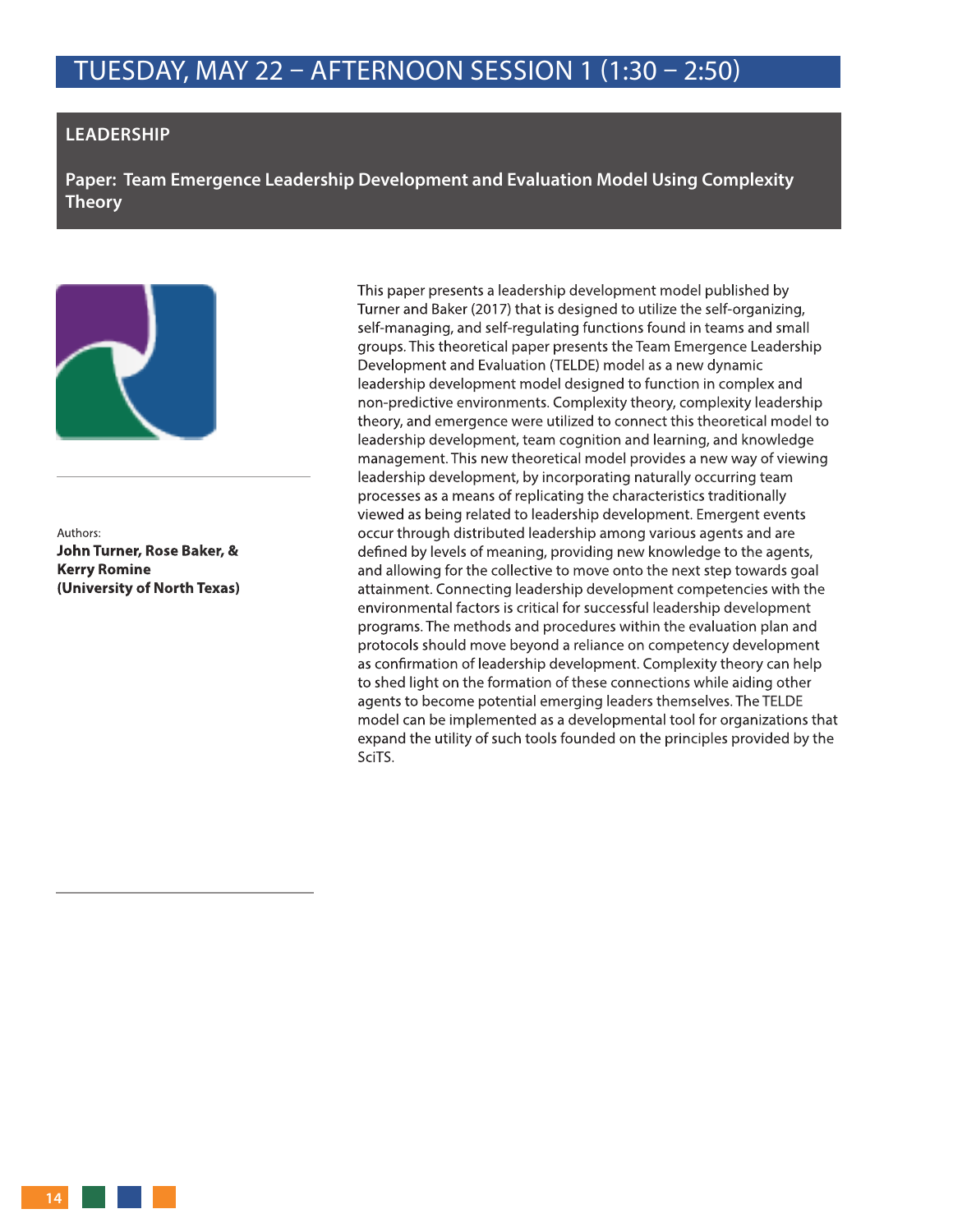# TUESDAY, MAY 22 – AFTERNOON SESSION 1 (1:30 – 2:50)

## LEADERSHIP

### Paper: Team Emergence Leadership Development and Evaluation Model Using Complexity Theory

Authors:
**John Turner, Rose Baker, & Kerry Romine (University of North Texas)**

This paper presents a leadership development model published by Turner and Baker (2017) that is designed to utilize the self-organizing, self-managing, and self-regulating functions found in teams and small groups. This theoretical paper presents the Team Emergence Leadership Development and Evaluation (TELDE) model as a new dynamic leadership development model designed to function in complex and non-predictive environments. Complexity theory, complexity leadership theory, and emergence were utilized to connect this theoretical model to leadership development, team cognition and learning, and knowledge management. This new theoretical model provides a new way of viewing leadership development, by incorporating naturally occurring team processes as a means of replicating the characteristics traditionally viewed as being related to leadership development. Emergent events occur through distributed leadership among various agents and are defined by levels of meaning, providing new knowledge to the agents, and allowing for the collective to move onto the next step towards goal attainment. Connecting leadership development competencies with the environmental factors is critical for successful leadership development programs. The methods and procedures within the evaluation plan and protocols should move beyond a reliance on competency development as confirmation of leadership development. Complexity theory can help to shed light on the formation of these connections while aiding other agents to become potential emerging leaders themselves. The TELDE model can be implemented as a developmental tool for organizations that expand the utility of such tools founded on the principles provided by the SciTS.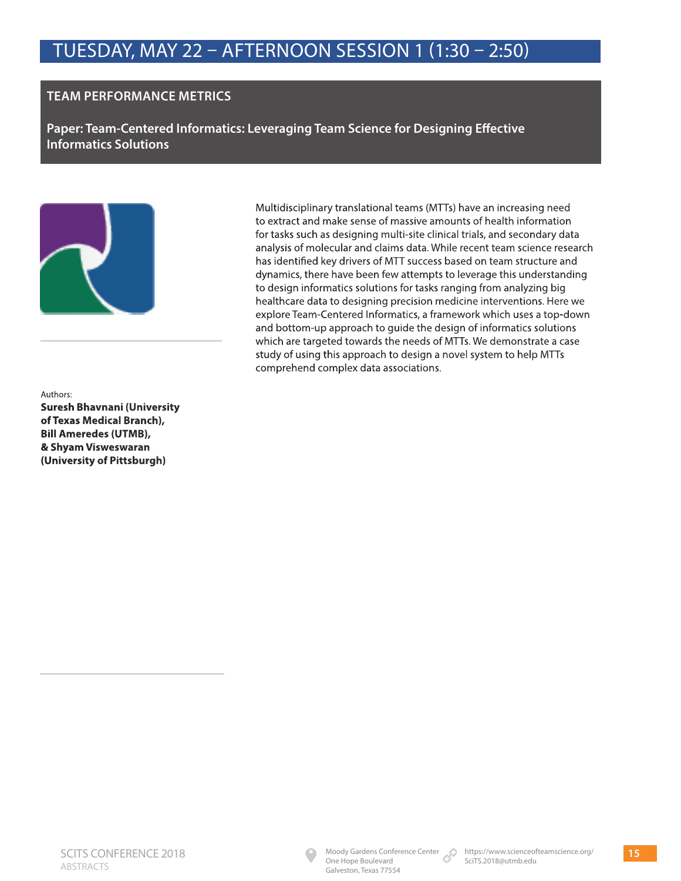# TUESDAY, MAY 22 – AFTERNOON SESSION 1 (1:30 – 2:50)

## TEAM PERFORMANCE METRICS

### Paper: Team-Centered Informatics: Leveraging Team Science for Designing Effective Informatics Solutions

Multidisciplinary translational teams (MTTs) have an increasing need to extract and make sense of massive amounts of health information for tasks such as designing multi-site clinical trials, and secondary data analysis of molecular and claims data. While recent team science research has identified key drivers of MTT success based on team structure and dynamics, there have been few attempts to leverage this understanding to design informatics solutions for tasks ranging from analyzing big healthcare data to designing precision medicine interventions. Here we explore Team-Centered Informatics, a framework which uses a top-down and bottom-up approach to guide the design of informatics solutions which are targeted towards the needs of MTTs. We demonstrate a case study of using this approach to design a novel system to help MTTs comprehend complex data associations.

Authors:
**Suresh Bhavnani (University of Texas Medical Branch), Bill Ameredes (UTMB), & Shyam Visweswaran (University of Pittsburgh)**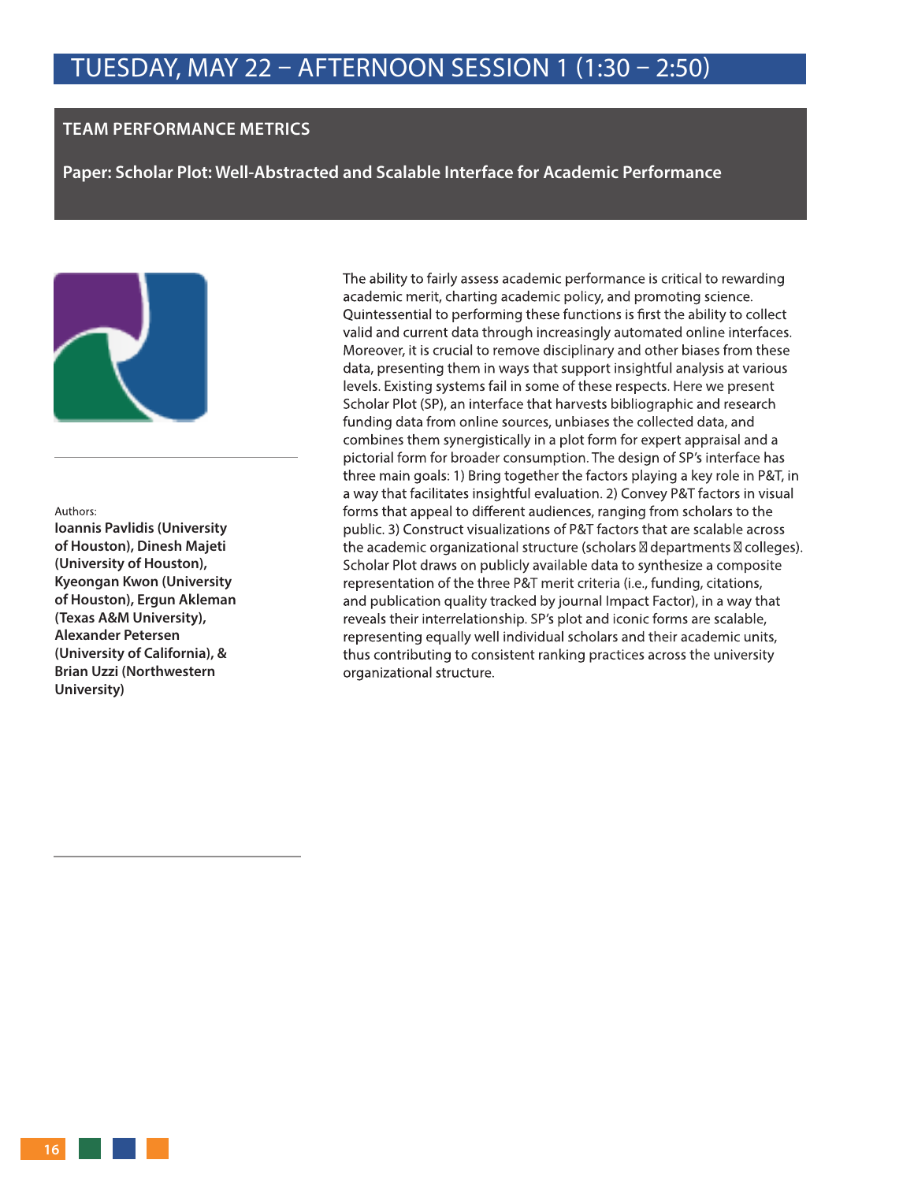# TUESDAY, MAY 22 – AFTERNOON SESSION 1 (1:30 – 2:50)

## TEAM PERFORMANCE METRICS

### Paper: Scholar Plot: Well-Abstracted and Scalable Interface for Academic Performance

Authors:

**Ioannis Pavlidis (University of Houston), Dinesh Majeti (University of Houston), Kyeongan Kwon (University of Houston), Ergun Akleman (Texas A&M University), Alexander Petersen (University of California), & Brian Uzzi (Northwestern University)**

The ability to fairly assess academic performance is critical to rewarding academic merit, charting academic policy, and promoting science. Quintessential to performing these functions is first the ability to collect valid and current data through increasingly automated online interfaces. Moreover, it is crucial to remove disciplinary and other biases from these data, presenting them in ways that support insightful analysis at various levels. Existing systems fail in some of these respects. Here we present Scholar Plot (SP), an interface that harvests bibliographic and research funding data from online sources, unbiases the collected data, and combines them synergistically in a plot form for expert appraisal and a pictorial form for broader consumption. The design of SP's interface has three main goals: 1) Bring together the factors playing a key role in P&T, in a way that facilitates insightful evaluation. 2) Convey P&T factors in visual forms that appeal to different audiences, ranging from scholars to the public. 3) Construct visualizations of P&T factors that are scalable across the academic organizational structure (scholars  departments  colleges). Scholar Plot draws on publicly available data to synthesize a composite representation of the three P&T merit criteria (i.e., funding, citations, and publication quality tracked by journal Impact Factor), in a way that reveals their interrelationship. SP's plot and iconic forms are scalable, representing equally well individual scholars and their academic units, thus contributing to consistent ranking practices across the university organizational structure.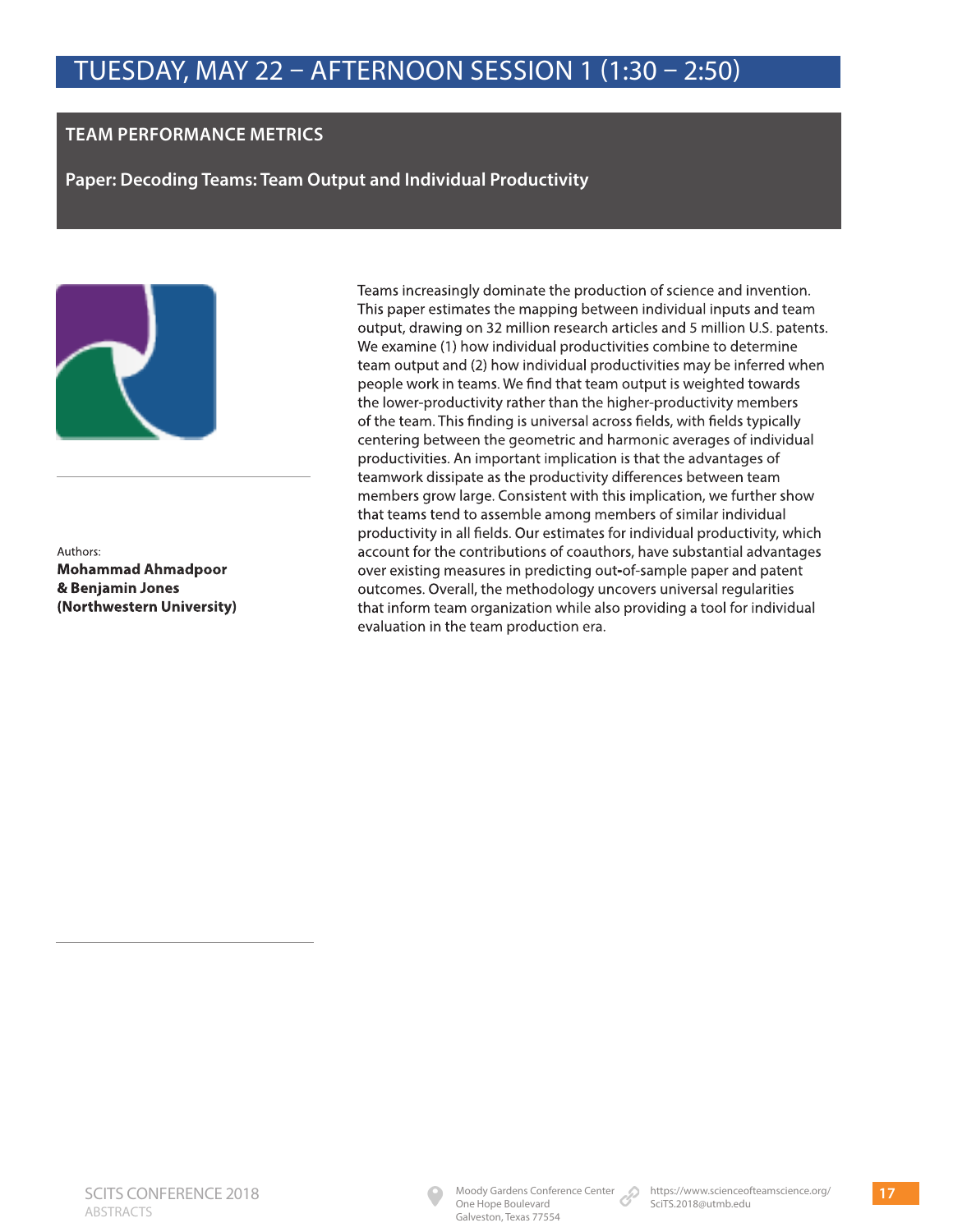# TUESDAY, MAY 22 – AFTERNOON SESSION 1 (1:30 – 2:50)

## TEAM PERFORMANCE METRICS

### Paper: Decoding Teams: Team Output and Individual Productivity

Authors:
**Mohammad Ahmadpoor & Benjamin Jones (Northwestern University)**

Teams increasingly dominate the production of science and invention. This paper estimates the mapping between individual inputs and team output, drawing on 32 million research articles and 5 million U.S. patents. We examine (1) how individual productivities combine to determine team output and (2) how individual productivities may be inferred when people work in teams. We find that team output is weighted towards the lower-productivity rather than the higher-productivity members of the team. This finding is universal across fields, with fields typically centering between the geometric and harmonic averages of individual productivities. An important implication is that the advantages of teamwork dissipate as the productivity differences between team members grow large. Consistent with this implication, we further show that teams tend to assemble among members of similar individual productivity in all fields. Our estimates for individual productivity, which account for the contributions of coauthors, have substantial advantages over existing measures in predicting out-of-sample paper and patent outcomes. Overall, the methodology uncovers universal regularities that inform team organization while also providing a tool for individual evaluation in the team production era.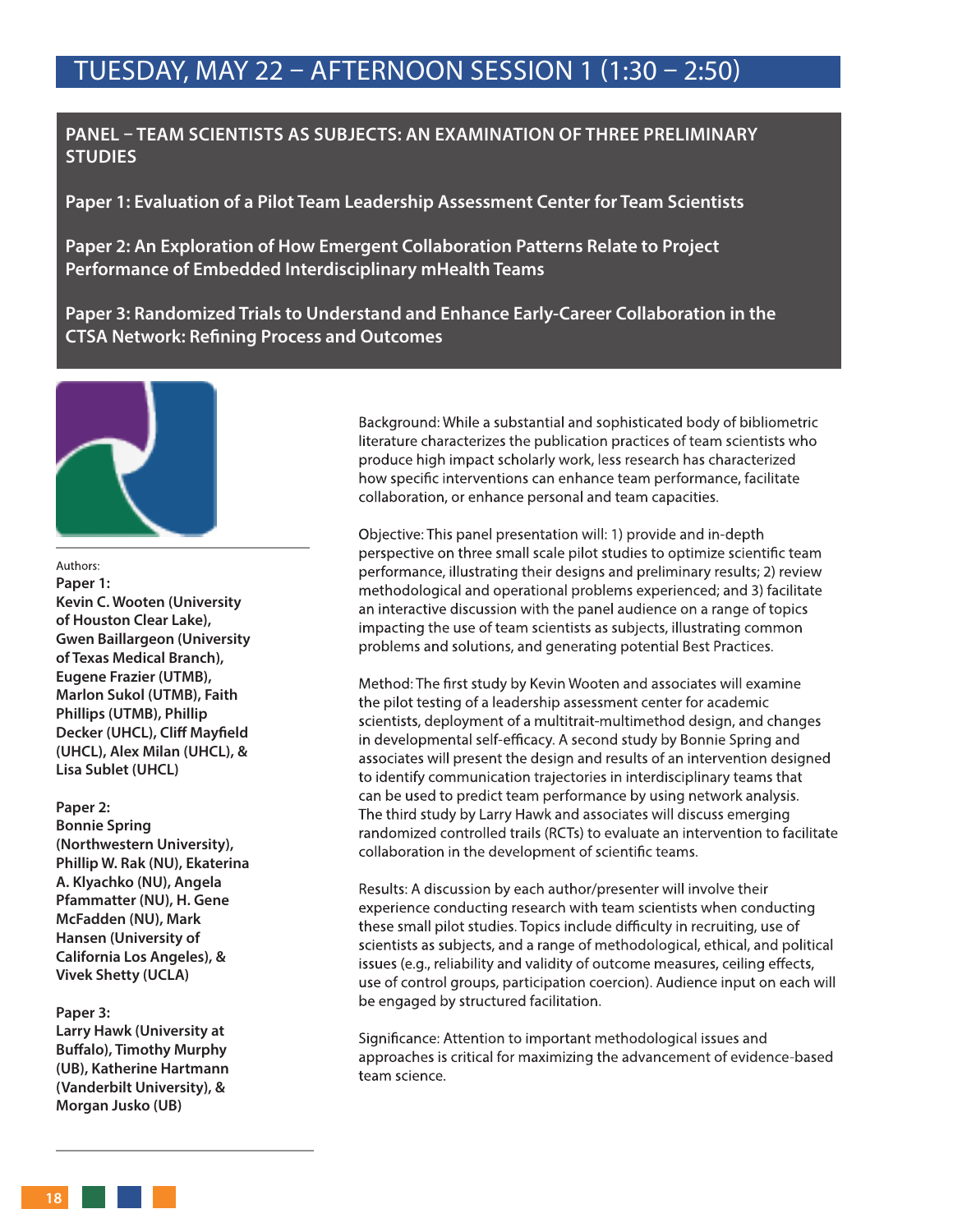# TUESDAY, MAY 22 – AFTERNOON SESSION 1 (1:30 – 2:50)

## PANEL – TEAM SCIENTISTS AS SUBJECTS: AN EXAMINATION OF THREE PRELIMINARY STUDIES

**Paper 1: Evaluation of a Pilot Team Leadership Assessment Center for Team Scientists**

**Paper 2: An Exploration of How Emergent Collaboration Patterns Relate to Project Performance of Embedded Interdisciplinary mHealth Teams**

**Paper 3: Randomized Trials to Understand and Enhance Early-Career Collaboration in the CTSA Network: Refining Process and Outcomes**

Authors:

**Paper 1:**
**Kevin C. Wooten (University of Houston Clear Lake), Gwen Baillargeon (University of Texas Medical Branch), Eugene Frazier (UTMB), Marlon Sukol (UTMB), Faith Phillips (UTMB), Phillip Decker (UHCL), Cliff Mayfield (UHCL), Alex Milan (UHCL), & Lisa Sublet (UHCL)**

**Paper 2:**
**Bonnie Spring (Northwestern University), Phillip W. Rak (NU), Ekaterina A. Klyachko (NU), Angela Pfammatter (NU), H. Gene McFadden (NU), Mark Hansen (University of California Los Angeles), & Vivek Shetty (UCLA)**

**Paper 3:**
**Larry Hawk (University at Buffalo), Timothy Murphy (UB), Katherine Hartmann (Vanderbilt University), & Morgan Jusko (UB)**

Background: While a substantial and sophisticated body of bibliometric literature characterizes the publication practices of team scientists who produce high impact scholarly work, less research has characterized how specific interventions can enhance team performance, facilitate collaboration, or enhance personal and team capacities.

Objective: This panel presentation will: 1) provide and in-depth perspective on three small scale pilot studies to optimize scientific team performance, illustrating their designs and preliminary results; 2) review methodological and operational problems experienced; and 3) facilitate an interactive discussion with the panel audience on a range of topics impacting the use of team scientists as subjects, illustrating common problems and solutions, and generating potential Best Practices.

Method: The first study by Kevin Wooten and associates will examine the pilot testing of a leadership assessment center for academic scientists, deployment of a multitrait-multimethod design, and changes in developmental self-efficacy. A second study by Bonnie Spring and associates will present the design and results of an intervention designed to identify communication trajectories in interdisciplinary teams that can be used to predict team performance by using network analysis. The third study by Larry Hawk and associates will discuss emerging randomized controlled trails (RCTs) to evaluate an intervention to facilitate collaboration in the development of scientific teams.

Results: A discussion by each author/presenter will involve their experience conducting research with team scientists when conducting these small pilot studies. Topics include difficulty in recruiting, use of scientists as subjects, and a range of methodological, ethical, and political issues (e.g., reliability and validity of outcome measures, ceiling effects, use of control groups, participation coercion). Audience input on each will be engaged by structured facilitation.

Significance: Attention to important methodological issues and approaches is critical for maximizing the advancement of evidence-based team science.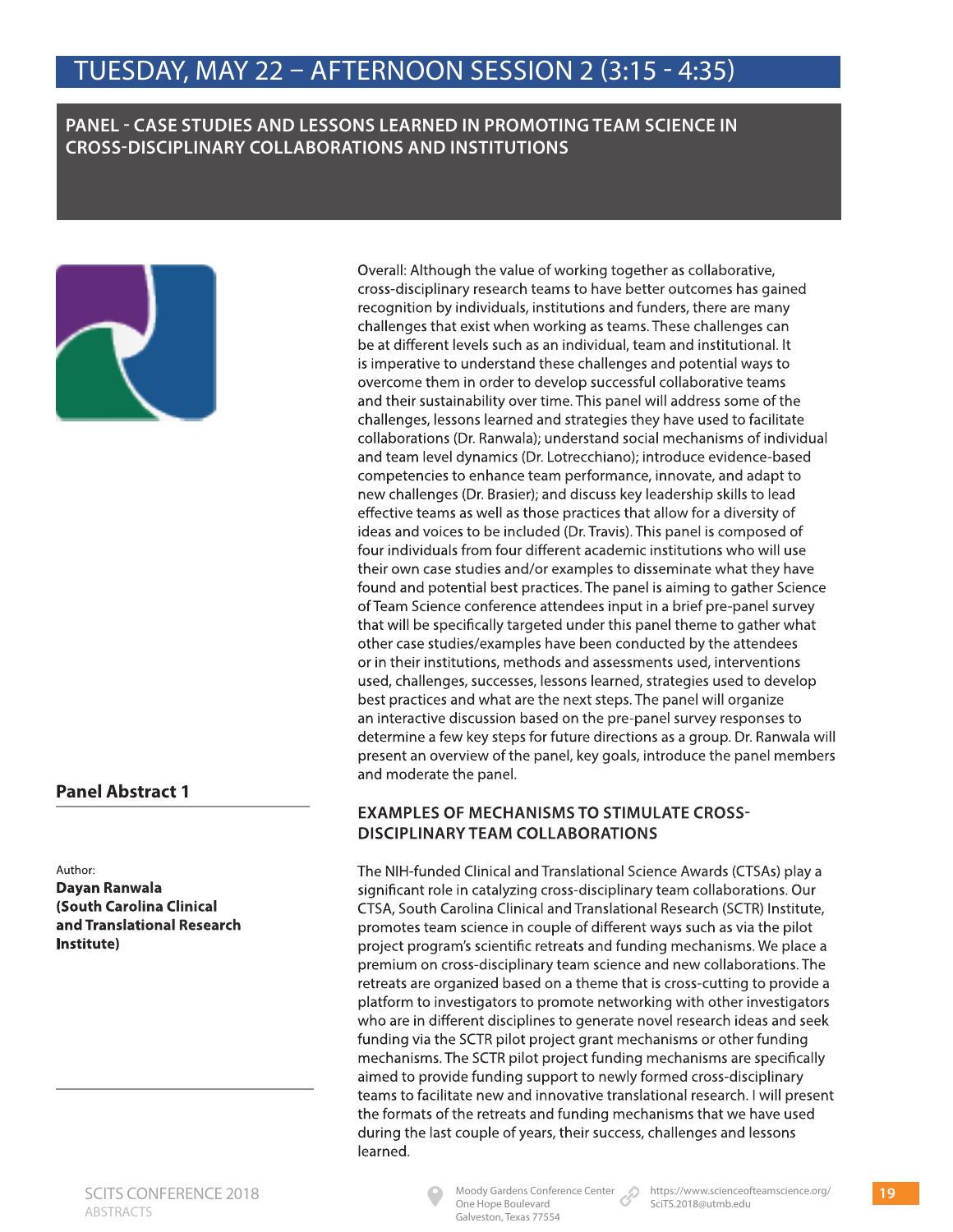# TUESDAY, MAY 22 – AFTERNOON SESSION 2 (3:15 - 4:35)

## PANEL - CASE STUDIES AND LESSONS LEARNED IN PROMOTING TEAM SCIENCE IN CROSS-DISCIPLINARY COLLABORATIONS AND INSTITUTIONS

Overall: Although the value of working together as collaborative, cross-disciplinary research teams to have better outcomes has gained recognition by individuals, institutions and funders, there are many challenges that exist when working as teams. These challenges can be at different levels such as an individual, team and institutional. It is imperative to understand these challenges and potential ways to overcome them in order to develop successful collaborative teams and their sustainability over time. This panel will address some of the challenges, lessons learned and strategies they have used to facilitate collaborations (Dr. Ranwala); understand social mechanisms of individual and team level dynamics (Dr. Lotrecchiano); introduce evidence-based competencies to enhance team performance, innovate, and adapt to new challenges (Dr. Brasier); and discuss key leadership skills to lead effective teams as well as those practices that allow for a diversity of ideas and voices to be included (Dr. Travis). This panel is composed of four individuals from four different academic institutions who will use their own case studies and/or examples to disseminate what they have found and potential best practices. The panel is aiming to gather Science of Team Science conference attendees input in a brief pre-panel survey that will be specifically targeted under this panel theme to gather what other case studies/examples have been conducted by the attendees or in their institutions, methods and assessments used, interventions used, challenges, successes, lessons learned, strategies used to develop best practices and what are the next steps. The panel will organize an interactive discussion based on the pre-panel survey responses to determine a few key steps for future directions as a group. Dr. Ranwala will present an overview of the panel, key goals, introduce the panel members and moderate the panel.

### Panel Abstract 1

Author:
**Dayan Ranwala (South Carolina Clinical and Translational Research Institute)**

### EXAMPLES OF MECHANISMS TO STIMULATE CROSS-DISCIPLINARY TEAM COLLABORATIONS

The NIH-funded Clinical and Translational Science Awards (CTSAs) play a significant role in catalyzing cross-disciplinary team collaborations. Our CTSA, South Carolina Clinical and Translational Research (SCTR) Institute, promotes team science in couple of different ways such as via the pilot project program's scientific retreats and funding mechanisms. We place a premium on cross-disciplinary team science and new collaborations. The retreats are organized based on a theme that is cross-cutting to provide a platform to investigators to promote networking with other investigators who are in different disciplines to generate novel research ideas and seek funding via the SCTR pilot project grant mechanisms or other funding mechanisms. The SCTR pilot project funding mechanisms are specifically aimed to provide funding support to newly formed cross-disciplinary teams to facilitate new and innovative translational research. I will present the formats of the retreats and funding mechanisms that we have used during the last couple of years, their success, challenges and lessons learned.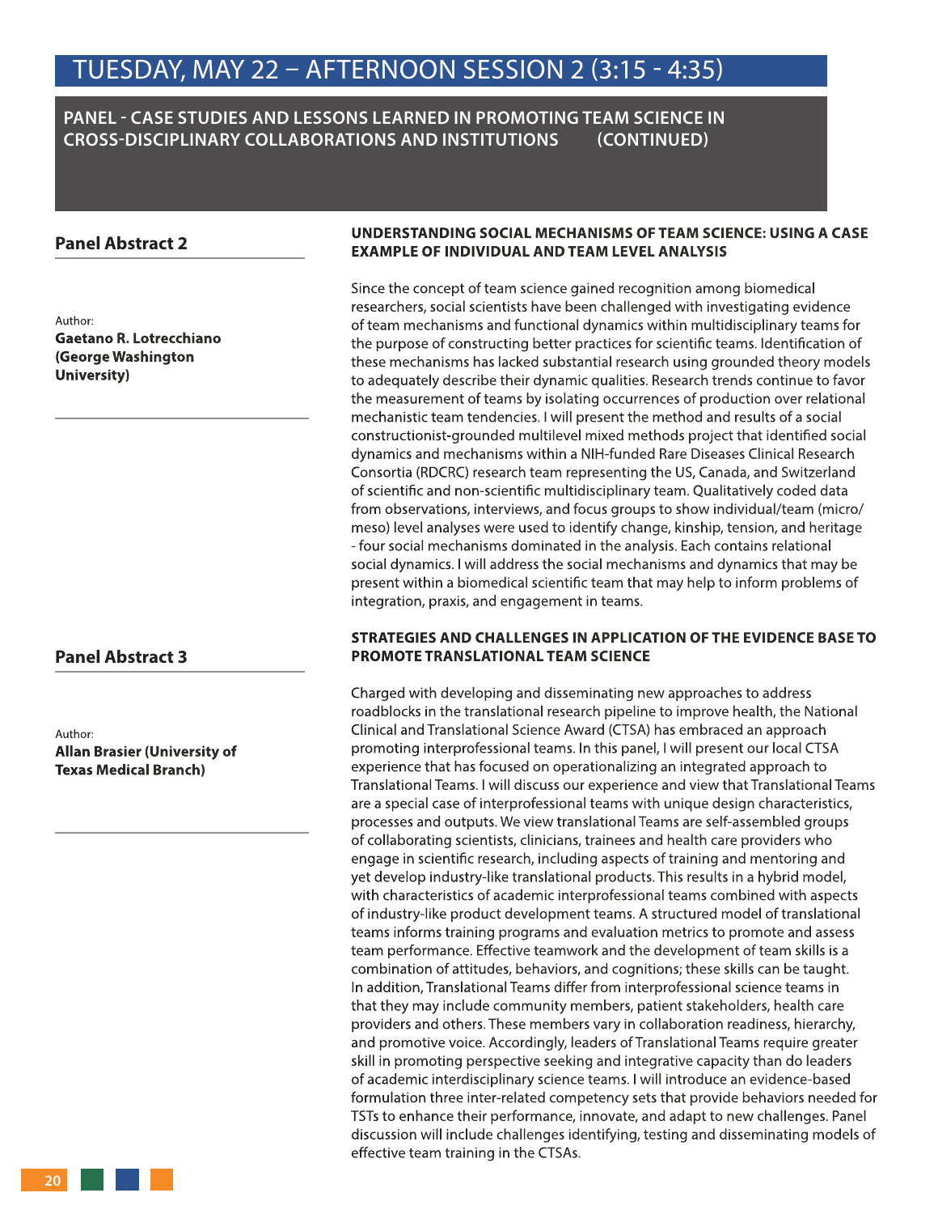# TUESDAY, MAY 22 – AFTERNOON SESSION 2 (3:15 - 4:35)

## PANEL - CASE STUDIES AND LESSONS LEARNED IN PROMOTING TEAM SCIENCE IN CROSS-DISCIPLINARY COLLABORATIONS AND INSTITUTIONS (CONTINUED)

### Panel Abstract 2

Author:
**Gaetano R. Lotrecchiano (George Washington University)**

**UNDERSTANDING SOCIAL MECHANISMS OF TEAM SCIENCE: USING A CASE EXAMPLE OF INDIVIDUAL AND TEAM LEVEL ANALYSIS**

Since the concept of team science gained recognition among biomedical researchers, social scientists have been challenged with investigating evidence of team mechanisms and functional dynamics within multidisciplinary teams for the purpose of constructing better practices for scientific teams. Identification of these mechanisms has lacked substantial research using grounded theory models to adequately describe their dynamic qualities. Research trends continue to favor the measurement of teams by isolating occurrences of production over relational mechanistic team tendencies. I will present the method and results of a social constructionist-grounded multilevel mixed methods project that identified social dynamics and mechanisms within a NIH-funded Rare Diseases Clinical Research Consortia (RDCRC) research team representing the US, Canada, and Switzerland of scientific and non-scientific multidisciplinary team. Qualitatively coded data from observations, interviews, and focus groups to show individual/team (micro/meso) level analyses were used to identify change, kinship, tension, and heritage - four social mechanisms dominated in the analysis. Each contains relational social dynamics. I will address the social mechanisms and dynamics that may be present within a biomedical scientific team that may help to inform problems of integration, praxis, and engagement in teams.

### Panel Abstract 3

Author:
**Allan Brasier (University of Texas Medical Branch)**

**STRATEGIES AND CHALLENGES IN APPLICATION OF THE EVIDENCE BASE TO PROMOTE TRANSLATIONAL TEAM SCIENCE**

Charged with developing and disseminating new approaches to address roadblocks in the translational research pipeline to improve health, the National Clinical and Translational Science Award (CTSA) has embraced an approach promoting interprofessional teams. In this panel, I will present our local CTSA experience that has focused on operationalizing an integrated approach to Translational Teams. I will discuss our experience and view that Translational Teams are a special case of interprofessional teams with unique design characteristics, processes and outputs. We view translational Teams are self-assembled groups of collaborating scientists, clinicians, trainees and health care providers who engage in scientific research, including aspects of training and mentoring and yet develop industry-like translational products. This results in a hybrid model, with characteristics of academic interprofessional teams combined with aspects of industry-like product development teams. A structured model of translational teams informs training programs and evaluation metrics to promote and assess team performance. Effective teamwork and the development of team skills is a combination of attitudes, behaviors, and cognitions; these skills can be taught. In addition, Translational Teams differ from interprofessional science teams in that they may include community members, patient stakeholders, health care providers and others. These members vary in collaboration readiness, hierarchy, and promotive voice. Accordingly, leaders of Translational Teams require greater skill in promoting perspective seeking and integrative capacity than do leaders of academic interdisciplinary science teams. I will introduce an evidence-based formulation three inter-related competency sets that provide behaviors needed for TSTs to enhance their performance, innovate, and adapt to new challenges. Panel discussion will include challenges identifying, testing and disseminating models of effective team training in the CTSAs.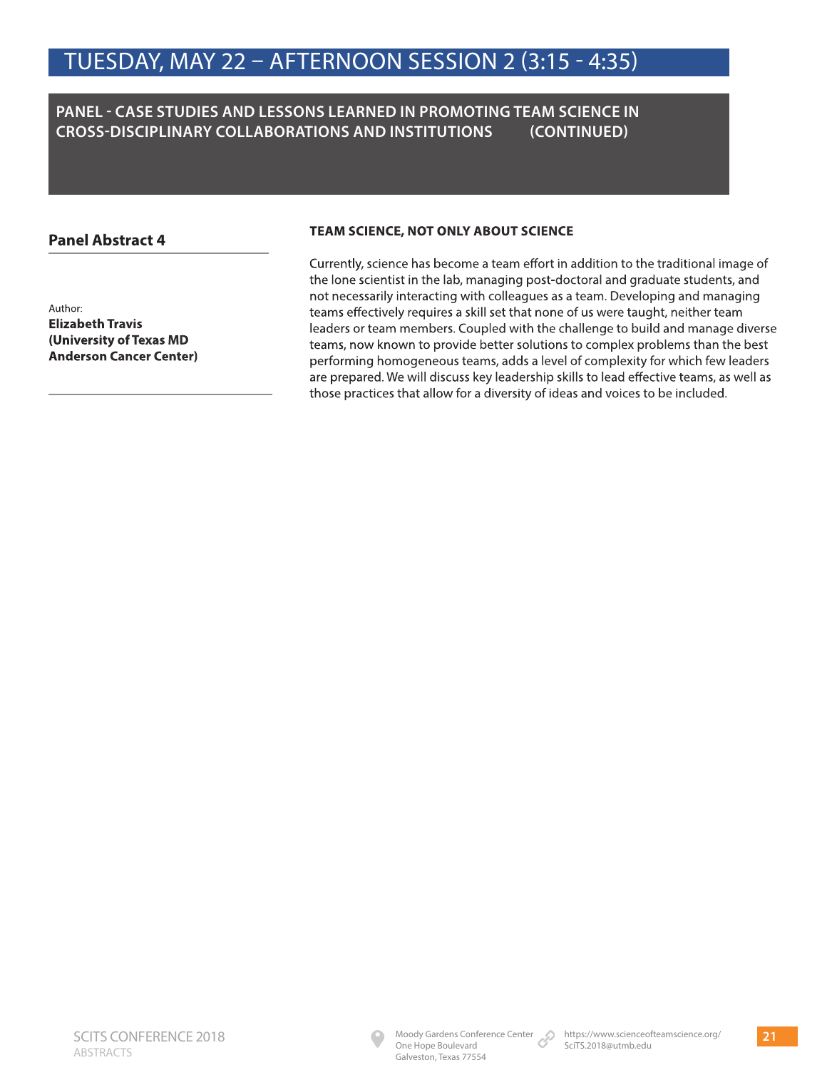# TUESDAY, MAY 22 – AFTERNOON SESSION 2 (3:15 - 4:35)

## PANEL - CASE STUDIES AND LESSONS LEARNED IN PROMOTING TEAM SCIENCE IN CROSS-DISCIPLINARY COLLABORATIONS AND INSTITUTIONS (CONTINUED)

### Panel Abstract 4

Author:
**Elizabeth Travis**
**(University of Texas MD Anderson Cancer Center)**

**TEAM SCIENCE, NOT ONLY ABOUT SCIENCE**

Currently, science has become a team effort in addition to the traditional image of the lone scientist in the lab, managing post-doctoral and graduate students, and not necessarily interacting with colleagues as a team. Developing and managing teams effectively requires a skill set that none of us were taught, neither team leaders or team members. Coupled with the challenge to build and manage diverse teams, now known to provide better solutions to complex problems than the best performing homogeneous teams, adds a level of complexity for which few leaders are prepared. We will discuss key leadership skills to lead effective teams, as well as those practices that allow for a diversity of ideas and voices to be included.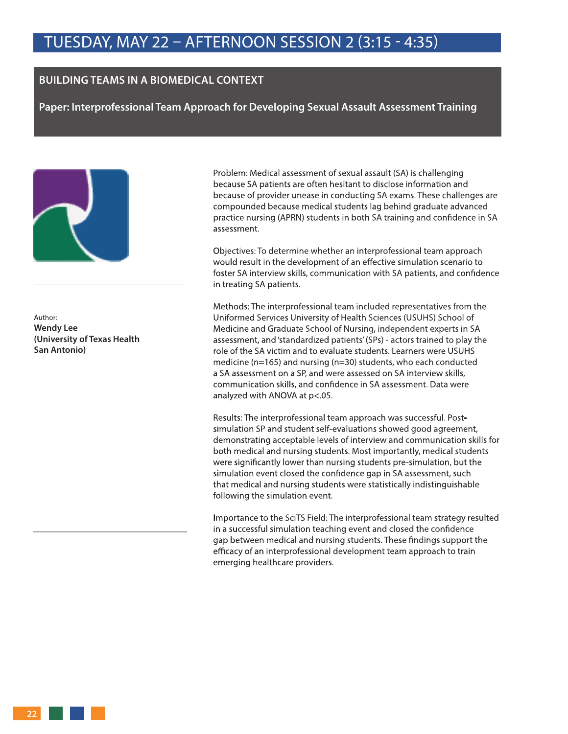# TUESDAY, MAY 22 – AFTERNOON SESSION 2 (3:15 - 4:35)

## BUILDING TEAMS IN A BIOMEDICAL CONTEXT

### Paper: Interprofessional Team Approach for Developing Sexual Assault Assessment Training

Author:
**Wendy Lee**
**(University of Texas Health San Antonio)**

Problem: Medical assessment of sexual assault (SA) is challenging because SA patients are often hesitant to disclose information and because of provider unease in conducting SA exams. These challenges are compounded because medical students lag behind graduate advanced practice nursing (APRN) students in both SA training and confidence in SA assessment.

Objectives: To determine whether an interprofessional team approach would result in the development of an effective simulation scenario to foster SA interview skills, communication with SA patients, and confidence in treating SA patients.

Methods: The interprofessional team included representatives from the Uniformed Services University of Health Sciences (USUHS) School of Medicine and Graduate School of Nursing, independent experts in SA assessment, and 'standardized patients' (SPs) - actors trained to play the role of the SA victim and to evaluate students. Learners were USUHS medicine (n=165) and nursing (n=30) students, who each conducted a SA assessment on a SP, and were assessed on SA interview skills, communication skills, and confidence in SA assessment. Data were analyzed with ANOVA at $p<.05$.

Results: The interprofessional team approach was successful. Post-simulation SP and student self-evaluations showed good agreement, demonstrating acceptable levels of interview and communication skills for both medical and nursing students. Most importantly, medical students were significantly lower than nursing students pre-simulation, but the simulation event closed the confidence gap in SA assessment, such that medical and nursing students were statistically indistinguishable following the simulation event.

Importance to the SciTS Field: The interprofessional team strategy resulted in a successful simulation teaching event and closed the confidence gap between medical and nursing students. These findings support the efficacy of an interprofessional development team approach to train emerging healthcare providers.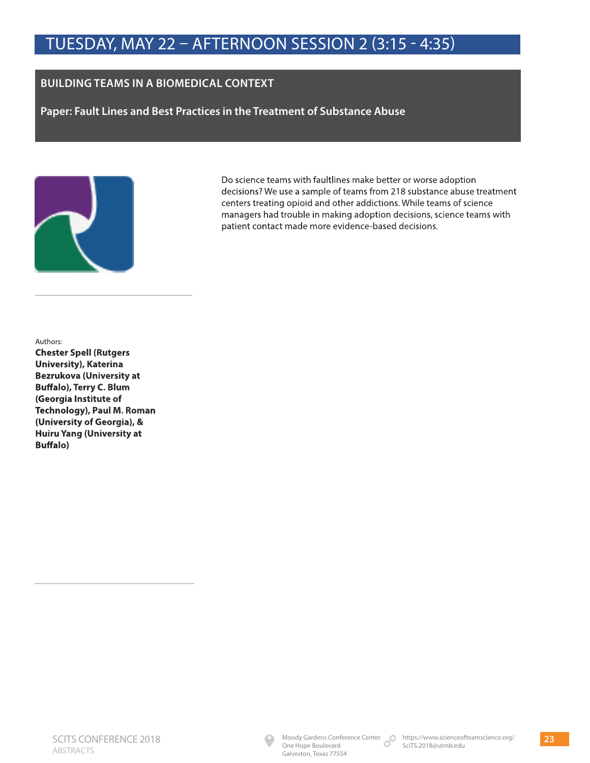# TUESDAY, MAY 22 – AFTERNOON SESSION 2 (3:15 - 4:35)

## BUILDING TEAMS IN A BIOMEDICAL CONTEXT

### Paper: Fault Lines and Best Practices in the Treatment of Substance Abuse

Do science teams with faultlines make better or worse adoption decisions? We use a sample of teams from 218 substance abuse treatment centers treating opioid and other addictions. While teams of science managers had trouble in making adoption decisions, science teams with patient contact made more evidence-based decisions.

Authors:
**Chester Spell (Rutgers University), Katerina Bezrukova (University at Buffalo), Terry C. Blum (Georgia Institute of Technology), Paul M. Roman (University of Georgia), & Huiru Yang (University at Buffalo)**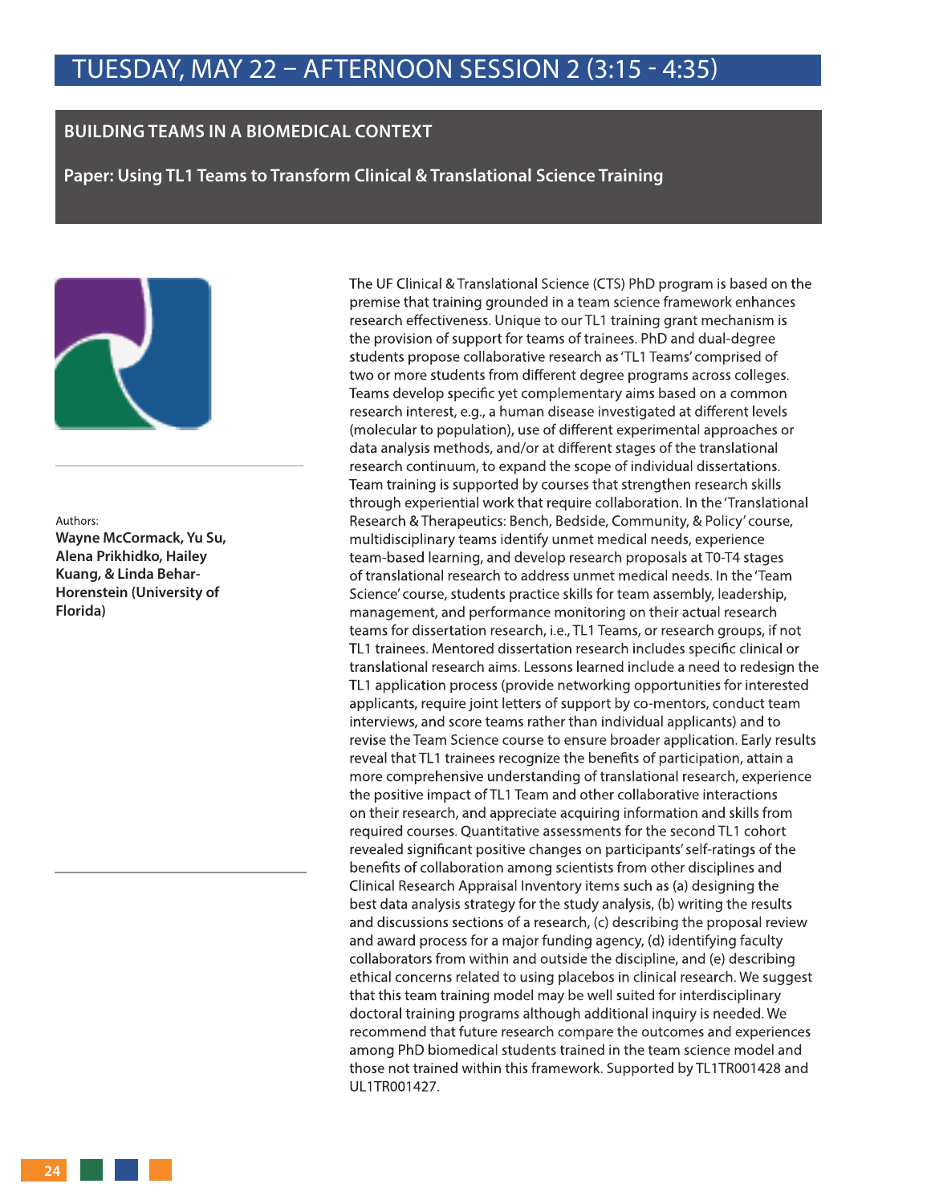# TUESDAY, MAY 22 – AFTERNOON SESSION 2 (3:15 - 4:35)

## BUILDING TEAMS IN A BIOMEDICAL CONTEXT

### Paper: Using TL1 Teams to Transform Clinical & Translational Science Training

Authors:
**Wayne McCormack, Yu Su, Alena Prikhidko, Hailey Kuang, & Linda Behar-Horenstein (University of Florida)**

The UF Clinical & Translational Science (CTS) PhD program is based on the premise that training grounded in a team science framework enhances research effectiveness. Unique to our TL1 training grant mechanism is the provision of support for teams of trainees. PhD and dual-degree students propose collaborative research as 'TL1 Teams' comprised of two or more students from different degree programs across colleges. Teams develop specific yet complementary aims based on a common research interest, e.g., a human disease investigated at different levels (molecular to population), use of different experimental approaches or data analysis methods, and/or at different stages of the translational research continuum, to expand the scope of individual dissertations. Team training is supported by courses that strengthen research skills through experiential work that require collaboration. In the 'Translational Research & Therapeutics: Bench, Bedside, Community, & Policy' course, multidisciplinary teams identify unmet medical needs, experience team-based learning, and develop research proposals at T0-T4 stages of translational research to address unmet medical needs. In the 'Team Science' course, students practice skills for team assembly, leadership, management, and performance monitoring on their actual research teams for dissertation research, i.e., TL1 Teams, or research groups, if not TL1 trainees. Mentored dissertation research includes specific clinical or translational research aims. Lessons learned include a need to redesign the TL1 application process (provide networking opportunities for interested applicants, require joint letters of support by co-mentors, conduct team interviews, and score teams rather than individual applicants) and to revise the Team Science course to ensure broader application. Early results reveal that TL1 trainees recognize the benefits of participation, attain a more comprehensive understanding of translational research, experience the positive impact of TL1 Team and other collaborative interactions on their research, and appreciate acquiring information and skills from required courses. Quantitative assessments for the second TL1 cohort revealed significant positive changes on participants' self-ratings of the benefits of collaboration among scientists from other disciplines and Clinical Research Appraisal Inventory items such as (a) designing the best data analysis strategy for the study analysis, (b) writing the results and discussions sections of a research, (c) describing the proposal review and award process for a major funding agency, (d) identifying faculty collaborators from within and outside the discipline, and (e) describing ethical concerns related to using placebos in clinical research. We suggest that this team training model may be well suited for interdisciplinary doctoral training programs although additional inquiry is needed. We recommend that future research compare the outcomes and experiences among PhD biomedical students trained in the team science model and those not trained within this framework. Supported by TL1TR001428 and UL1TR001427.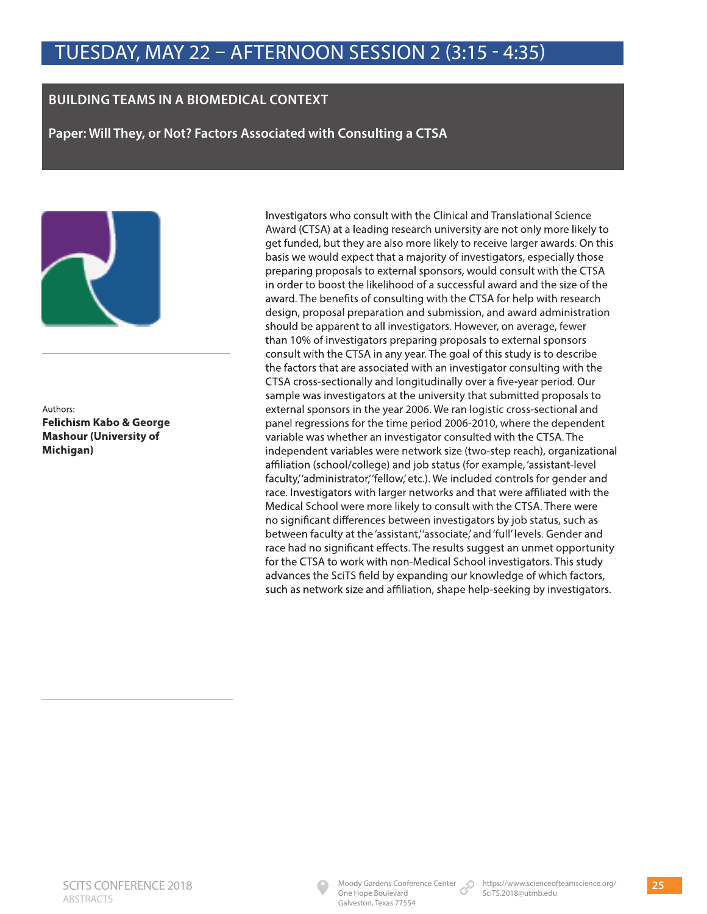# TUESDAY, MAY 22 – AFTERNOON SESSION 2 (3:15 - 4:35)

## BUILDING TEAMS IN A BIOMEDICAL CONTEXT

### Paper: Will They, or Not? Factors Associated with Consulting a CTSA

Authors:
**Felichism Kabo & George Mashour (University of Michigan)**

Investigators who consult with the Clinical and Translational Science Award (CTSA) at a leading research university are not only more likely to get funded, but they are also more likely to receive larger awards. On this basis we would expect that a majority of investigators, especially those preparing proposals to external sponsors, would consult with the CTSA in order to boost the likelihood of a successful award and the size of the award. The benefits of consulting with the CTSA for help with research design, proposal preparation and submission, and award administration should be apparent to all investigators. However, on average, fewer than 10% of investigators preparing proposals to external sponsors consult with the CTSA in any year. The goal of this study is to describe the factors that are associated with an investigator consulting with the CTSA cross-sectionally and longitudinally over a five-year period. Our sample was investigators at the university that submitted proposals to external sponsors in the year 2006. We ran logistic cross-sectional and panel regressions for the time period 2006-2010, where the dependent variable was whether an investigator consulted with the CTSA. The independent variables were network size (two-step reach), organizational affiliation (school/college) and job status (for example, 'assistant-level faculty,' 'administrator,' 'fellow,' etc.). We included controls for gender and race. Investigators with larger networks and that were affiliated with the Medical School were more likely to consult with the CTSA. There were no significant differences between investigators by job status, such as between faculty at the 'assistant,' 'associate,' and 'full' levels. Gender and race had no significant effects. The results suggest an unmet opportunity for the CTSA to work with non-Medical School investigators. This study advances the SciTS field by expanding our knowledge of which factors, such as network size and affiliation, shape help-seeking by investigators.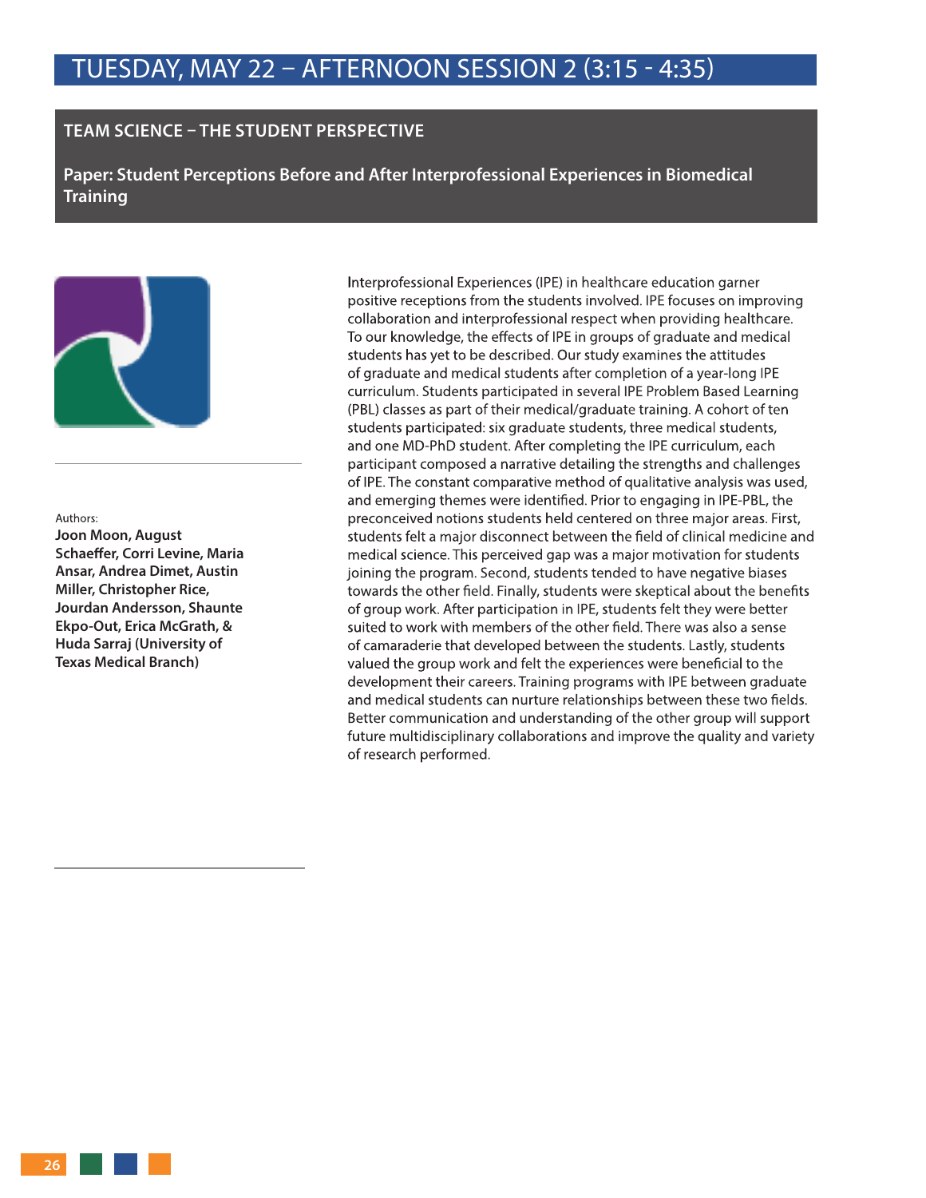# TUESDAY, MAY 22 – AFTERNOON SESSION 2 (3:15 - 4:35)

## TEAM SCIENCE – THE STUDENT PERSPECTIVE

### Paper: Student Perceptions Before and After Interprofessional Experiences in Biomedical Training

Authors:

**Joon Moon, August Schaeffer, Corri Levine, Maria Ansar, Andrea Dimet, Austin Miller, Christopher Rice, Jourdan Andersson, Shaunte Ekpo-Out, Erica McGrath, & Huda Sarraj (University of Texas Medical Branch)**

Interprofessional Experiences (IPE) in healthcare education garner positive receptions from the students involved. IPE focuses on improving collaboration and interprofessional respect when providing healthcare. To our knowledge, the effects of IPE in groups of graduate and medical students has yet to be described. Our study examines the attitudes of graduate and medical students after completion of a year-long IPE curriculum. Students participated in several IPE Problem Based Learning (PBL) classes as part of their medical/graduate training. A cohort of ten students participated: six graduate students, three medical students, and one MD-PhD student. After completing the IPE curriculum, each participant composed a narrative detailing the strengths and challenges of IPE. The constant comparative method of qualitative analysis was used, and emerging themes were identified. Prior to engaging in IPE-PBL, the preconceived notions students held centered on three major areas. First, students felt a major disconnect between the field of clinical medicine and medical science. This perceived gap was a major motivation for students joining the program. Second, students tended to have negative biases towards the other field. Finally, students were skeptical about the benefits of group work. After participation in IPE, students felt they were better suited to work with members of the other field. There was also a sense of camaraderie that developed between the students. Lastly, students valued the group work and felt the experiences were beneficial to the development their careers. Training programs with IPE between graduate and medical students can nurture relationships between these two fields. Better communication and understanding of the other group will support future multidisciplinary collaborations and improve the quality and variety of research performed.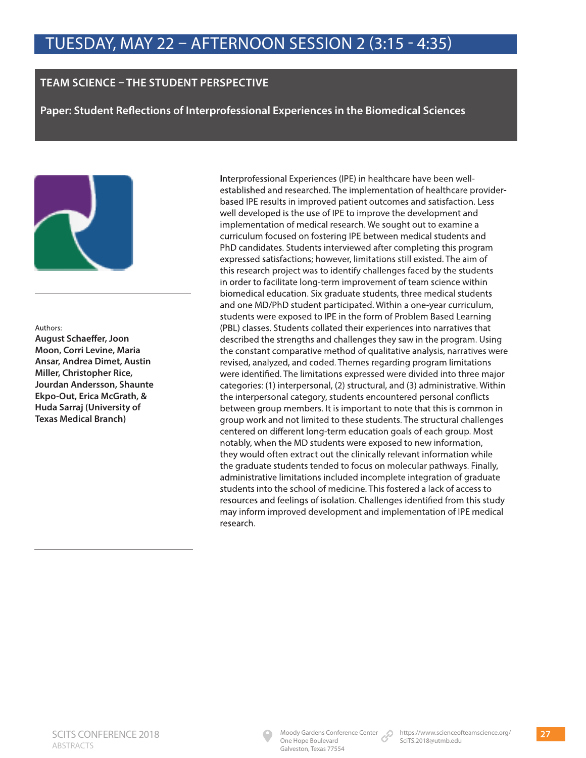# TUESDAY, MAY 22 – AFTERNOON SESSION 2 (3:15 - 4:35)

## TEAM SCIENCE – THE STUDENT PERSPECTIVE

### Paper: Student Reflections of Interprofessional Experiences in the Biomedical Sciences

Authors:
**August Schaeffer, Joon Moon, Corri Levine, Maria Ansar, Andrea Dimet, Austin Miller, Christopher Rice, Jourdan Andersson, Shaunte Ekpo-Out, Erica McGrath, & Huda Sarraj (University of Texas Medical Branch)**

Interprofessional Experiences (IPE) in healthcare have been well-established and researched. The implementation of healthcare provider-based IPE results in improved patient outcomes and satisfaction. Less well developed is the use of IPE to improve the development and implementation of medical research. We sought out to examine a curriculum focused on fostering IPE between medical students and PhD candidates. Students interviewed after completing this program expressed satisfactions; however, limitations still existed. The aim of this research project was to identify challenges faced by the students in order to facilitate long-term improvement of team science within biomedical education. Six graduate students, three medical students and one MD/PhD student participated. Within a one-year curriculum, students were exposed to IPE in the form of Problem Based Learning (PBL) classes. Students collated their experiences into narratives that described the strengths and challenges they saw in the program. Using the constant comparative method of qualitative analysis, narratives were revised, analyzed, and coded. Themes regarding program limitations were identified. The limitations expressed were divided into three major categories: (1) interpersonal, (2) structural, and (3) administrative. Within the interpersonal category, students encountered personal conflicts between group members. It is important to note that this is common in group work and not limited to these students. The structural challenges centered on different long-term education goals of each group. Most notably, when the MD students were exposed to new information, they would often extract out the clinically relevant information while the graduate students tended to focus on molecular pathways. Finally, administrative limitations included incomplete integration of graduate students into the school of medicine. This fostered a lack of access to resources and feelings of isolation. Challenges identified from this study may inform improved development and implementation of IPE medical research.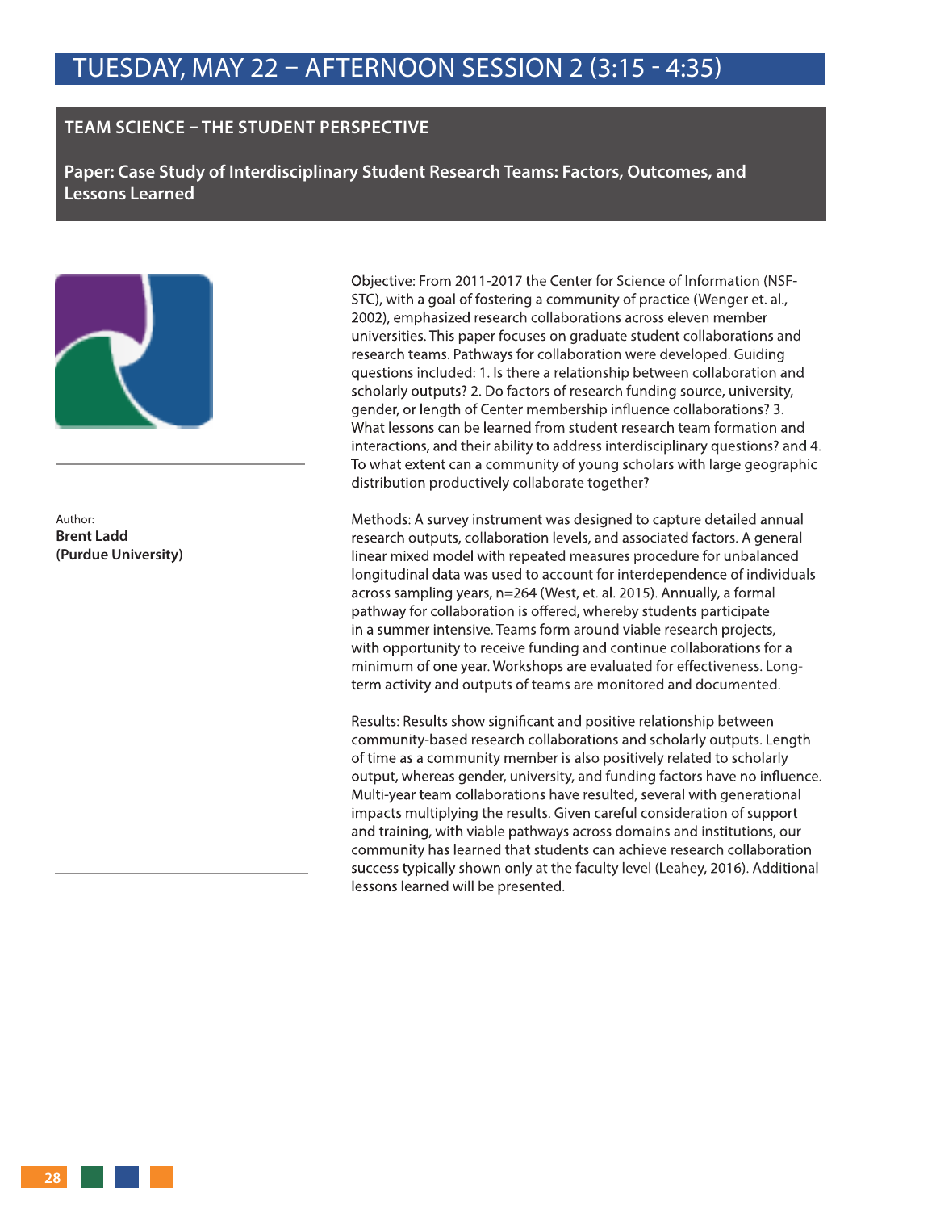# TUESDAY, MAY 22 – AFTERNOON SESSION 2 (3:15 - 4:35)

## TEAM SCIENCE – THE STUDENT PERSPECTIVE

### Paper: Case Study of Interdisciplinary Student Research Teams: Factors, Outcomes, and Lessons Learned

Author:
**Brent Ladd**
**(Purdue University)**

Objective: From 2011-2017 the Center for Science of Information (NSF-STC), with a goal of fostering a community of practice (Wenger et. al., 2002), emphasized research collaborations across eleven member universities. This paper focuses on graduate student collaborations and research teams. Pathways for collaboration were developed. Guiding questions included: 1. Is there a relationship between collaboration and scholarly outputs? 2. Do factors of research funding source, university, gender, or length of Center membership influence collaborations? 3. What lessons can be learned from student research team formation and interactions, and their ability to address interdisciplinary questions? and 4. To what extent can a community of young scholars with large geographic distribution productively collaborate together?

Methods: A survey instrument was designed to capture detailed annual research outputs, collaboration levels, and associated factors. A general linear mixed model with repeated measures procedure for unbalanced longitudinal data was used to account for interdependence of individuals across sampling years, n=264 (West, et. al. 2015). Annually, a formal pathway for collaboration is offered, whereby students participate in a summer intensive. Teams form around viable research projects, with opportunity to receive funding and continue collaborations for a minimum of one year. Workshops are evaluated for effectiveness. Long-term activity and outputs of teams are monitored and documented.

Results: Results show significant and positive relationship between community-based research collaborations and scholarly outputs. Length of time as a community member is also positively related to scholarly output, whereas gender, university, and funding factors have no influence. Multi-year team collaborations have resulted, several with generational impacts multiplying the results. Given careful consideration of support and training, with viable pathways across domains and institutions, our community has learned that students can achieve research collaboration success typically shown only at the faculty level (Leahey, 2016). Additional lessons learned will be presented.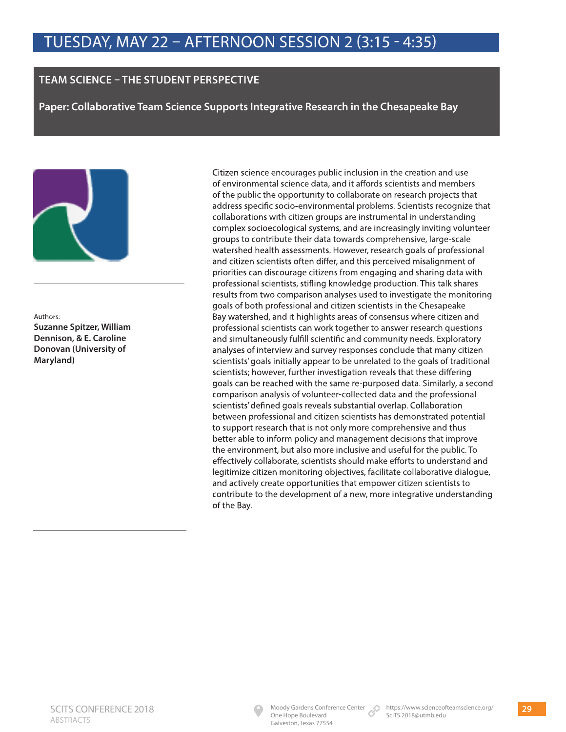# TUESDAY, MAY 22 – AFTERNOON SESSION 2 (3:15 - 4:35)

## TEAM SCIENCE – THE STUDENT PERSPECTIVE

### Paper: Collaborative Team Science Supports Integrative Research in the Chesapeake Bay

Authors:
**Suzanne Spitzer, William Dennison, & E. Caroline Donovan (University of Maryland)**

Citizen science encourages public inclusion in the creation and use of environmental science data, and it affords scientists and members of the public the opportunity to collaborate on research projects that address specific socio-environmental problems. Scientists recognize that collaborations with citizen groups are instrumental in understanding complex socioecological systems, and are increasingly inviting volunteer groups to contribute their data towards comprehensive, large-scale watershed health assessments. However, research goals of professional and citizen scientists often differ, and this perceived misalignment of priorities can discourage citizens from engaging and sharing data with professional scientists, stifling knowledge production. This talk shares results from two comparison analyses used to investigate the monitoring goals of both professional and citizen scientists in the Chesapeake Bay watershed, and it highlights areas of consensus where citizen and professional scientists can work together to answer research questions and simultaneously fulfill scientific and community needs. Exploratory analyses of interview and survey responses conclude that many citizen scientists' goals initially appear to be unrelated to the goals of traditional scientists; however, further investigation reveals that these differing goals can be reached with the same re-purposed data. Similarly, a second comparison analysis of volunteer-collected data and the professional scientists' defined goals reveals substantial overlap. Collaboration between professional and citizen scientists has demonstrated potential to support research that is not only more comprehensive and thus better able to inform policy and management decisions that improve the environment, but also more inclusive and useful for the public. To effectively collaborate, scientists should make efforts to understand and legitimize citizen monitoring objectives, facilitate collaborative dialogue, and actively create opportunities that empower citizen scientists to contribute to the development of a new, more integrative understanding of the Bay.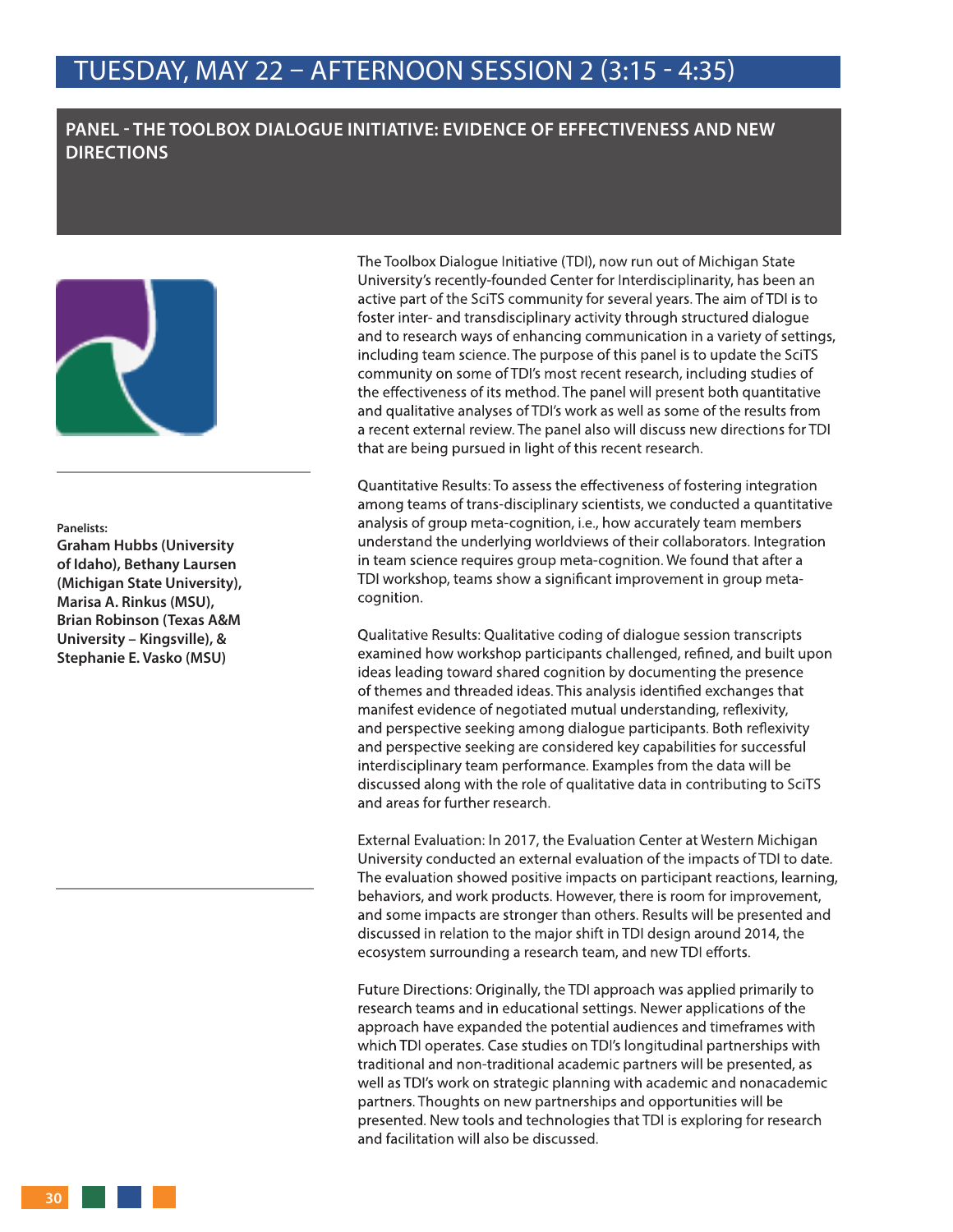# TUESDAY, MAY 22 – AFTERNOON SESSION 2 (3:15 - 4:35)

## PANEL - THE TOOLBOX DIALOGUE INITIATIVE: EVIDENCE OF EFFECTIVENESS AND NEW DIRECTIONS

**Panelists:**
**Graham Hubbs (University of Idaho), Bethany Laursen (Michigan State University), Marisa A. Rinkus (MSU), Brian Robinson (Texas A&M University – Kingsville), & Stephanie E. Vasko (MSU)**

The Toolbox Dialogue Initiative (TDI), now run out of Michigan State University's recently-founded Center for Interdisciplinarity, has been an active part of the SciTS community for several years. The aim of TDI is to foster inter- and transdisciplinary activity through structured dialogue and to research ways of enhancing communication in a variety of settings, including team science. The purpose of this panel is to update the SciTS community on some of TDI's most recent research, including studies of the effectiveness of its method. The panel will present both quantitative and qualitative analyses of TDI's work as well as some of the results from a recent external review. The panel also will discuss new directions for TDI that are being pursued in light of this recent research.

Quantitative Results: To assess the effectiveness of fostering integration among teams of trans-disciplinary scientists, we conducted a quantitative analysis of group meta-cognition, i.e., how accurately team members understand the underlying worldviews of their collaborators. Integration in team science requires group meta-cognition. We found that after a TDI workshop, teams show a significant improvement in group meta-cognition.

Qualitative Results: Qualitative coding of dialogue session transcripts examined how workshop participants challenged, refined, and built upon ideas leading toward shared cognition by documenting the presence of themes and threaded ideas. This analysis identified exchanges that manifest evidence of negotiated mutual understanding, reflexivity, and perspective seeking among dialogue participants. Both reflexivity and perspective seeking are considered key capabilities for successful interdisciplinary team performance. Examples from the data will be discussed along with the role of qualitative data in contributing to SciTS and areas for further research.

External Evaluation: In 2017, the Evaluation Center at Western Michigan University conducted an external evaluation of the impacts of TDI to date. The evaluation showed positive impacts on participant reactions, learning, behaviors, and work products. However, there is room for improvement, and some impacts are stronger than others. Results will be presented and discussed in relation to the major shift in TDI design around 2014, the ecosystem surrounding a research team, and new TDI efforts.

Future Directions: Originally, the TDI approach was applied primarily to research teams and in educational settings. Newer applications of the approach have expanded the potential audiences and timeframes with which TDI operates. Case studies on TDI's longitudinal partnerships with traditional and non-traditional academic partners will be presented, as well as TDI's work on strategic planning with academic and nonacademic partners. Thoughts on new partnerships and opportunities will be presented. New tools and technologies that TDI is exploring for research and facilitation will also be discussed.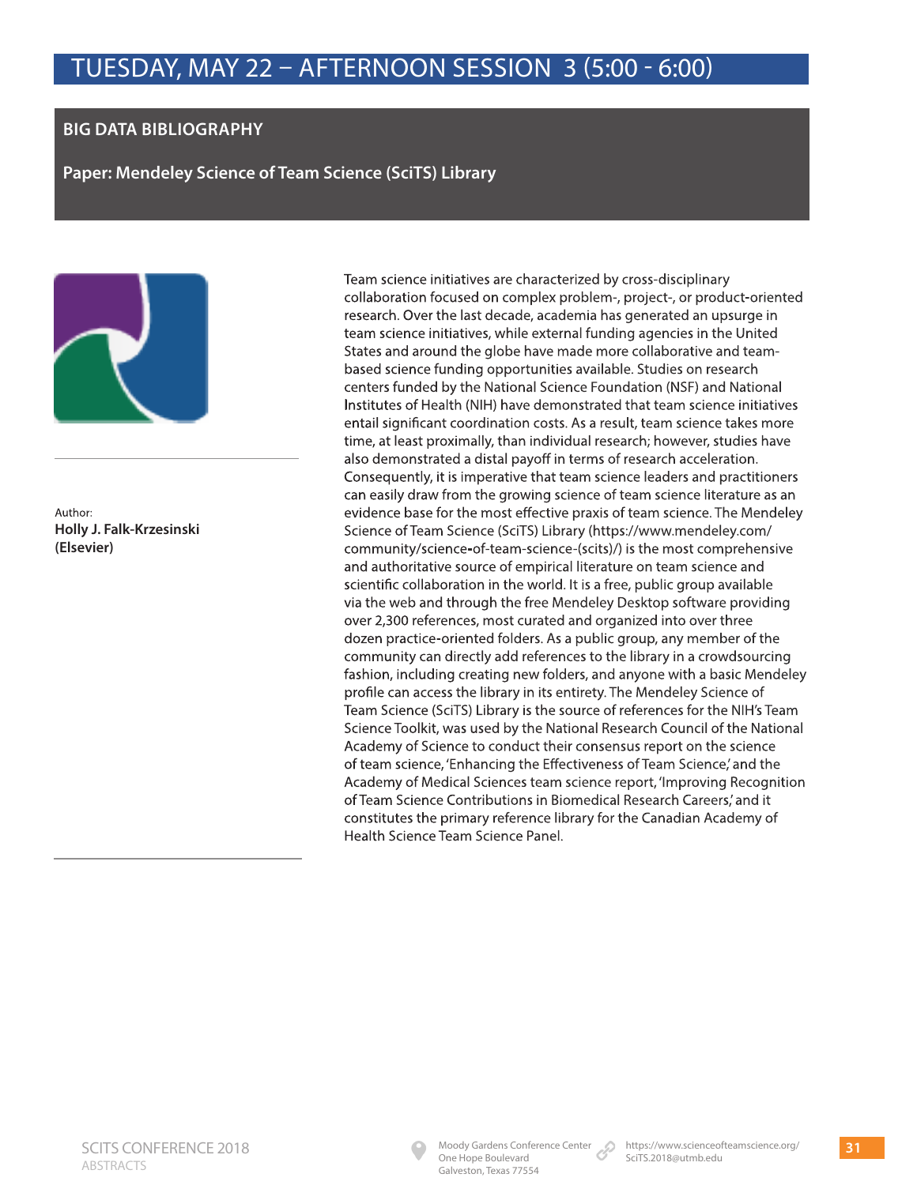# TUESDAY, MAY 22 – AFTERNOON SESSION 3 (5:00 - 6:00)

## BIG DATA BIBLIOGRAPHY

### Paper: Mendeley Science of Team Science (SciTS) Library

Author:
**Holly J. Falk-Krzesinski (Elsevier)**

Team science initiatives are characterized by cross-disciplinary collaboration focused on complex problem-, project-, or product-oriented research. Over the last decade, academia has generated an upsurge in team science initiatives, while external funding agencies in the United States and around the globe have made more collaborative and team-based science funding opportunities available. Studies on research centers funded by the National Science Foundation (NSF) and National Institutes of Health (NIH) have demonstrated that team science initiatives entail significant coordination costs. As a result, team science takes more time, at least proximally, than individual research; however, studies have also demonstrated a distal payoff in terms of research acceleration. Consequently, it is imperative that team science leaders and practitioners can easily draw from the growing science of team science literature as an evidence base for the most effective praxis of team science. The Mendeley Science of Team Science (SciTS) Library (https://www.mendeley.com/community/science-of-team-science-(scits)/) is the most comprehensive and authoritative source of empirical literature on team science and scientific collaboration in the world. It is a free, public group available via the web and through the free Mendeley Desktop software providing over 2,300 references, most curated and organized into over three dozen practice-oriented folders. As a public group, any member of the community can directly add references to the library in a crowdsourcing fashion, including creating new folders, and anyone with a basic Mendeley profile can access the library in its entirety. The Mendeley Science of Team Science (SciTS) Library is the source of references for the NIH's Team Science Toolkit, was used by the National Research Council of the National Academy of Science to conduct their consensus report on the science of team science, 'Enhancing the Effectiveness of Team Science,' and the Academy of Medical Sciences team science report, 'Improving Recognition of Team Science Contributions in Biomedical Research Careers,' and it constitutes the primary reference library for the Canadian Academy of Health Science Team Science Panel.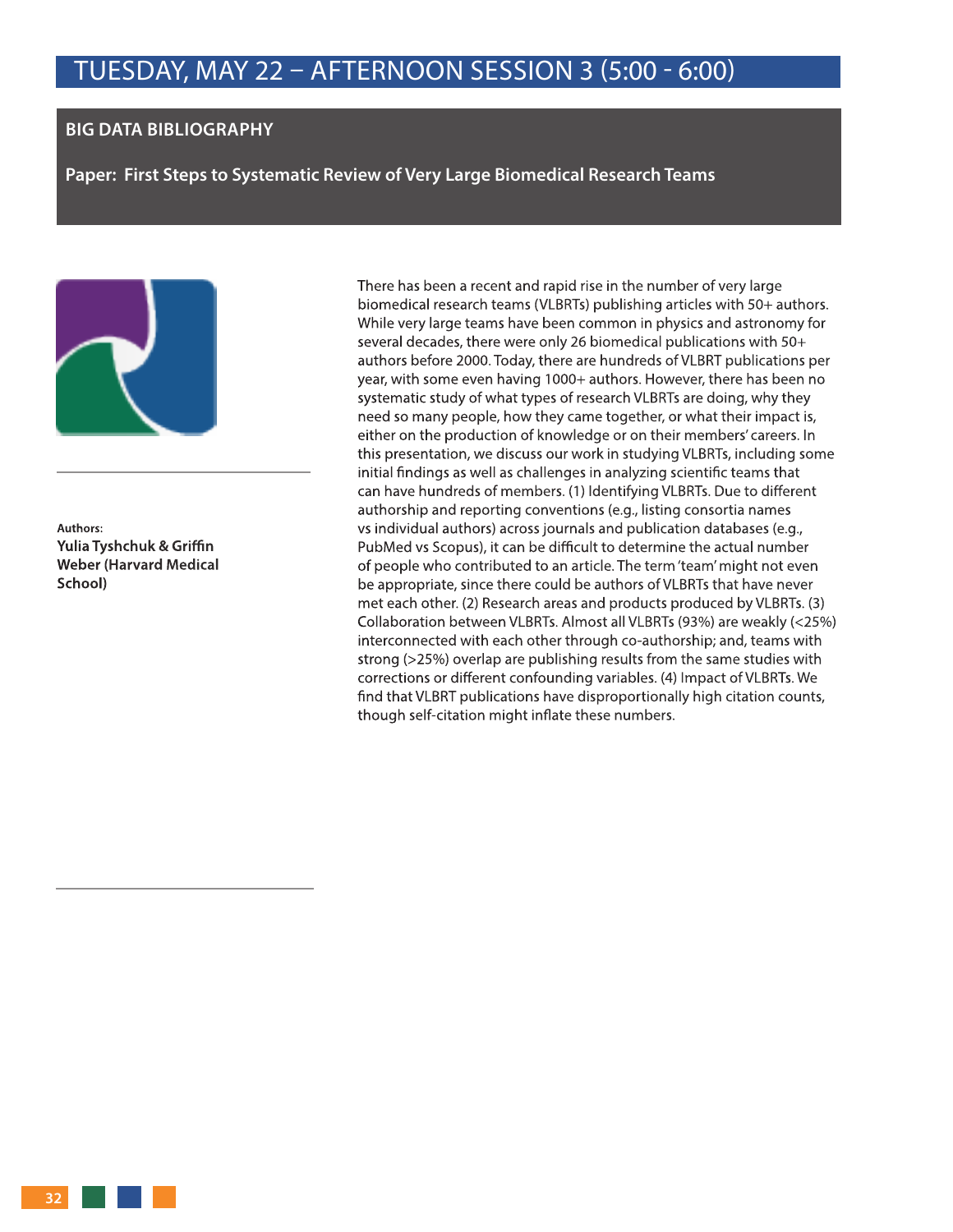# TUESDAY, MAY 22 – AFTERNOON SESSION 3 (5:00 - 6:00)

## BIG DATA BIBLIOGRAPHY

### Paper: First Steps to Systematic Review of Very Large Biomedical Research Teams

**Authors:**
**Yulia Tyshchuk & Griffin Weber (Harvard Medical School)**

There has been a recent and rapid rise in the number of very large biomedical research teams (VLBRTs) publishing articles with 50+ authors. While very large teams have been common in physics and astronomy for several decades, there were only 26 biomedical publications with 50+ authors before 2000. Today, there are hundreds of VLBRT publications per year, with some even having 1000+ authors. However, there has been no systematic study of what types of research VLBRTs are doing, why they need so many people, how they came together, or what their impact is, either on the production of knowledge or on their members' careers. In this presentation, we discuss our work in studying VLBRTs, including some initial findings as well as challenges in analyzing scientific teams that can have hundreds of members. (1) Identifying VLBRTs. Due to different authorship and reporting conventions (e.g., listing consortia names vs individual authors) across journals and publication databases (e.g., PubMed vs Scopus), it can be difficult to determine the actual number of people who contributed to an article. The term 'team' might not even be appropriate, since there could be authors of VLBRTs that have never met each other. (2) Research areas and products produced by VLBRTs. (3) Collaboration between VLBRTs. Almost all VLBRTs (93%) are weakly (<25%) interconnected with each other through co-authorship; and, teams with strong (>25%) overlap are publishing results from the same studies with corrections or different confounding variables. (4) Impact of VLBRTs. We find that VLBRT publications have disproportionally high citation counts, though self-citation might inflate these numbers.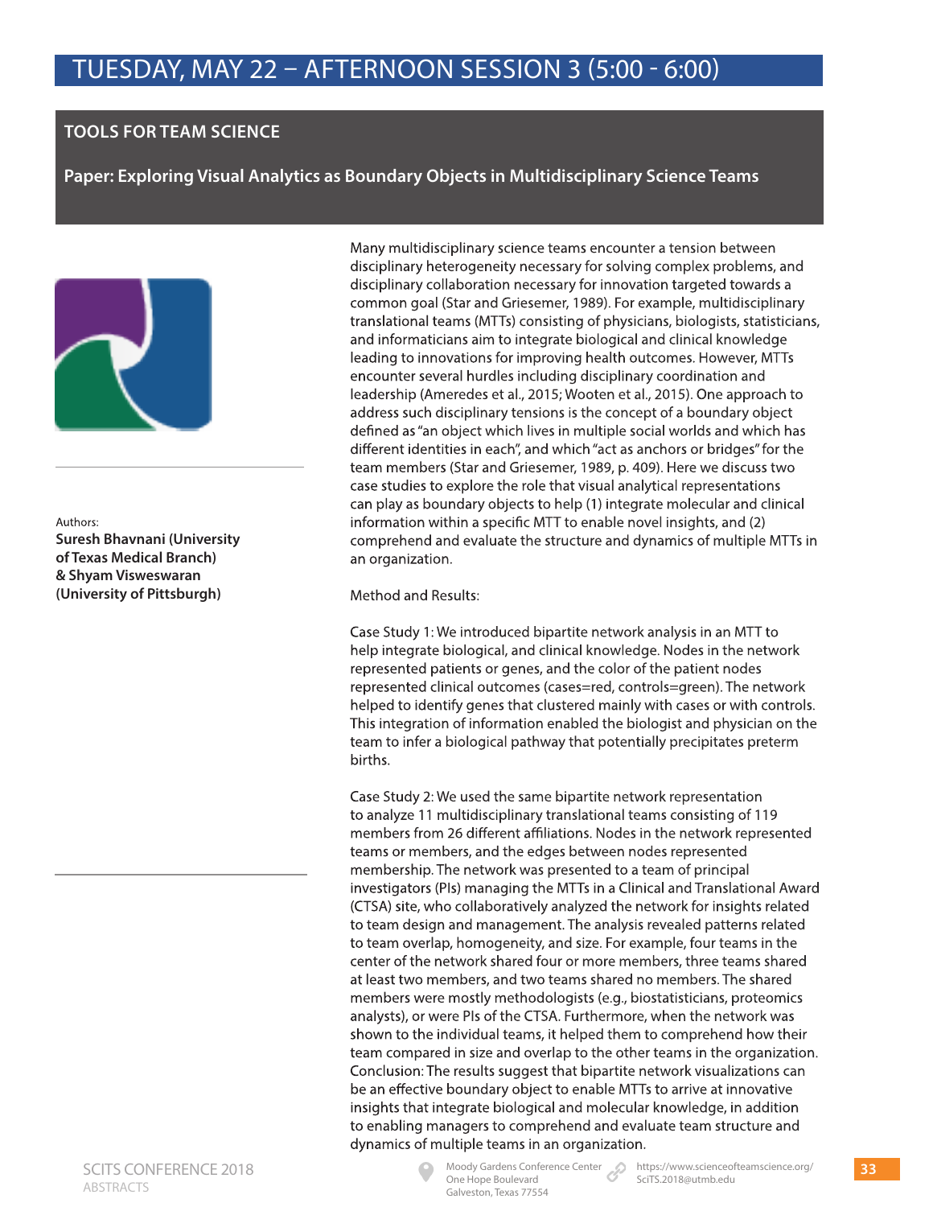# TUESDAY, MAY 22 – AFTERNOON SESSION 3 (5:00 - 6:00)

## TOOLS FOR TEAM SCIENCE

### Paper: Exploring Visual Analytics as Boundary Objects in Multidisciplinary Science Teams

Authors:
**Suresh Bhavnani (University of Texas Medical Branch) & Shyam Visweswaran (University of Pittsburgh)**

Many multidisciplinary science teams encounter a tension between disciplinary heterogeneity necessary for solving complex problems, and disciplinary collaboration necessary for innovation targeted towards a common goal (Star and Griesemer, 1989). For example, multidisciplinary translational teams (MTTs) consisting of physicians, biologists, statisticians, and informaticians aim to integrate biological and clinical knowledge leading to innovations for improving health outcomes. However, MTTs encounter several hurdles including disciplinary coordination and leadership (Ameredes et al., 2015; Wooten et al., 2015). One approach to address such disciplinary tensions is the concept of a boundary object defined as "an object which lives in multiple social worlds and which has different identities in each", and which "act as anchors or bridges" for the team members (Star and Griesemer, 1989, p. 409). Here we discuss two case studies to explore the role that visual analytical representations can play as boundary objects to help (1) integrate molecular and clinical information within a specific MTT to enable novel insights, and (2) comprehend and evaluate the structure and dynamics of multiple MTTs in an organization.

Method and Results:

Case Study 1: We introduced bipartite network analysis in an MTT to help integrate biological, and clinical knowledge. Nodes in the network represented patients or genes, and the color of the patient nodes represented clinical outcomes (cases=red, controls=green). The network helped to identify genes that clustered mainly with cases or with controls. This integration of information enabled the biologist and physician on the team to infer a biological pathway that potentially precipitates preterm births.

Case Study 2: We used the same bipartite network representation to analyze 11 multidisciplinary translational teams consisting of 119 members from 26 different affiliations. Nodes in the network represented teams or members, and the edges between nodes represented membership. The network was presented to a team of principal investigators (PIs) managing the MTTs in a Clinical and Translational Award (CTSA) site, who collaboratively analyzed the network for insights related to team design and management. The analysis revealed patterns related to team overlap, homogeneity, and size. For example, four teams in the center of the network shared four or more members, three teams shared at least two members, and two teams shared no members. The shared members were mostly methodologists (e.g., biostatisticians, proteomics analysts), or were PIs of the CTSA. Furthermore, when the network was shown to the individual teams, it helped them to comprehend how their team compared in size and overlap to the other teams in the organization. Conclusion: The results suggest that bipartite network visualizations can be an effective boundary object to enable MTTs to arrive at innovative insights that integrate biological and molecular knowledge, in addition to enabling managers to comprehend and evaluate team structure and dynamics of multiple teams in an organization.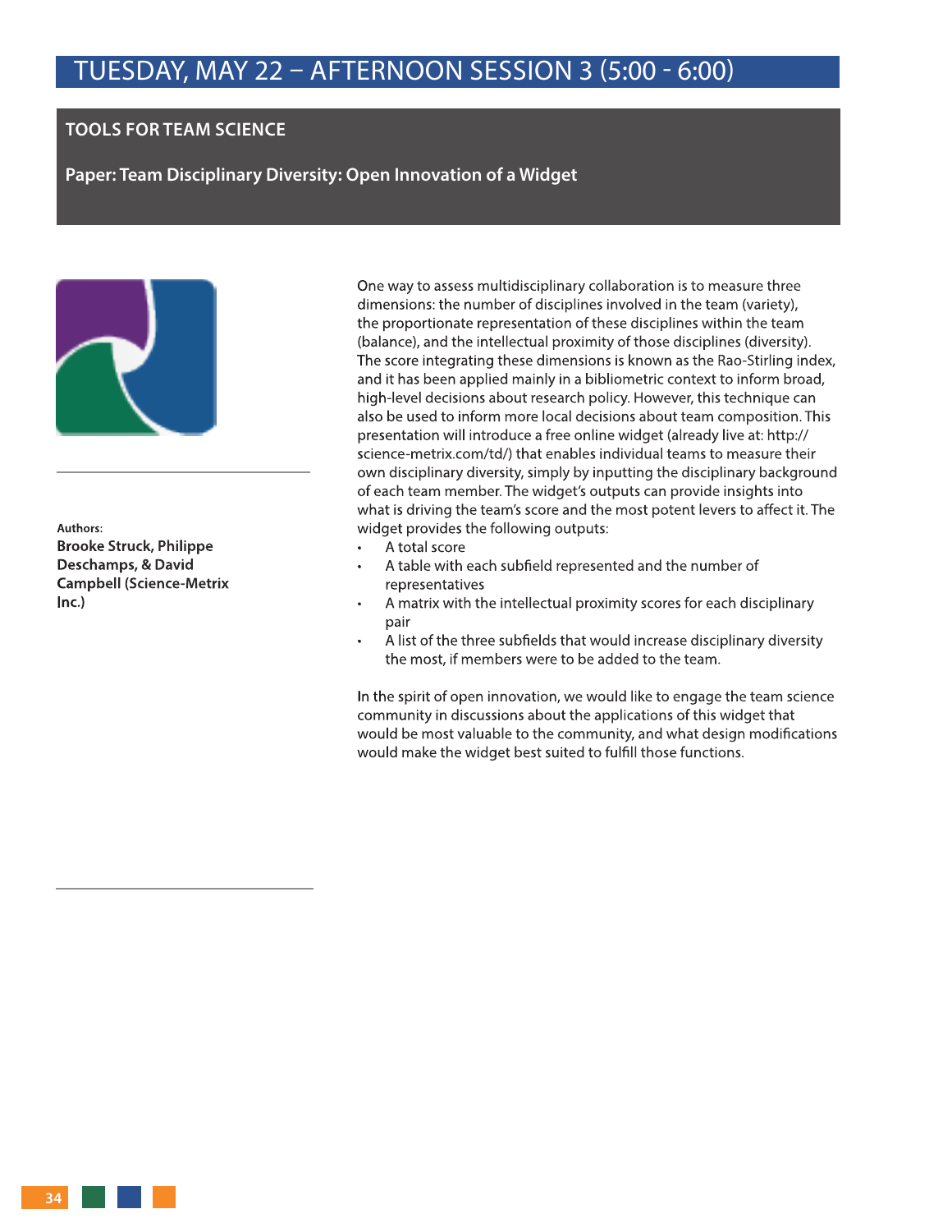# TUESDAY, MAY 22 – AFTERNOON SESSION 3 (5:00 - 6:00)

## TOOLS FOR TEAM SCIENCE

### Paper: Team Disciplinary Diversity: Open Innovation of a Widget

**Authors:**
**Brooke Struck, Philippe Deschamps, & David Campbell (Science-Metrix Inc.)**

One way to assess multidisciplinary collaboration is to measure three dimensions: the number of disciplines involved in the team (variety), the proportionate representation of these disciplines within the team (balance), and the intellectual proximity of those disciplines (diversity). The score integrating these dimensions is known as the Rao-Stirling index, and it has been applied mainly in a bibliometric context to inform broad, high-level decisions about research policy. However, this technique can also be used to inform more local decisions about team composition. This presentation will introduce a free online widget (already live at: http://science-metrix.com/td/) that enables individual teams to measure their own disciplinary diversity, simply by inputting the disciplinary background of each team member. The widget's outputs can provide insights into what is driving the team's score and the most potent levers to affect it. The widget provides the following outputs:

- A total score
- A table with each subfield represented and the number of representatives
- A matrix with the intellectual proximity scores for each disciplinary pair
- A list of the three subfields that would increase disciplinary diversity the most, if members were to be added to the team.

In the spirit of open innovation, we would like to engage the team science community in discussions about the applications of this widget that would be most valuable to the community, and what design modifications would make the widget best suited to fulfill those functions.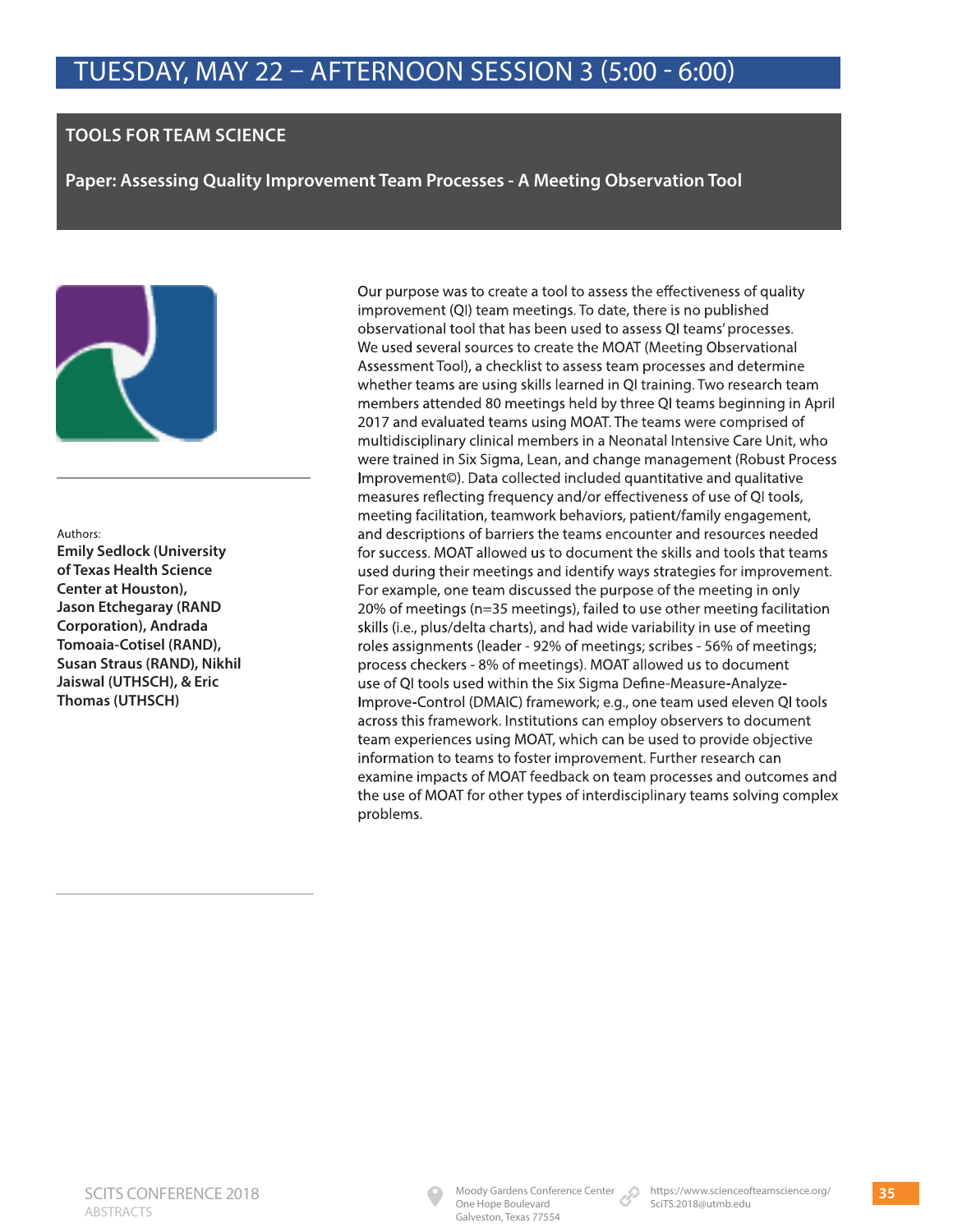# TUESDAY, MAY 22 – AFTERNOON SESSION 3 (5:00 - 6:00)

## TOOLS FOR TEAM SCIENCE

### Paper: Assessing Quality Improvement Team Processes - A Meeting Observation Tool

Authors:
**Emily Sedlock (University of Texas Health Science Center at Houston), Jason Etchegaray (RAND Corporation), Andrada Tomoaia-Cotisel (RAND), Susan Straus (RAND), Nikhil Jaiswal (UTHSCH), & Eric Thomas (UTHSCH)**

Our purpose was to create a tool to assess the effectiveness of quality improvement (QI) team meetings. To date, there is no published observational tool that has been used to assess QI teams' processes. We used several sources to create the MOAT (Meeting Observational Assessment Tool), a checklist to assess team processes and determine whether teams are using skills learned in QI training. Two research team members attended 80 meetings held by three QI teams beginning in April 2017 and evaluated teams using MOAT. The teams were comprised of multidisciplinary clinical members in a Neonatal Intensive Care Unit, who were trained in Six Sigma, Lean, and change management (Robust Process Improvement©). Data collected included quantitative and qualitative measures reflecting frequency and/or effectiveness of use of QI tools, meeting facilitation, teamwork behaviors, patient/family engagement, and descriptions of barriers the teams encounter and resources needed for success. MOAT allowed us to document the skills and tools that teams used during their meetings and identify ways strategies for improvement. For example, one team discussed the purpose of the meeting in only 20% of meetings (n=35 meetings), failed to use other meeting facilitation skills (i.e., plus/delta charts), and had wide variability in use of meeting roles assignments (leader - 92% of meetings; scribes - 56% of meetings; process checkers - 8% of meetings). MOAT allowed us to document use of QI tools used within the Six Sigma Define-Measure-Analyze-Improve-Control (DMAIC) framework; e.g., one team used eleven QI tools across this framework. Institutions can employ observers to document team experiences using MOAT, which can be used to provide objective information to teams to foster improvement. Further research can examine impacts of MOAT feedback on team processes and outcomes and the use of MOAT for other types of interdisciplinary teams solving complex problems.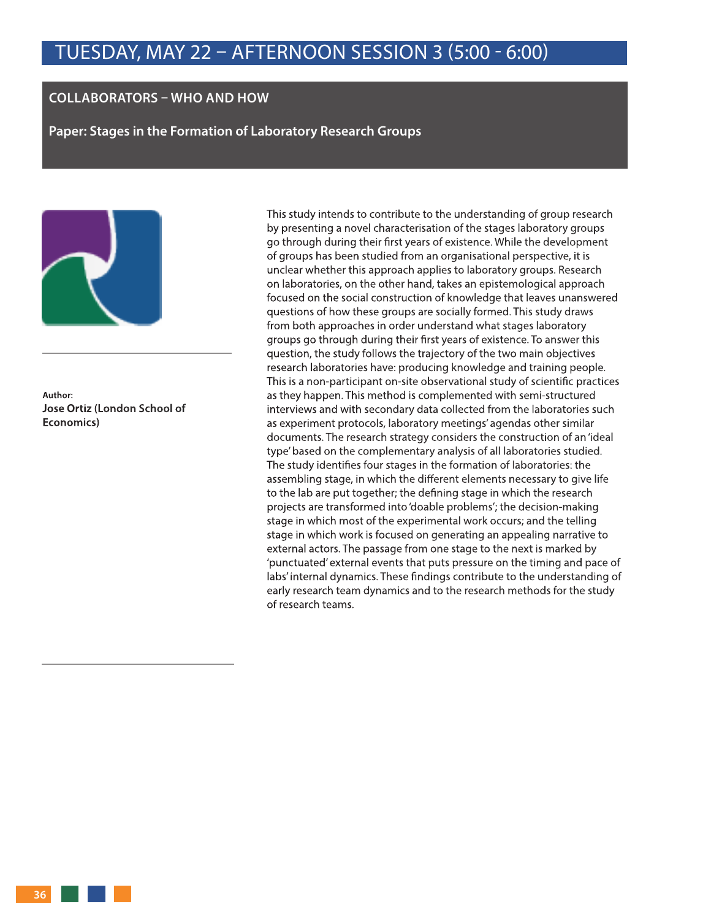# TUESDAY, MAY 22 – AFTERNOON SESSION 3 (5:00 - 6:00)

## COLLABORATORS – WHO AND HOW

### Paper: Stages in the Formation of Laboratory Research Groups

**Author:**
**Jose Ortiz (London School of Economics)**

This study intends to contribute to the understanding of group research by presenting a novel characterisation of the stages laboratory groups go through during their first years of existence. While the development of groups has been studied from an organisational perspective, it is unclear whether this approach applies to laboratory groups. Research on laboratories, on the other hand, takes an epistemological approach focused on the social construction of knowledge that leaves unanswered questions of how these groups are socially formed. This study draws from both approaches in order understand what stages laboratory groups go through during their first years of existence. To answer this question, the study follows the trajectory of the two main objectives research laboratories have: producing knowledge and training people. This is a non-participant on-site observational study of scientific practices as they happen. This method is complemented with semi-structured interviews and with secondary data collected from the laboratories such as experiment protocols, laboratory meetings' agendas other similar documents. The research strategy considers the construction of an 'ideal type' based on the complementary analysis of all laboratories studied. The study identifies four stages in the formation of laboratories: the assembling stage, in which the different elements necessary to give life to the lab are put together; the defining stage in which the research projects are transformed into 'doable problems'; the decision-making stage in which most of the experimental work occurs; and the telling stage in which work is focused on generating an appealing narrative to external actors. The passage from one stage to the next is marked by 'punctuated' external events that puts pressure on the timing and pace of labs' internal dynamics. These findings contribute to the understanding of early research team dynamics and to the research methods for the study of research teams.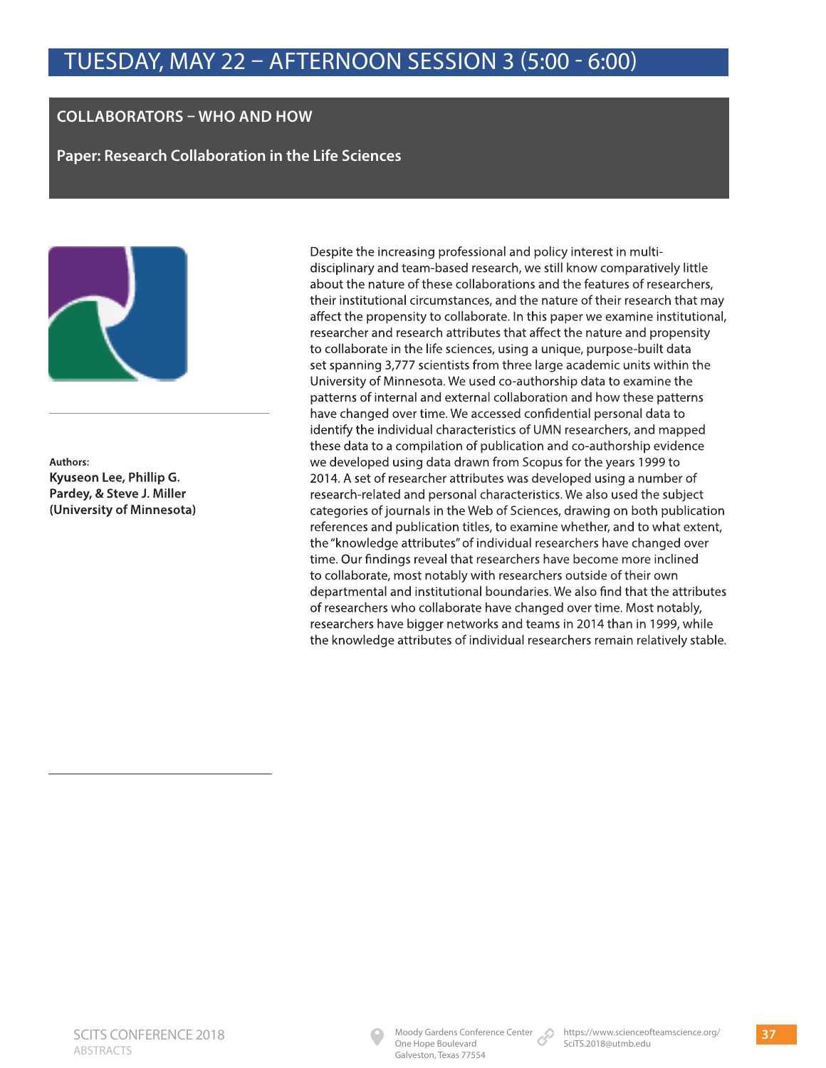# TUESDAY, MAY 22 – AFTERNOON SESSION 3 (5:00 - 6:00)

## COLLABORATORS – WHO AND HOW

### Paper: Research Collaboration in the Life Sciences

**Authors:**
**Kyuseon Lee, Phillip G. Pardey, & Steve J. Miller (University of Minnesota)**

Despite the increasing professional and policy interest in multi-disciplinary and team-based research, we still know comparatively little about the nature of these collaborations and the features of researchers, their institutional circumstances, and the nature of their research that may affect the propensity to collaborate. In this paper we examine institutional, researcher and research attributes that affect the nature and propensity to collaborate in the life sciences, using a unique, purpose-built data set spanning 3,777 scientists from three large academic units within the University of Minnesota. We used co-authorship data to examine the patterns of internal and external collaboration and how these patterns have changed over time. We accessed confidential personal data to identify the individual characteristics of UMN researchers, and mapped these data to a compilation of publication and co-authorship evidence we developed using data drawn from Scopus for the years 1999 to 2014. A set of researcher attributes was developed using a number of research-related and personal characteristics. We also used the subject categories of journals in the Web of Sciences, drawing on both publication references and publication titles, to examine whether, and to what extent, the "knowledge attributes" of individual researchers have changed over time. Our findings reveal that researchers have become more inclined to collaborate, most notably with researchers outside of their own departmental and institutional boundaries. We also find that the attributes of researchers who collaborate have changed over time. Most notably, researchers have bigger networks and teams in 2014 than in 1999, while the knowledge attributes of individual researchers remain relatively stable.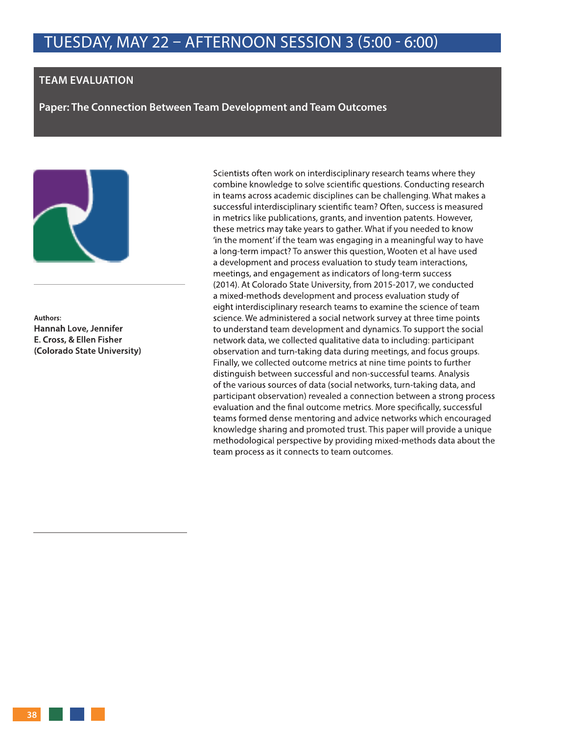# TUESDAY, MAY 22 – AFTERNOON SESSION 3 (5:00 - 6:00)

## TEAM EVALUATION

### Paper: The Connection Between Team Development and Team Outcomes

**Authors:**
**Hannah Love, Jennifer E. Cross, & Ellen Fisher (Colorado State University)**

Scientists often work on interdisciplinary research teams where they combine knowledge to solve scientific questions. Conducting research in teams across academic disciplines can be challenging. What makes a successful interdisciplinary scientific team? Often, success is measured in metrics like publications, grants, and invention patents. However, these metrics may take years to gather. What if you needed to know 'in the moment' if the team was engaging in a meaningful way to have a long-term impact? To answer this question, Wooten et al have used a development and process evaluation to study team interactions, meetings, and engagement as indicators of long-term success (2014). At Colorado State University, from 2015-2017, we conducted a mixed-methods development and process evaluation study of eight interdisciplinary research teams to examine the science of team science. We administered a social network survey at three time points to understand team development and dynamics. To support the social network data, we collected qualitative data to including: participant observation and turn-taking data during meetings, and focus groups. Finally, we collected outcome metrics at nine time points to further distinguish between successful and non-successful teams. Analysis of the various sources of data (social networks, turn-taking data, and participant observation) revealed a connection between a strong process evaluation and the final outcome metrics. More specifically, successful teams formed dense mentoring and advice networks which encouraged knowledge sharing and promoted trust. This paper will provide a unique methodological perspective by providing mixed-methods data about the team process as it connects to team outcomes.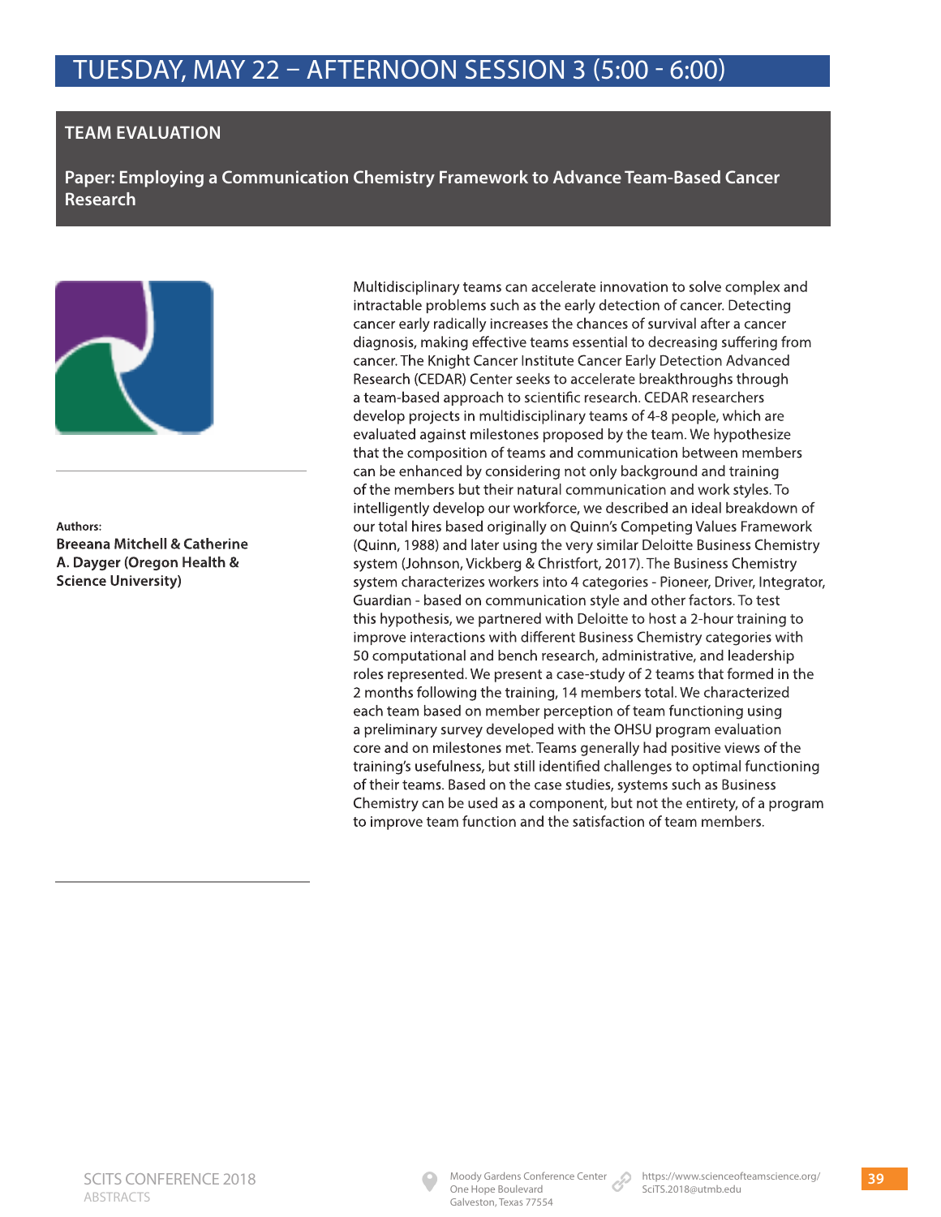# TUESDAY, MAY 22 – AFTERNOON SESSION 3 (5:00 - 6:00)

## TEAM EVALUATION

### Paper: Employing a Communication Chemistry Framework to Advance Team-Based Cancer Research

**Authors:**
**Breeana Mitchell & Catherine A. Dayger (Oregon Health & Science University)**

Multidisciplinary teams can accelerate innovation to solve complex and intractable problems such as the early detection of cancer. Detecting cancer early radically increases the chances of survival after a cancer diagnosis, making effective teams essential to decreasing suffering from cancer. The Knight Cancer Institute Cancer Early Detection Advanced Research (CEDAR) Center seeks to accelerate breakthroughs through a team-based approach to scientific research. CEDAR researchers develop projects in multidisciplinary teams of 4-8 people, which are evaluated against milestones proposed by the team. We hypothesize that the composition of teams and communication between members can be enhanced by considering not only background and training of the members but their natural communication and work styles. To intelligently develop our workforce, we described an ideal breakdown of our total hires based originally on Quinn's Competing Values Framework (Quinn, 1988) and later using the very similar Deloitte Business Chemistry system (Johnson, Vickberg & Christfort, 2017). The Business Chemistry system characterizes workers into 4 categories - Pioneer, Driver, Integrator, Guardian - based on communication style and other factors. To test this hypothesis, we partnered with Deloitte to host a 2-hour training to improve interactions with different Business Chemistry categories with 50 computational and bench research, administrative, and leadership roles represented. We present a case-study of 2 teams that formed in the 2 months following the training, 14 members total. We characterized each team based on member perception of team functioning using a preliminary survey developed with the OHSU program evaluation core and on milestones met. Teams generally had positive views of the training's usefulness, but still identified challenges to optimal functioning of their teams. Based on the case studies, systems such as Business Chemistry can be used as a component, but not the entirety, of a program to improve team function and the satisfaction of team members.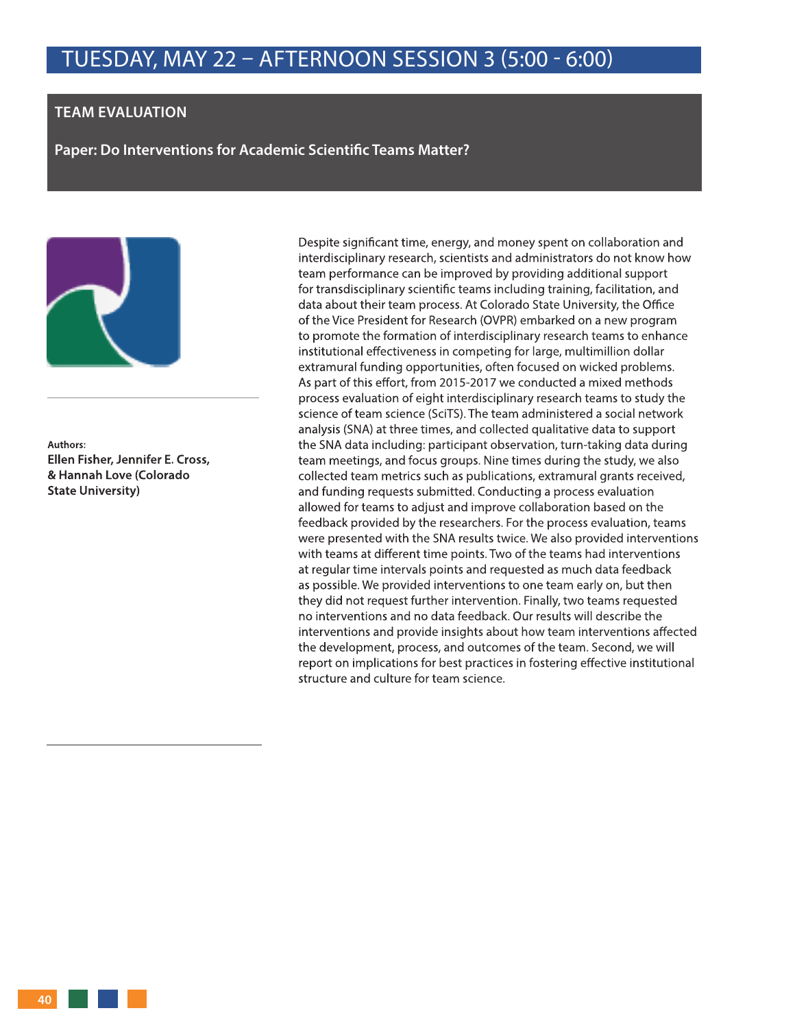# TUESDAY, MAY 22 – AFTERNOON SESSION 3 (5:00 - 6:00)

## TEAM EVALUATION

### Paper: Do Interventions for Academic Scientific Teams Matter?

**Authors:**
**Ellen Fisher, Jennifer E. Cross, & Hannah Love (Colorado State University)**

Despite significant time, energy, and money spent on collaboration and interdisciplinary research, scientists and administrators do not know how team performance can be improved by providing additional support for transdisciplinary scientific teams including training, facilitation, and data about their team process. At Colorado State University, the Office of the Vice President for Research (OVPR) embarked on a new program to promote the formation of interdisciplinary research teams to enhance institutional effectiveness in competing for large, multimillion dollar extramural funding opportunities, often focused on wicked problems. As part of this effort, from 2015-2017 we conducted a mixed methods process evaluation of eight interdisciplinary research teams to study the science of team science (SciTS). The team administered a social network analysis (SNA) at three times, and collected qualitative data to support the SNA data including: participant observation, turn-taking data during team meetings, and focus groups. Nine times during the study, we also collected team metrics such as publications, extramural grants received, and funding requests submitted. Conducting a process evaluation allowed for teams to adjust and improve collaboration based on the feedback provided by the researchers. For the process evaluation, teams were presented with the SNA results twice. We also provided interventions with teams at different time points. Two of the teams had interventions at regular time intervals points and requested as much data feedback as possible. We provided interventions to one team early on, but then they did not request further intervention. Finally, two teams requested no interventions and no data feedback. Our results will describe the interventions and provide insights about how team interventions affected the development, process, and outcomes of the team. Second, we will report on implications for best practices in fostering effective institutional structure and culture for team science.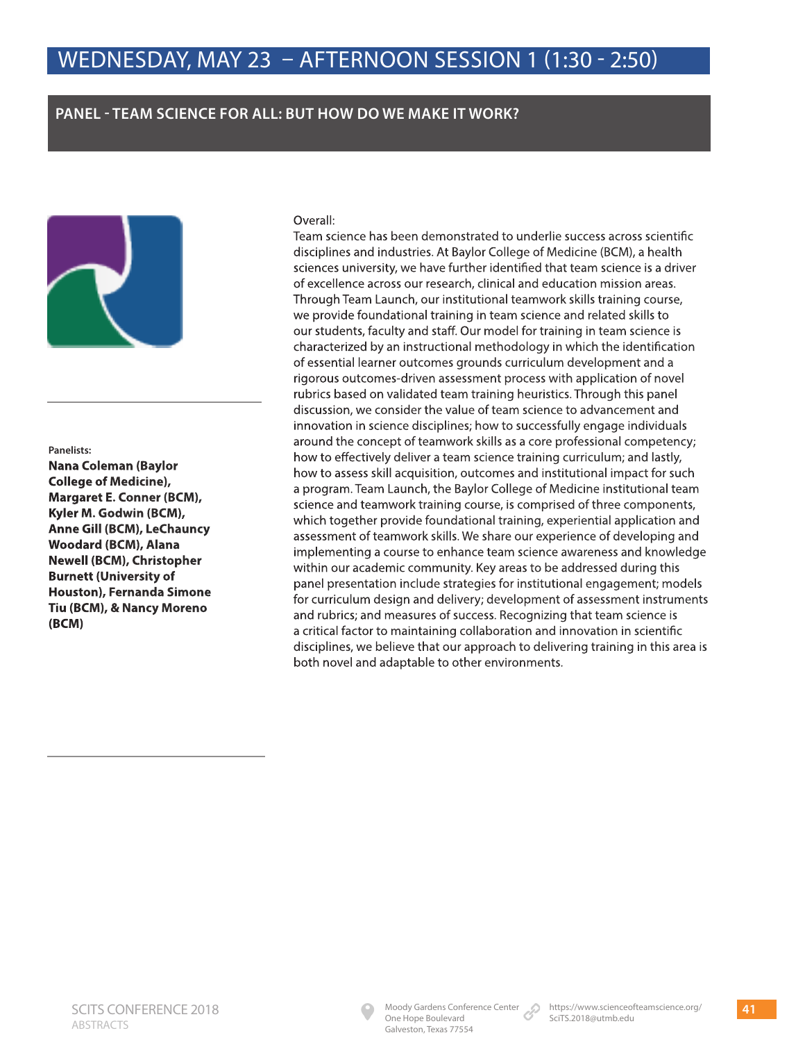# WEDNESDAY, MAY 23 – AFTERNOON SESSION 1 (1:30 - 2:50)

## PANEL - TEAM SCIENCE FOR ALL: BUT HOW DO WE MAKE IT WORK?

**Panelists:**

**Nana Coleman (Baylor College of Medicine), Margaret E. Conner (BCM), Kyler M. Godwin (BCM), Anne Gill (BCM), LeChauncy Woodard (BCM), Alana Newell (BCM), Christopher Burnett (University of Houston), Fernanda Simone Tiu (BCM), & Nancy Moreno (BCM)**

Overall:

Team science has been demonstrated to underlie success across scientific disciplines and industries. At Baylor College of Medicine (BCM), a health sciences university, we have further identified that team science is a driver of excellence across our research, clinical and education mission areas. Through Team Launch, our institutional teamwork skills training course, we provide foundational training in team science and related skills to our students, faculty and staff. Our model for training in team science is characterized by an instructional methodology in which the identification of essential learner outcomes grounds curriculum development and a rigorous outcomes-driven assessment process with application of novel rubrics based on validated team training heuristics. Through this panel discussion, we consider the value of team science to advancement and innovation in science disciplines; how to successfully engage individuals around the concept of teamwork skills as a core professional competency; how to effectively deliver a team science training curriculum; and lastly, how to assess skill acquisition, outcomes and institutional impact for such a program. Team Launch, the Baylor College of Medicine institutional team science and teamwork training course, is comprised of three components, which together provide foundational training, experiential application and assessment of teamwork skills. We share our experience of developing and implementing a course to enhance team science awareness and knowledge within our academic community. Key areas to be addressed during this panel presentation include strategies for institutional engagement; models for curriculum design and delivery; development of assessment instruments and rubrics; and measures of success. Recognizing that team science is a critical factor to maintaining collaboration and innovation in scientific disciplines, we believe that our approach to delivering training in this area is both novel and adaptable to other environments.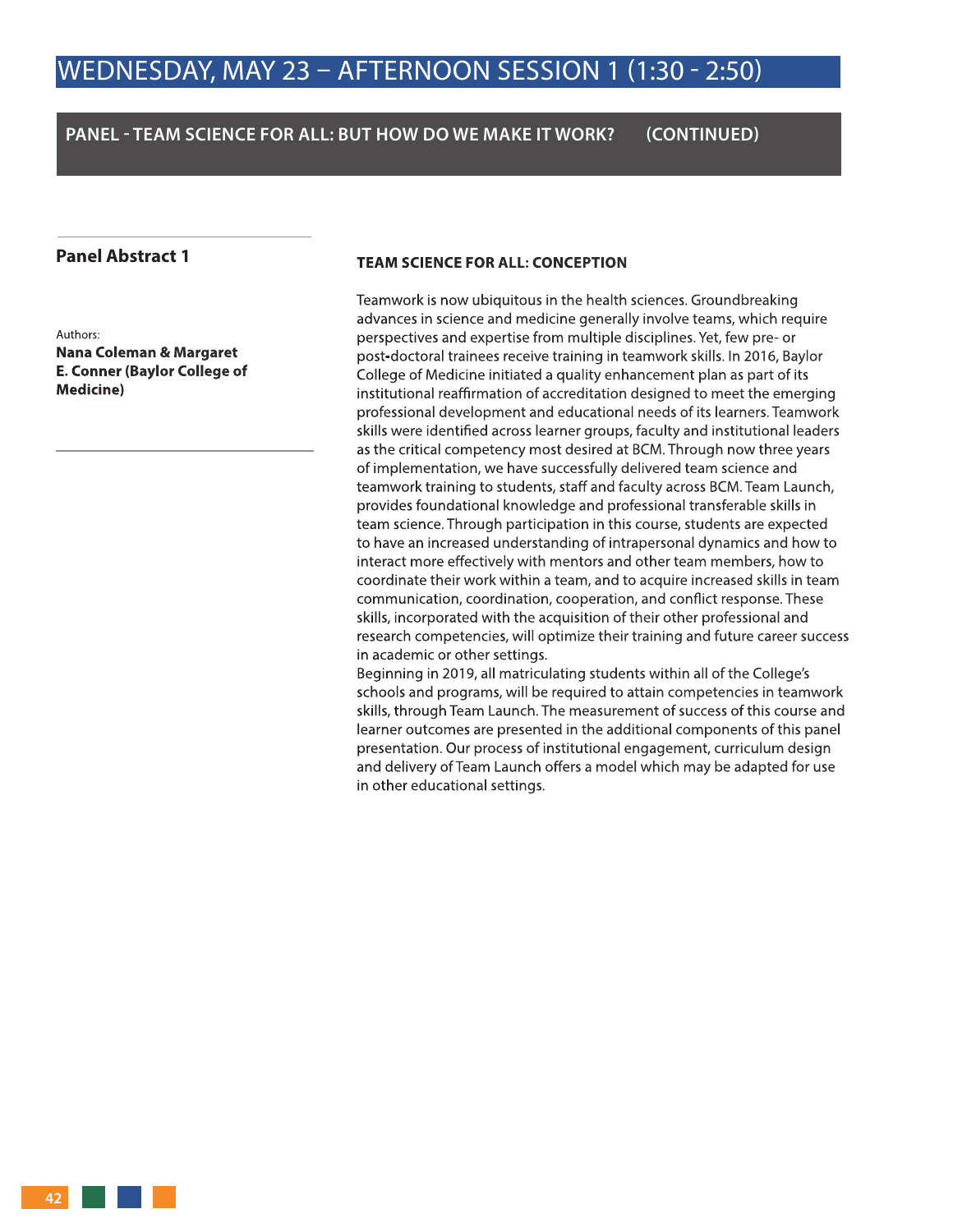# WEDNESDAY, MAY 23 – AFTERNOON SESSION 1 (1:30 - 2:50)

## PANEL - TEAM SCIENCE FOR ALL: BUT HOW DO WE MAKE IT WORK? (CONTINUED)

### Panel Abstract 1

Authors:
**Nana Coleman & Margaret E. Conner (Baylor College of Medicine)**

**TEAM SCIENCE FOR ALL: CONCEPTION**

Teamwork is now ubiquitous in the health sciences. Groundbreaking advances in science and medicine generally involve teams, which require perspectives and expertise from multiple disciplines. Yet, few pre- or post-doctoral trainees receive training in teamwork skills. In 2016, Baylor College of Medicine initiated a quality enhancement plan as part of its institutional reaffirmation of accreditation designed to meet the emerging professional development and educational needs of its learners. Teamwork skills were identified across learner groups, faculty and institutional leaders as the critical competency most desired at BCM. Through now three years of implementation, we have successfully delivered team science and teamwork training to students, staff and faculty across BCM. Team Launch, provides foundational knowledge and professional transferable skills in team science. Through participation in this course, students are expected to have an increased understanding of intrapersonal dynamics and how to interact more effectively with mentors and other team members, how to coordinate their work within a team, and to acquire increased skills in team communication, coordination, cooperation, and conflict response. These skills, incorporated with the acquisition of their other professional and research competencies, will optimize their training and future career success in academic or other settings.

Beginning in 2019, all matriculating students within all of the College's schools and programs, will be required to attain competencies in teamwork skills, through Team Launch. The measurement of success of this course and learner outcomes are presented in the additional components of this panel presentation. Our process of institutional engagement, curriculum design and delivery of Team Launch offers a model which may be adapted for use in other educational settings.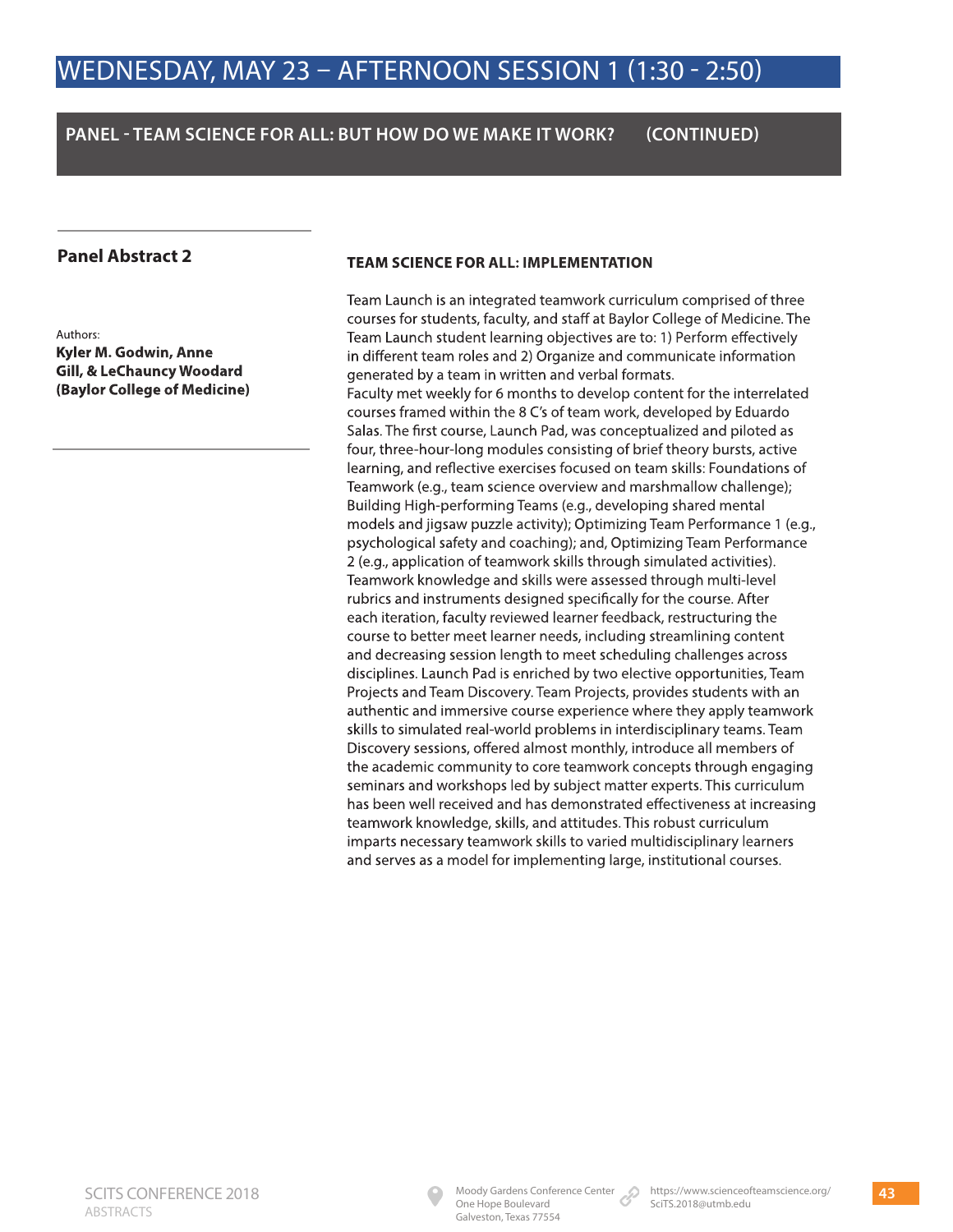# WEDNESDAY, MAY 23 – AFTERNOON SESSION 1 (1:30 - 2:50)

## PANEL - TEAM SCIENCE FOR ALL: BUT HOW DO WE MAKE IT WORK? (CONTINUED)

### Panel Abstract 2

Authors:
**Kyler M. Godwin, Anne Gill, & LeChauncy Woodard (Baylor College of Medicine)**

**TEAM SCIENCE FOR ALL: IMPLEMENTATION**

Team Launch is an integrated teamwork curriculum comprised of three courses for students, faculty, and staff at Baylor College of Medicine. The Team Launch student learning objectives are to: 1) Perform effectively in different team roles and 2) Organize and communicate information generated by a team in written and verbal formats.
Faculty met weekly for 6 months to develop content for the interrelated courses framed within the 8 C's of team work, developed by Eduardo Salas. The first course, Launch Pad, was conceptualized and piloted as four, three-hour-long modules consisting of brief theory bursts, active learning, and reflective exercises focused on team skills: Foundations of Teamwork (e.g., team science overview and marshmallow challenge); Building High-performing Teams (e.g., developing shared mental models and jigsaw puzzle activity); Optimizing Team Performance 1 (e.g., psychological safety and coaching); and, Optimizing Team Performance 2 (e.g., application of teamwork skills through simulated activities). Teamwork knowledge and skills were assessed through multi-level rubrics and instruments designed specifically for the course. After each iteration, faculty reviewed learner feedback, restructuring the course to better meet learner needs, including streamlining content and decreasing session length to meet scheduling challenges across disciplines. Launch Pad is enriched by two elective opportunities, Team Projects and Team Discovery. Team Projects, provides students with an authentic and immersive course experience where they apply teamwork skills to simulated real-world problems in interdisciplinary teams. Team Discovery sessions, offered almost monthly, introduce all members of the academic community to core teamwork concepts through engaging seminars and workshops led by subject matter experts. This curriculum has been well received and has demonstrated effectiveness at increasing teamwork knowledge, skills, and attitudes. This robust curriculum imparts necessary teamwork skills to varied multidisciplinary learners and serves as a model for implementing large, institutional courses.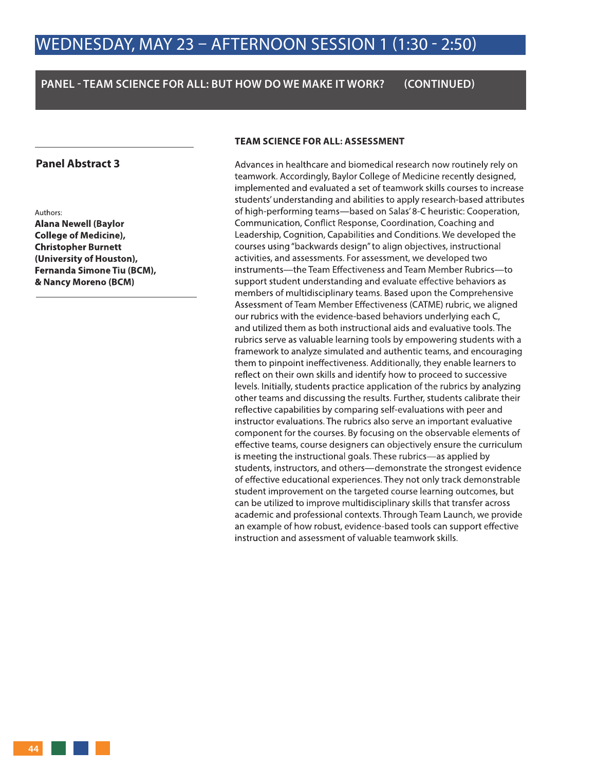# WEDNESDAY, MAY 23 – AFTERNOON SESSION 1 (1:30 - 2:50)

## PANEL - TEAM SCIENCE FOR ALL: BUT HOW DO WE MAKE IT WORK? (CONTINUED)

### Panel Abstract 3

Authors:
**Alana Newell (Baylor College of Medicine), Christopher Burnett (University of Houston), Fernanda Simone Tiu (BCM), & Nancy Moreno (BCM)**

### TEAM SCIENCE FOR ALL: ASSESSMENT

Advances in healthcare and biomedical research now routinely rely on teamwork. Accordingly, Baylor College of Medicine recently designed, implemented and evaluated a set of teamwork skills courses to increase students' understanding and abilities to apply research-based attributes of high-performing teams—based on Salas' 8-C heuristic: Cooperation, Communication, Conflict Response, Coordination, Coaching and Leadership, Cognition, Capabilities and Conditions. We developed the courses using "backwards design" to align objectives, instructional activities, and assessments. For assessment, we developed two instruments—the Team Effectiveness and Team Member Rubrics—to support student understanding and evaluate effective behaviors as members of multidisciplinary teams. Based upon the Comprehensive Assessment of Team Member Effectiveness (CATME) rubric, we aligned our rubrics with the evidence-based behaviors underlying each C, and utilized them as both instructional aids and evaluative tools. The rubrics serve as valuable learning tools by empowering students with a framework to analyze simulated and authentic teams, and encouraging them to pinpoint ineffectiveness. Additionally, they enable learners to reflect on their own skills and identify how to proceed to successive levels. Initially, students practice application of the rubrics by analyzing other teams and discussing the results. Further, students calibrate their reflective capabilities by comparing self-evaluations with peer and instructor evaluations. The rubrics also serve an important evaluative component for the courses. By focusing on the observable elements of effective teams, course designers can objectively ensure the curriculum is meeting the instructional goals. These rubrics—as applied by students, instructors, and others—demonstrate the strongest evidence of effective educational experiences. They not only track demonstrable student improvement on the targeted course learning outcomes, but can be utilized to improve multidisciplinary skills that transfer across academic and professional contexts. Through Team Launch, we provide an example of how robust, evidence-based tools can support effective instruction and assessment of valuable teamwork skills.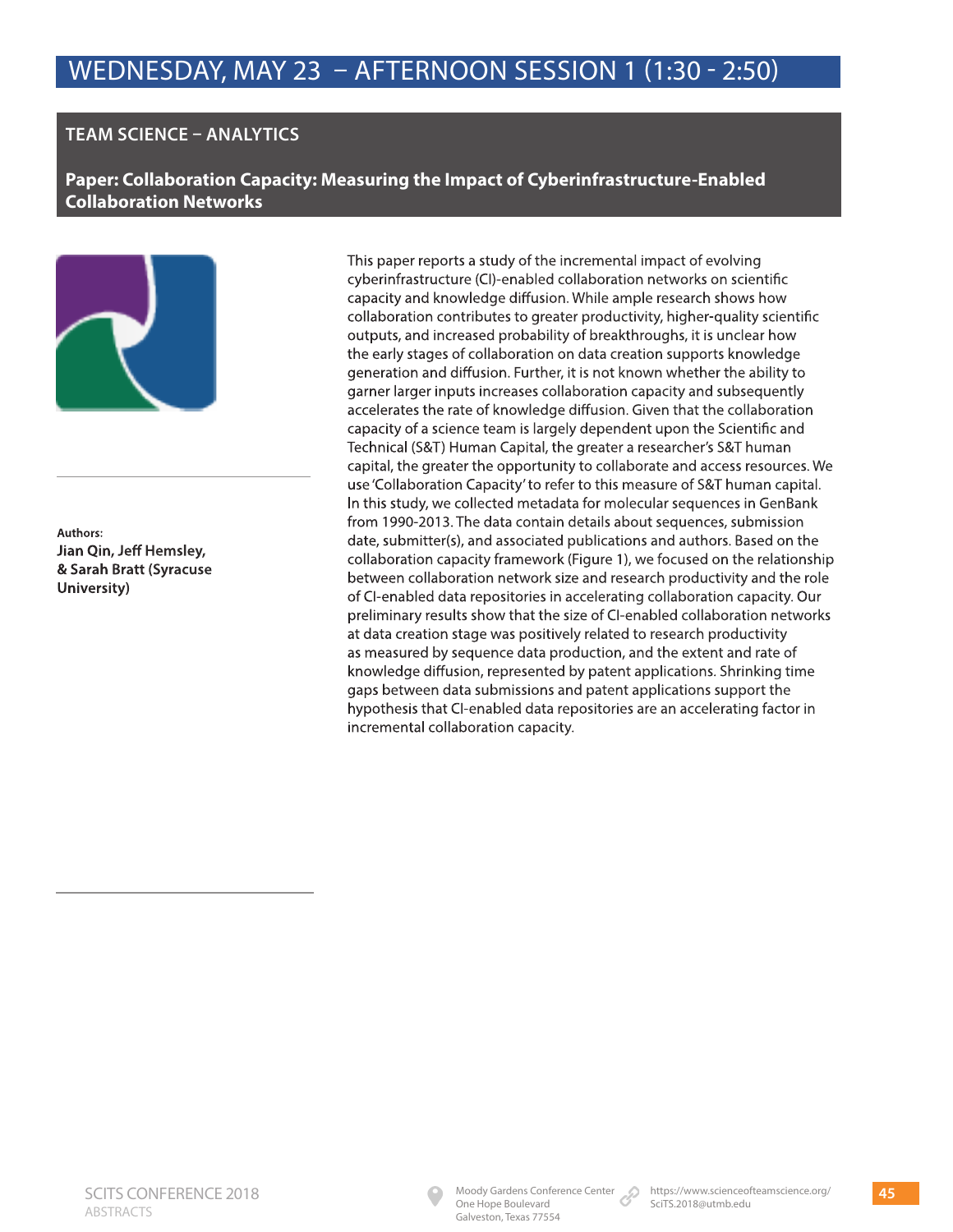# WEDNESDAY, MAY 23 – AFTERNOON SESSION 1 (1:30 - 2:50)

## TEAM SCIENCE – ANALYTICS

### Paper: Collaboration Capacity: Measuring the Impact of Cyberinfrastructure-Enabled Collaboration Networks

**Authors:**
**Jian Qin, Jeff Hemsley, & Sarah Bratt (Syracuse University)**

This paper reports a study of the incremental impact of evolving cyberinfrastructure (CI)-enabled collaboration networks on scientific capacity and knowledge diffusion. While ample research shows how collaboration contributes to greater productivity, higher-quality scientific outputs, and increased probability of breakthroughs, it is unclear how the early stages of collaboration on data creation supports knowledge generation and diffusion. Further, it is not known whether the ability to garner larger inputs increases collaboration capacity and subsequently accelerates the rate of knowledge diffusion. Given that the collaboration capacity of a science team is largely dependent upon the Scientific and Technical (S&T) Human Capital, the greater a researcher's S&T human capital, the greater the opportunity to collaborate and access resources. We use 'Collaboration Capacity' to refer to this measure of S&T human capital. In this study, we collected metadata for molecular sequences in GenBank from 1990-2013. The data contain details about sequences, submission date, submitter(s), and associated publications and authors. Based on the collaboration capacity framework (Figure 1), we focused on the relationship between collaboration network size and research productivity and the role of CI-enabled data repositories in accelerating collaboration capacity. Our preliminary results show that the size of CI-enabled collaboration networks at data creation stage was positively related to research productivity as measured by sequence data production, and the extent and rate of knowledge diffusion, represented by patent applications. Shrinking time gaps between data submissions and patent applications support the hypothesis that CI-enabled data repositories are an accelerating factor in incremental collaboration capacity.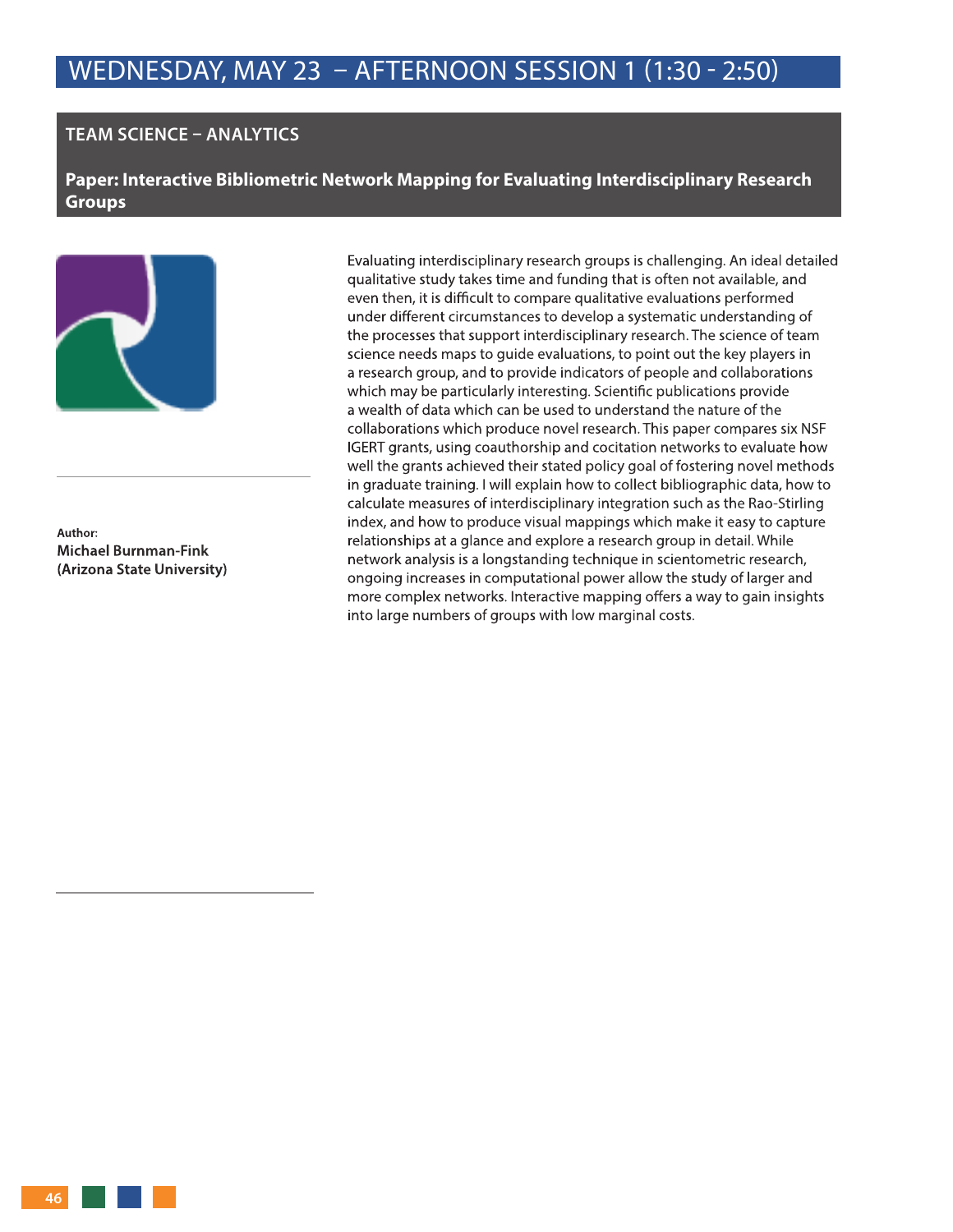# WEDNESDAY, MAY 23 – AFTERNOON SESSION 1 (1:30 - 2:50)

## TEAM SCIENCE – ANALYTICS

### Paper: Interactive Bibliometric Network Mapping for Evaluating Interdisciplinary Research Groups

**Author:**
**Michael Burnman-Fink (Arizona State University)**

Evaluating interdisciplinary research groups is challenging. An ideal detailed qualitative study takes time and funding that is often not available, and even then, it is difficult to compare qualitative evaluations performed under different circumstances to develop a systematic understanding of the processes that support interdisciplinary research. The science of team science needs maps to guide evaluations, to point out the key players in a research group, and to provide indicators of people and collaborations which may be particularly interesting. Scientific publications provide a wealth of data which can be used to understand the nature of the collaborations which produce novel research. This paper compares six NSF IGERT grants, using coauthorship and cocitation networks to evaluate how well the grants achieved their stated policy goal of fostering novel methods in graduate training. I will explain how to collect bibliographic data, how to calculate measures of interdisciplinary integration such as the Rao-Stirling index, and how to produce visual mappings which make it easy to capture relationships at a glance and explore a research group in detail. While network analysis is a longstanding technique in scientometric research, ongoing increases in computational power allow the study of larger and more complex networks. Interactive mapping offers a way to gain insights into large numbers of groups with low marginal costs.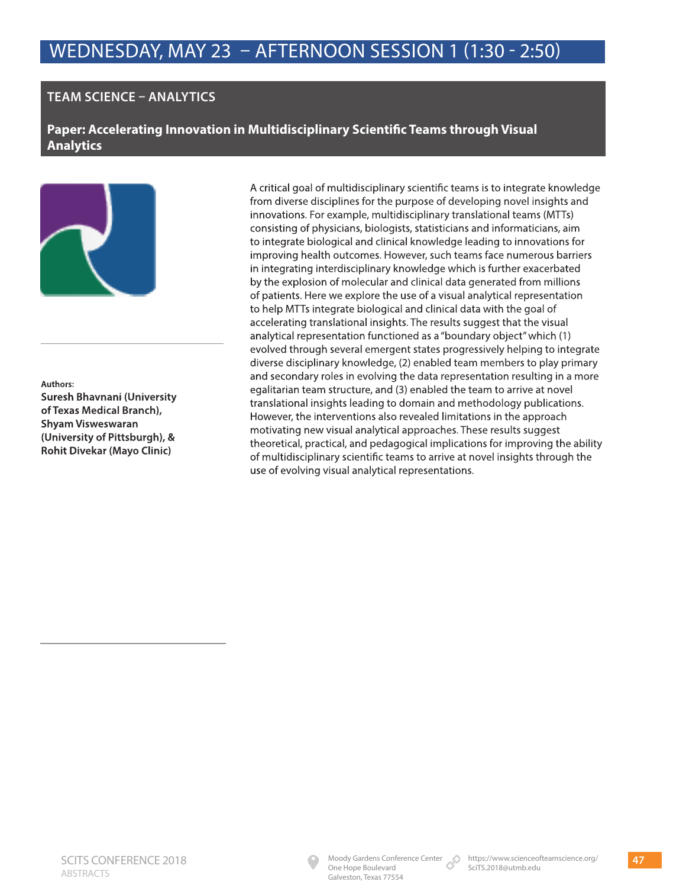# WEDNESDAY, MAY 23 – AFTERNOON SESSION 1 (1:30 - 2:50)

## TEAM SCIENCE – ANALYTICS

### Paper: Accelerating Innovation in Multidisciplinary Scientific Teams through Visual Analytics

**Authors:**
**Suresh Bhavnani (University of Texas Medical Branch), Shyam Visweswaran (University of Pittsburgh), & Rohit Divekar (Mayo Clinic)**

A critical goal of multidisciplinary scientific teams is to integrate knowledge from diverse disciplines for the purpose of developing novel insights and innovations. For example, multidisciplinary translational teams (MTTs) consisting of physicians, biologists, statisticians and informaticians, aim to integrate biological and clinical knowledge leading to innovations for improving health outcomes. However, such teams face numerous barriers in integrating interdisciplinary knowledge which is further exacerbated by the explosion of molecular and clinical data generated from millions of patients. Here we explore the use of a visual analytical representation to help MTTs integrate biological and clinical data with the goal of accelerating translational insights. The results suggest that the visual analytical representation functioned as a "boundary object" which (1) evolved through several emergent states progressively helping to integrate diverse disciplinary knowledge, (2) enabled team members to play primary and secondary roles in evolving the data representation resulting in a more egalitarian team structure, and (3) enabled the team to arrive at novel translational insights leading to domain and methodology publications. However, the interventions also revealed limitations in the approach motivating new visual analytical approaches. These results suggest theoretical, practical, and pedagogical implications for improving the ability of multidisciplinary scientific teams to arrive at novel insights through the use of evolving visual analytical representations.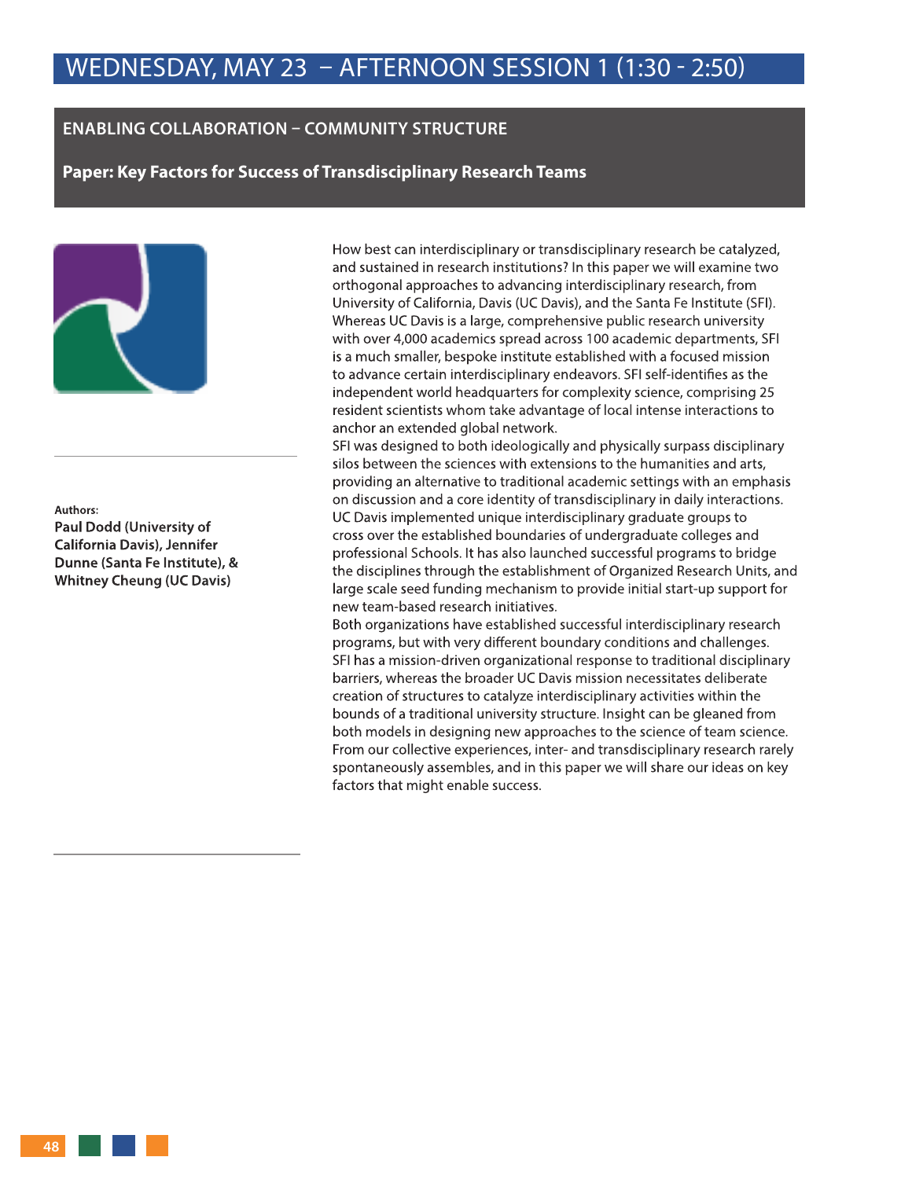# WEDNESDAY, MAY 23 – AFTERNOON SESSION 1 (1:30 - 2:50)

## ENABLING COLLABORATION – COMMUNITY STRUCTURE

### Paper: Key Factors for Success of Transdisciplinary Research Teams

**Authors:**
**Paul Dodd (University of California Davis), Jennifer Dunne (Santa Fe Institute), & Whitney Cheung (UC Davis)**

How best can interdisciplinary or transdisciplinary research be catalyzed, and sustained in research institutions? In this paper we will examine two orthogonal approaches to advancing interdisciplinary research, from University of California, Davis (UC Davis), and the Santa Fe Institute (SFI). Whereas UC Davis is a large, comprehensive public research university with over 4,000 academics spread across 100 academic departments, SFI is a much smaller, bespoke institute established with a focused mission to advance certain interdisciplinary endeavors. SFI self-identifies as the independent world headquarters for complexity science, comprising 25 resident scientists whom take advantage of local intense interactions to anchor an extended global network.

SFI was designed to both ideologically and physically surpass disciplinary silos between the sciences with extensions to the humanities and arts, providing an alternative to traditional academic settings with an emphasis on discussion and a core identity of transdisciplinary in daily interactions. UC Davis implemented unique interdisciplinary graduate groups to cross over the established boundaries of undergraduate colleges and professional Schools. It has also launched successful programs to bridge the disciplines through the establishment of Organized Research Units, and large scale seed funding mechanism to provide initial start-up support for new team-based research initiatives.

Both organizations have established successful interdisciplinary research programs, but with very different boundary conditions and challenges. SFI has a mission-driven organizational response to traditional disciplinary barriers, whereas the broader UC Davis mission necessitates deliberate creation of structures to catalyze interdisciplinary activities within the bounds of a traditional university structure. Insight can be gleaned from both models in designing new approaches to the science of team science. From our collective experiences, inter- and transdisciplinary research rarely spontaneously assembles, and in this paper we will share our ideas on key factors that might enable success.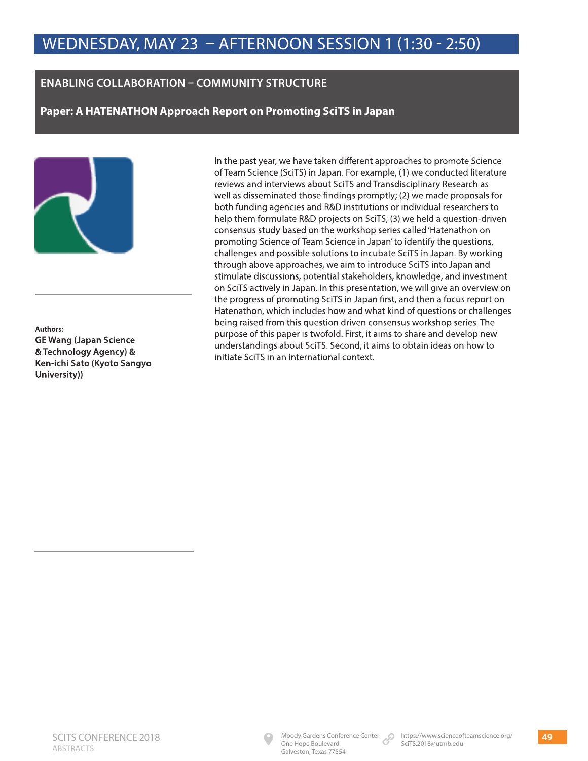# WEDNESDAY, MAY 23 – AFTERNOON SESSION 1 (1:30 - 2:50)

## ENABLING COLLABORATION – COMMUNITY STRUCTURE

### Paper: A HATENATHON Approach Report on Promoting SciTS in Japan

**Authors:**
**GE Wang (Japan Science & Technology Agency) & Ken-ichi Sato (Kyoto Sangyo University))**

In the past year, we have taken different approaches to promote Science of Team Science (SciTS) in Japan. For example, (1) we conducted literature reviews and interviews about SciTS and Transdisciplinary Research as well as disseminated those findings promptly; (2) we made proposals for both funding agencies and R&D institutions or individual researchers to help them formulate R&D projects on SciTS; (3) we held a question-driven consensus study based on the workshop series called 'Hatenathon on promoting Science of Team Science in Japan' to identify the questions, challenges and possible solutions to incubate SciTS in Japan. By working through above approaches, we aim to introduce SciTS into Japan and stimulate discussions, potential stakeholders, knowledge, and investment on SciTS actively in Japan. In this presentation, we will give an overview on the progress of promoting SciTS in Japan first, and then a focus report on Hatenathon, which includes how and what kind of questions or challenges being raised from this question driven consensus workshop series. The purpose of this paper is twofold. First, it aims to share and develop new understandings about SciTS. Second, it aims to obtain ideas on how to initiate SciTS in an international context.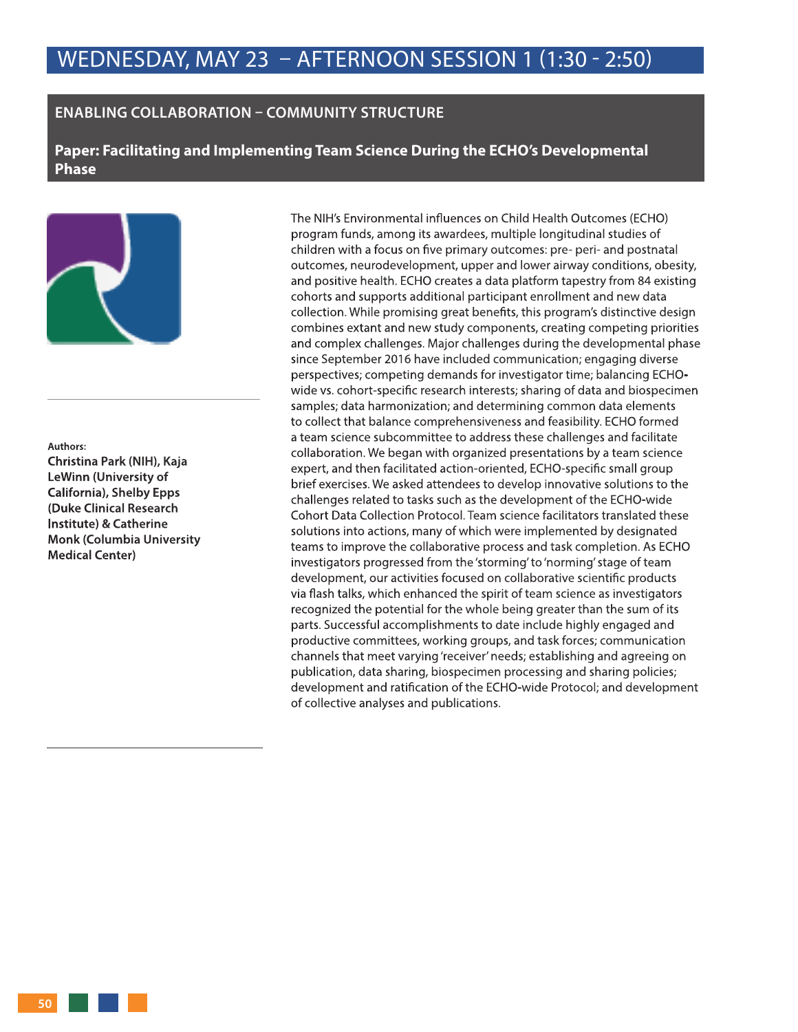# WEDNESDAY, MAY 23 – AFTERNOON SESSION 1 (1:30 - 2:50)

## ENABLING COLLABORATION – COMMUNITY STRUCTURE

### Paper: Facilitating and Implementing Team Science During the ECHO's Developmental Phase

**Authors:**
**Christina Park (NIH), Kaja LeWinn (University of California), Shelby Epps (Duke Clinical Research Institute) & Catherine Monk (Columbia University Medical Center)**

The NIH's Environmental influences on Child Health Outcomes (ECHO) program funds, among its awardees, multiple longitudinal studies of children with a focus on five primary outcomes: pre- peri- and postnatal outcomes, neurodevelopment, upper and lower airway conditions, obesity, and positive health. ECHO creates a data platform tapestry from 84 existing cohorts and supports additional participant enrollment and new data collection. While promising great benefits, this program's distinctive design combines extant and new study components, creating competing priorities and complex challenges. Major challenges during the developmental phase since September 2016 have included communication; engaging diverse perspectives; competing demands for investigator time; balancing ECHO-wide vs. cohort-specific research interests; sharing of data and biospecimen samples; data harmonization; and determining common data elements to collect that balance comprehensiveness and feasibility. ECHO formed a team science subcommittee to address these challenges and facilitate collaboration. We began with organized presentations by a team science expert, and then facilitated action-oriented, ECHO-specific small group brief exercises. We asked attendees to develop innovative solutions to the challenges related to tasks such as the development of the ECHO-wide Cohort Data Collection Protocol. Team science facilitators translated these solutions into actions, many of which were implemented by designated teams to improve the collaborative process and task completion. As ECHO investigators progressed from the 'storming' to 'norming' stage of team development, our activities focused on collaborative scientific products via flash talks, which enhanced the spirit of team science as investigators recognized the potential for the whole being greater than the sum of its parts. Successful accomplishments to date include highly engaged and productive committees, working groups, and task forces; communication channels that meet varying 'receiver' needs; establishing and agreeing on publication, data sharing, biospecimen processing and sharing policies; development and ratification of the ECHO-wide Protocol; and development of collective analyses and publications.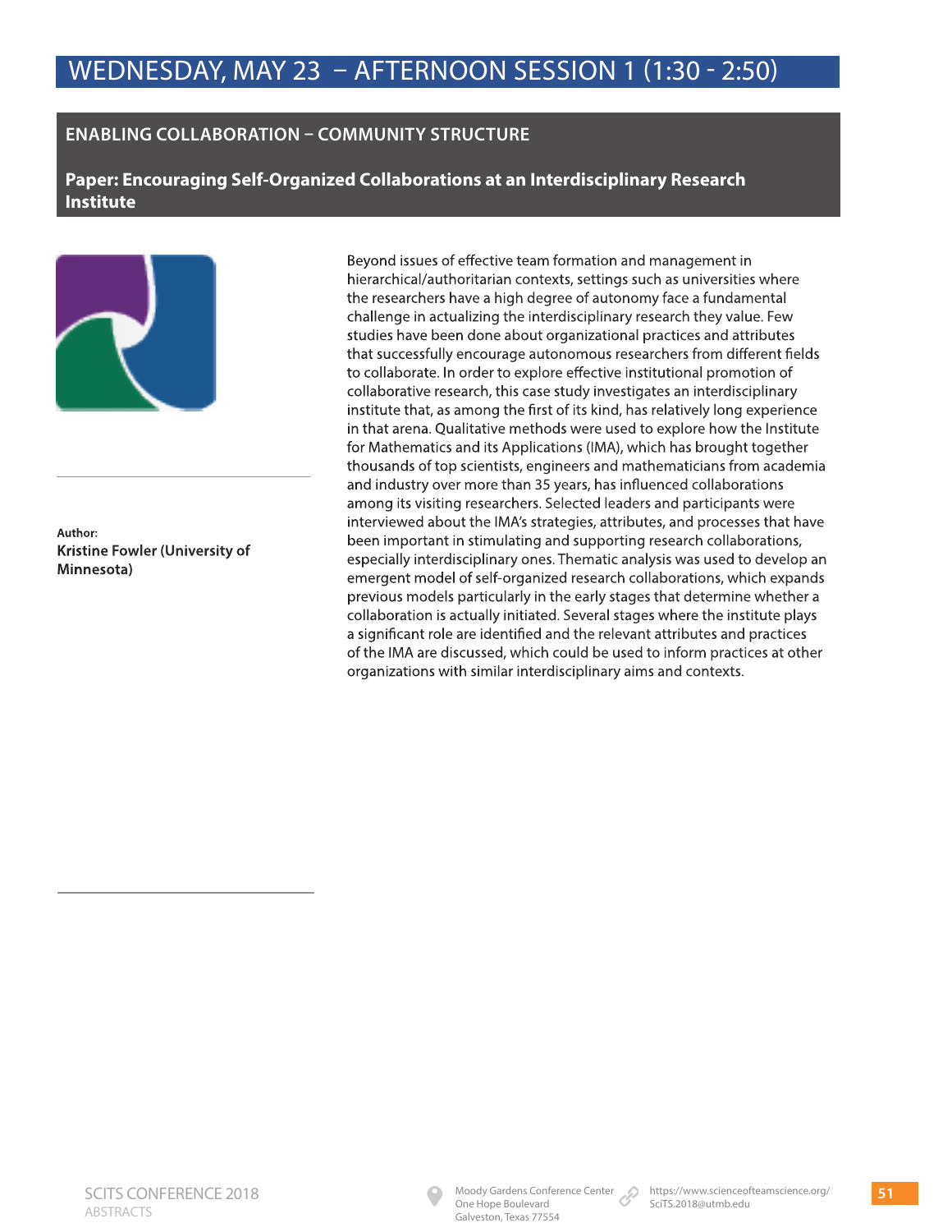# WEDNESDAY, MAY 23 – AFTERNOON SESSION 1 (1:30 - 2:50)

## ENABLING COLLABORATION – COMMUNITY STRUCTURE

### Paper: Encouraging Self-Organized Collaborations at an Interdisciplinary Research Institute

**Author:**
**Kristine Fowler (University of Minnesota)**

Beyond issues of effective team formation and management in hierarchical/authoritarian contexts, settings such as universities where the researchers have a high degree of autonomy face a fundamental challenge in actualizing the interdisciplinary research they value. Few studies have been done about organizational practices and attributes that successfully encourage autonomous researchers from different fields to collaborate. In order to explore effective institutional promotion of collaborative research, this case study investigates an interdisciplinary institute that, as among the first of its kind, has relatively long experience in that arena. Qualitative methods were used to explore how the Institute for Mathematics and its Applications (IMA), which has brought together thousands of top scientists, engineers and mathematicians from academia and industry over more than 35 years, has influenced collaborations among its visiting researchers. Selected leaders and participants were interviewed about the IMA's strategies, attributes, and processes that have been important in stimulating and supporting research collaborations, especially interdisciplinary ones. Thematic analysis was used to develop an emergent model of self-organized research collaborations, which expands previous models particularly in the early stages that determine whether a collaboration is actually initiated. Several stages where the institute plays a significant role are identified and the relevant attributes and practices of the IMA are discussed, which could be used to inform practices at other organizations with similar interdisciplinary aims and contexts.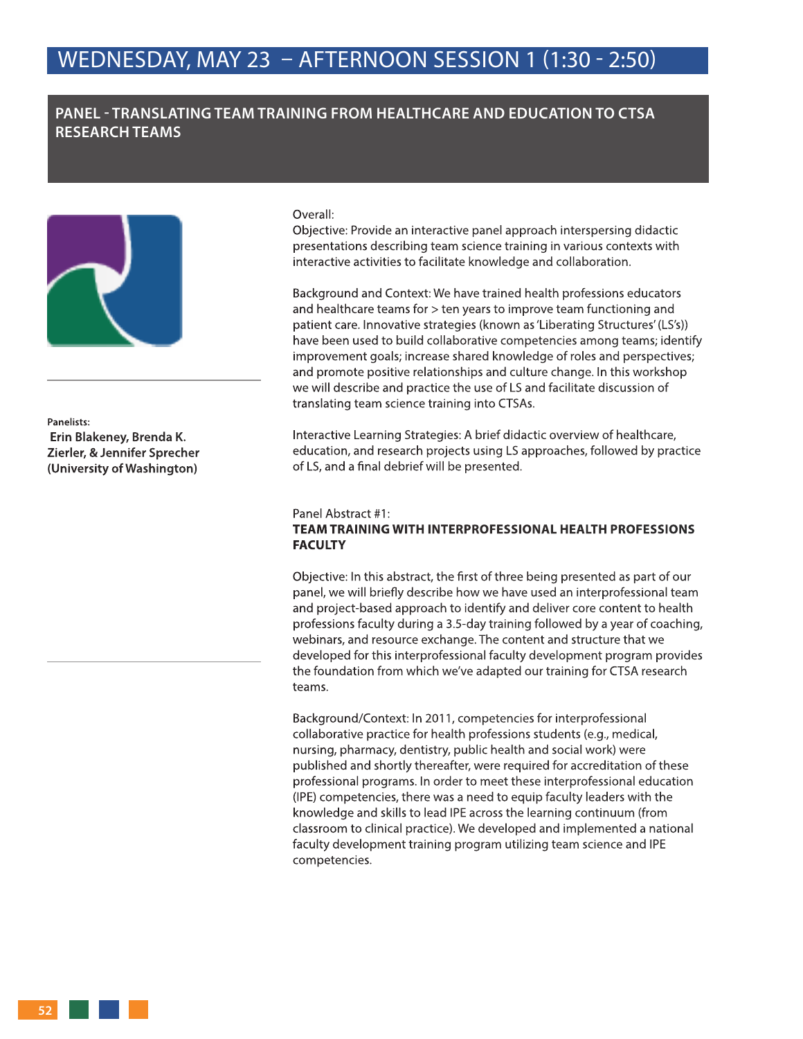# WEDNESDAY, MAY 23 – AFTERNOON SESSION 1 (1:30 - 2:50)

## PANEL - TRANSLATING TEAM TRAINING FROM HEALTHCARE AND EDUCATION TO CTSA RESEARCH TEAMS

**Panelists:**
**Erin Blakeney, Brenda K. Zierler, & Jennifer Sprecher (University of Washington)**

Overall:
Objective: Provide an interactive panel approach interspersing didactic presentations describing team science training in various contexts with interactive activities to facilitate knowledge and collaboration.

Background and Context: We have trained health professions educators and healthcare teams for > ten years to improve team functioning and patient care. Innovative strategies (known as 'Liberating Structures' (LS's)) have been used to build collaborative competencies among teams; identify improvement goals; increase shared knowledge of roles and perspectives; and promote positive relationships and culture change. In this workshop we will describe and practice the use of LS and facilitate discussion of translating team science training into CTSAs.

Interactive Learning Strategies: A brief didactic overview of healthcare, education, and research projects using LS approaches, followed by practice of LS, and a final debrief will be presented.

Panel Abstract #1:
**TEAM TRAINING WITH INTERPROFESSIONAL HEALTH PROFESSIONS FACULTY**

Objective: In this abstract, the first of three being presented as part of our panel, we will briefly describe how we have used an interprofessional team and project-based approach to identify and deliver core content to health professions faculty during a 3.5-day training followed by a year of coaching, webinars, and resource exchange. The content and structure that we developed for this interprofessional faculty development program provides the foundation from which we've adapted our training for CTSA research teams.

Background/Context: In 2011, competencies for interprofessional collaborative practice for health professions students (e.g., medical, nursing, pharmacy, dentistry, public health and social work) were published and shortly thereafter, were required for accreditation of these professional programs. In order to meet these interprofessional education (IPE) competencies, there was a need to equip faculty leaders with the knowledge and skills to lead IPE across the learning continuum (from classroom to clinical practice). We developed and implemented a national faculty development training program utilizing team science and IPE competencies.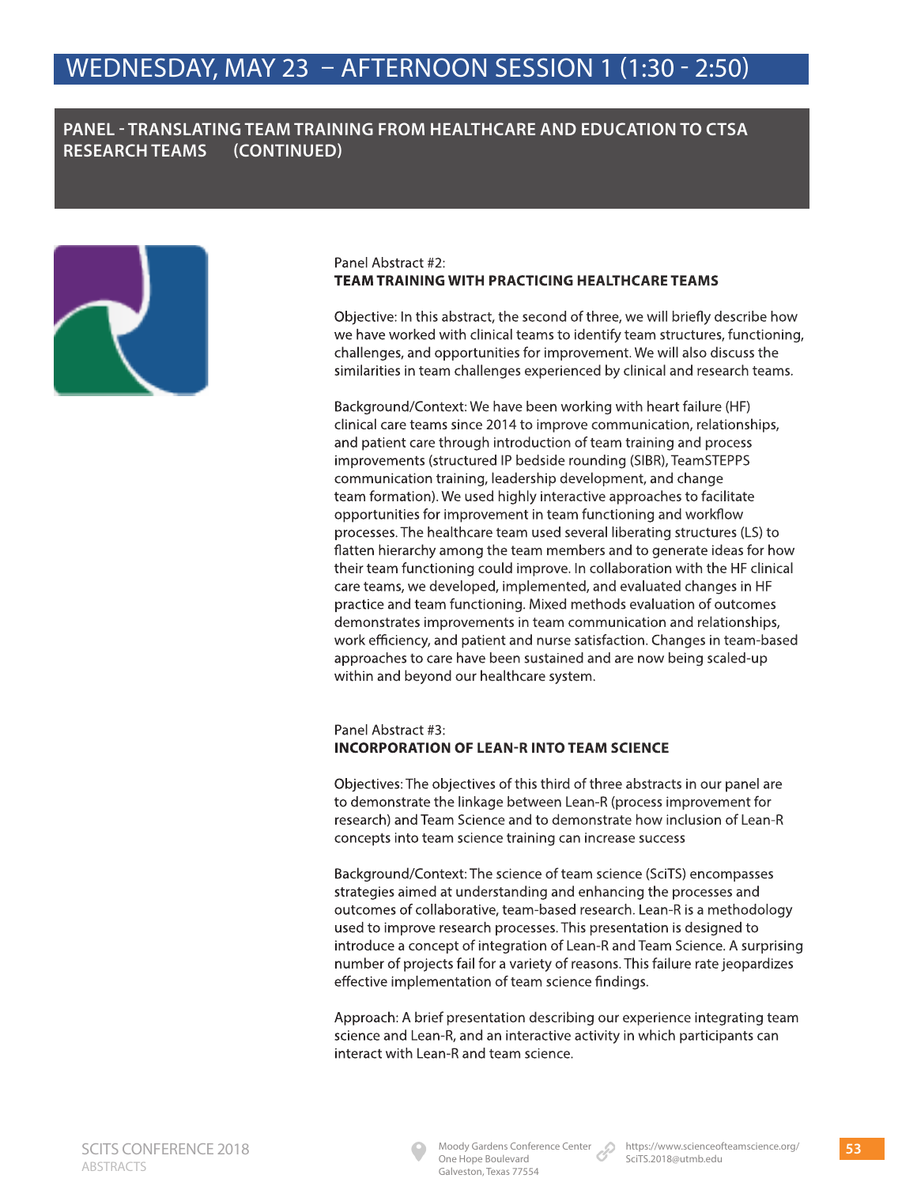# WEDNESDAY, MAY 23 – AFTERNOON SESSION 1 (1:30 - 2:50)

## PANEL - TRANSLATING TEAM TRAINING FROM HEALTHCARE AND EDUCATION TO CTSA RESEARCH TEAMS (CONTINUED)

Panel Abstract #2:
**TEAM TRAINING WITH PRACTICING HEALTHCARE TEAMS**

Objective: In this abstract, the second of three, we will briefly describe how we have worked with clinical teams to identify team structures, functioning, challenges, and opportunities for improvement. We will also discuss the similarities in team challenges experienced by clinical and research teams.

Background/Context: We have been working with heart failure (HF) clinical care teams since 2014 to improve communication, relationships, and patient care through introduction of team training and process improvements (structured IP bedside rounding (SIBR), TeamSTEPPS communication training, leadership development, and change team formation). We used highly interactive approaches to facilitate opportunities for improvement in team functioning and workflow processes. The healthcare team used several liberating structures (LS) to flatten hierarchy among the team members and to generate ideas for how their team functioning could improve. In collaboration with the HF clinical care teams, we developed, implemented, and evaluated changes in HF practice and team functioning. Mixed methods evaluation of outcomes demonstrates improvements in team communication and relationships, work efficiency, and patient and nurse satisfaction. Changes in team-based approaches to care have been sustained and are now being scaled-up within and beyond our healthcare system.

Panel Abstract #3:
**INCORPORATION OF LEAN-R INTO TEAM SCIENCE**

Objectives: The objectives of this third of three abstracts in our panel are to demonstrate the linkage between Lean-R (process improvement for research) and Team Science and to demonstrate how inclusion of Lean-R concepts into team science training can increase success

Background/Context: The science of team science (SciTS) encompasses strategies aimed at understanding and enhancing the processes and outcomes of collaborative, team-based research. Lean-R is a methodology used to improve research processes. This presentation is designed to introduce a concept of integration of Lean-R and Team Science. A surprising number of projects fail for a variety of reasons. This failure rate jeopardizes effective implementation of team science findings.

Approach: A brief presentation describing our experience integrating team science and Lean-R, and an interactive activity in which participants can interact with Lean-R and team science.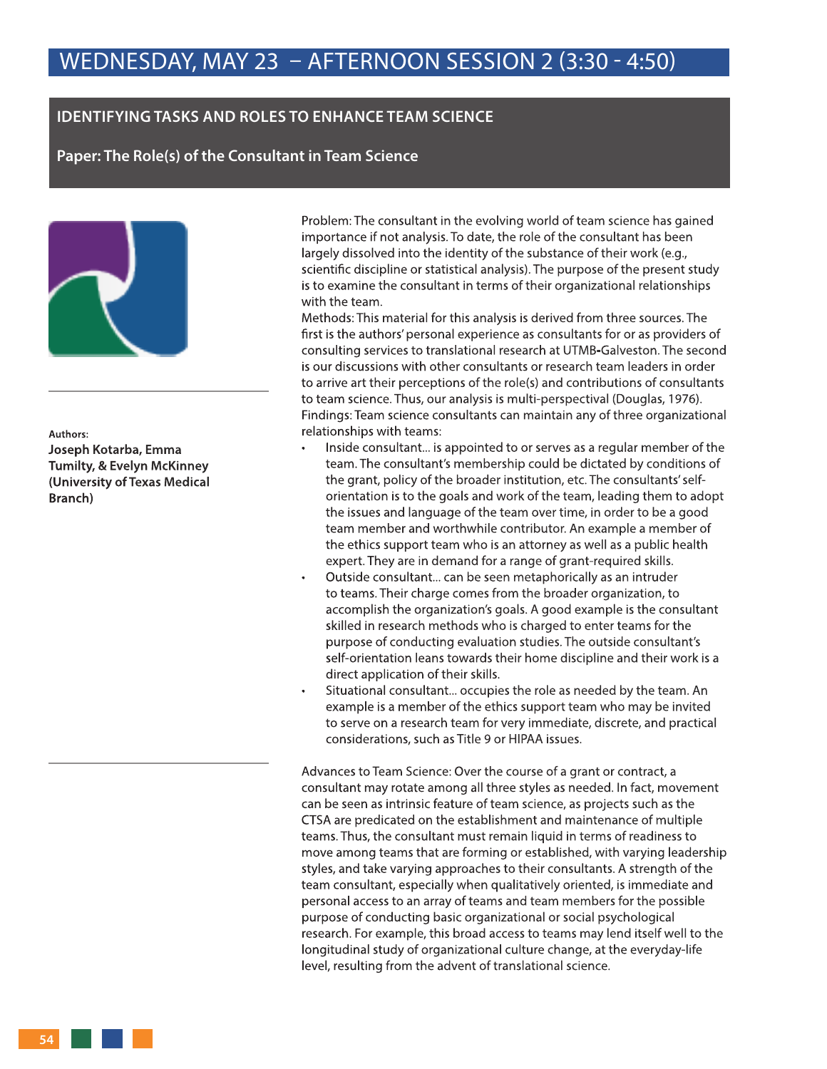# WEDNESDAY, MAY 23 – AFTERNOON SESSION 2 (3:30 - 4:50)

## IDENTIFYING TASKS AND ROLES TO ENHANCE TEAM SCIENCE

### Paper: The Role(s) of the Consultant in Team Science

Authors:
**Joseph Kotarba, Emma Tumilty, & Evelyn McKinney (University of Texas Medical Branch)**

Problem: The consultant in the evolving world of team science has gained importance if not analysis. To date, the role of the consultant has been largely dissolved into the identity of the substance of their work (e.g., scientific discipline or statistical analysis). The purpose of the present study is to examine the consultant in terms of their organizational relationships with the team.

Methods: This material for this analysis is derived from three sources. The first is the authors' personal experience as consultants for or as providers of consulting services to translational research at UTMB-Galveston. The second is our discussions with other consultants or research team leaders in order to arrive art their perceptions of the role(s) and contributions of consultants to team science. Thus, our analysis is multi-perspectival (Douglas, 1976).

Findings: Team science consultants can maintain any of three organizational relationships with teams:

- Inside consultant... is appointed to or serves as a regular member of the team. The consultant's membership could be dictated by conditions of the grant, policy of the broader institution, etc. The consultants' self-orientation is to the goals and work of the team, leading them to adopt the issues and language of the team over time, in order to be a good team member and worthwhile contributor. An example a member of the ethics support team who is an attorney as well as a public health expert. They are in demand for a range of grant-required skills.
- Outside consultant... can be seen metaphorically as an intruder to teams. Their charge comes from the broader organization, to accomplish the organization's goals. A good example is the consultant skilled in research methods who is charged to enter teams for the purpose of conducting evaluation studies. The outside consultant's self-orientation leans towards their home discipline and their work is a direct application of their skills.
- Situational consultant... occupies the role as needed by the team. An example is a member of the ethics support team who may be invited to serve on a research team for very immediate, discrete, and practical considerations, such as Title 9 or HIPAA issues.

Advances to Team Science: Over the course of a grant or contract, a consultant may rotate among all three styles as needed. In fact, movement can be seen as intrinsic feature of team science, as projects such as the CTSA are predicated on the establishment and maintenance of multiple teams. Thus, the consultant must remain liquid in terms of readiness to move among teams that are forming or established, with varying leadership styles, and take varying approaches to their consultants. A strength of the team consultant, especially when qualitatively oriented, is immediate and personal access to an array of teams and team members for the possible purpose of conducting basic organizational or social psychological research. For example, this broad access to teams may lend itself well to the longitudinal study of organizational culture change, at the everyday-life level, resulting from the advent of translational science.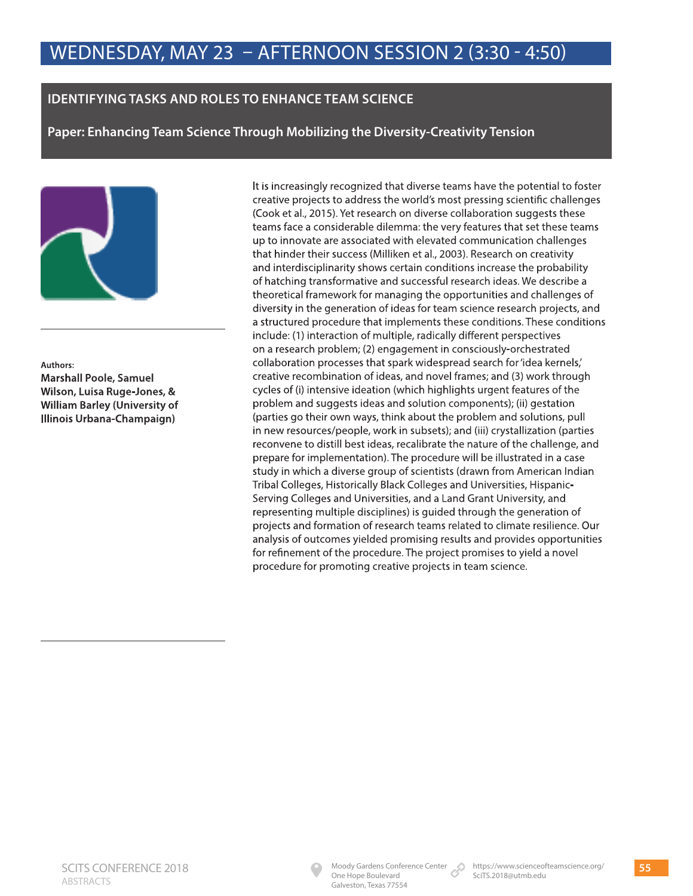# WEDNESDAY, MAY 23 – AFTERNOON SESSION 2 (3:30 - 4:50)

## IDENTIFYING TASKS AND ROLES TO ENHANCE TEAM SCIENCE

### Paper: Enhancing Team Science Through Mobilizing the Diversity-Creativity Tension

Authors:
**Marshall Poole, Samuel Wilson, Luisa Ruge-Jones, & William Barley (University of Illinois Urbana-Champaign)**

It is increasingly recognized that diverse teams have the potential to foster creative projects to address the world's most pressing scientific challenges (Cook et al., 2015). Yet research on diverse collaboration suggests these teams face a considerable dilemma: the very features that set these teams up to innovate are associated with elevated communication challenges that hinder their success (Milliken et al., 2003). Research on creativity and interdisciplinarity shows certain conditions increase the probability of hatching transformative and successful research ideas. We describe a theoretical framework for managing the opportunities and challenges of diversity in the generation of ideas for team science research projects, and a structured procedure that implements these conditions. These conditions include: (1) interaction of multiple, radically different perspectives on a research problem; (2) engagement in consciously-orchestrated collaboration processes that spark widespread search for 'idea kernels,' creative recombination of ideas, and novel frames; and (3) work through cycles of (i) intensive ideation (which highlights urgent features of the problem and suggests ideas and solution components); (ii) gestation (parties go their own ways, think about the problem and solutions, pull in new resources/people, work in subsets); and (iii) crystallization (parties reconvene to distill best ideas, recalibrate the nature of the challenge, and prepare for implementation). The procedure will be illustrated in a case study in which a diverse group of scientists (drawn from American Indian Tribal Colleges, Historically Black Colleges and Universities, Hispanic-Serving Colleges and Universities, and a Land Grant University, and representing multiple disciplines) is guided through the generation of projects and formation of research teams related to climate resilience. Our analysis of outcomes yielded promising results and provides opportunities for refinement of the procedure. The project promises to yield a novel procedure for promoting creative projects in team science.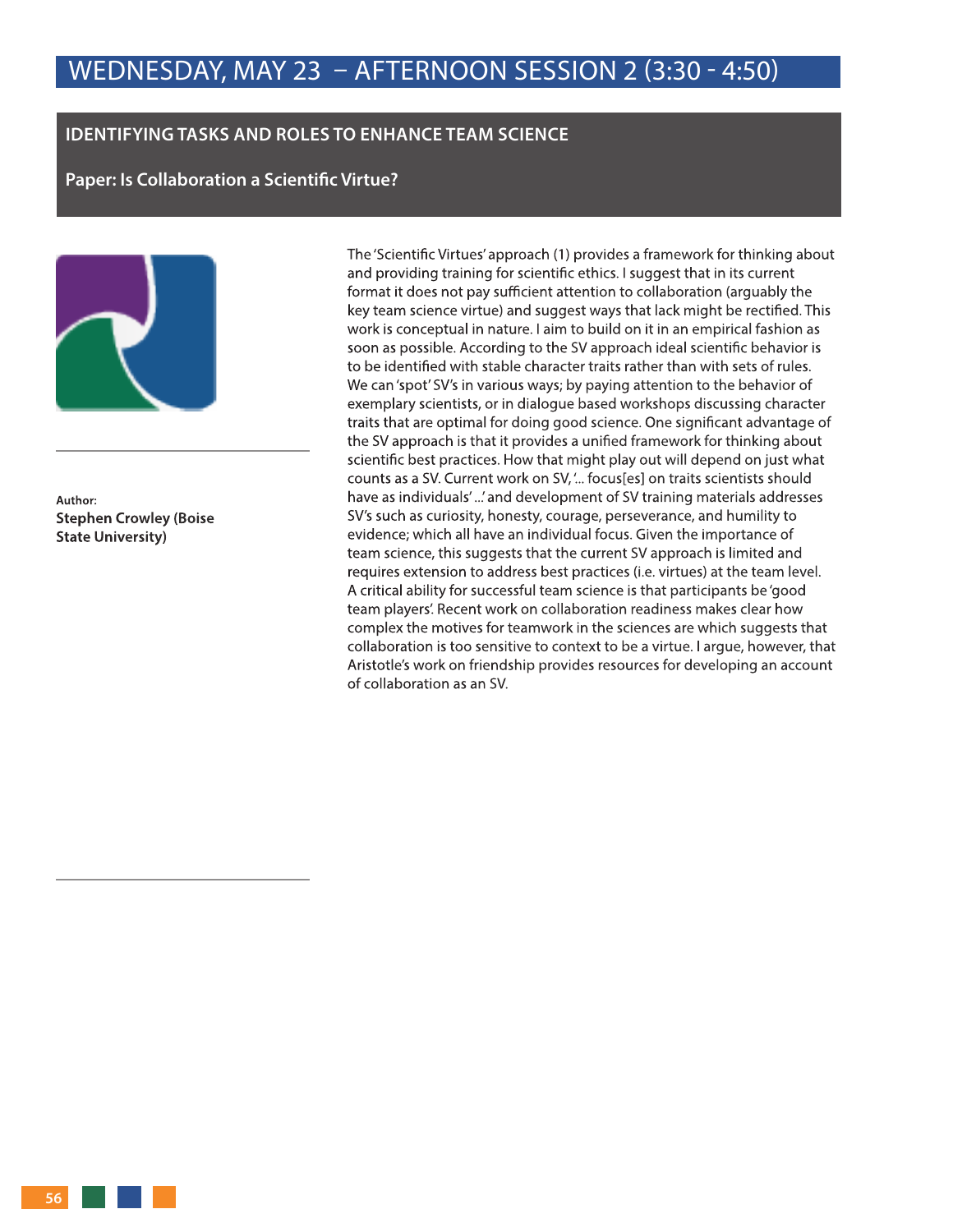# WEDNESDAY, MAY 23 – AFTERNOON SESSION 2 (3:30 - 4:50)

## IDENTIFYING TASKS AND ROLES TO ENHANCE TEAM SCIENCE

### Paper: Is Collaboration a Scientific Virtue?

Author:
**Stephen Crowley (Boise State University)**

The 'Scientific Virtues' approach (1) provides a framework for thinking about and providing training for scientific ethics. I suggest that in its current format it does not pay sufficient attention to collaboration (arguably the key team science virtue) and suggest ways that lack might be rectified. This work is conceptual in nature. I aim to build on it in an empirical fashion as soon as possible. According to the SV approach ideal scientific behavior is to be identified with stable character traits rather than with sets of rules. We can 'spot' SV's in various ways; by paying attention to the behavior of exemplary scientists, or in dialogue based workshops discussing character traits that are optimal for doing good science. One significant advantage of the SV approach is that it provides a unified framework for thinking about scientific best practices. How that might play out will depend on just what counts as a SV. Current work on SV, '... focus[es] on traits scientists should have as individuals' ...' and development of SV training materials addresses SV's such as curiosity, honesty, courage, perseverance, and humility to evidence; which all have an individual focus. Given the importance of team science, this suggests that the current SV approach is limited and requires extension to address best practices (i.e. virtues) at the team level. A critical ability for successful team science is that participants be 'good team players'. Recent work on collaboration readiness makes clear how complex the motives for teamwork in the sciences are which suggests that collaboration is too sensitive to context to be a virtue. I argue, however, that Aristotle's work on friendship provides resources for developing an account of collaboration as an SV.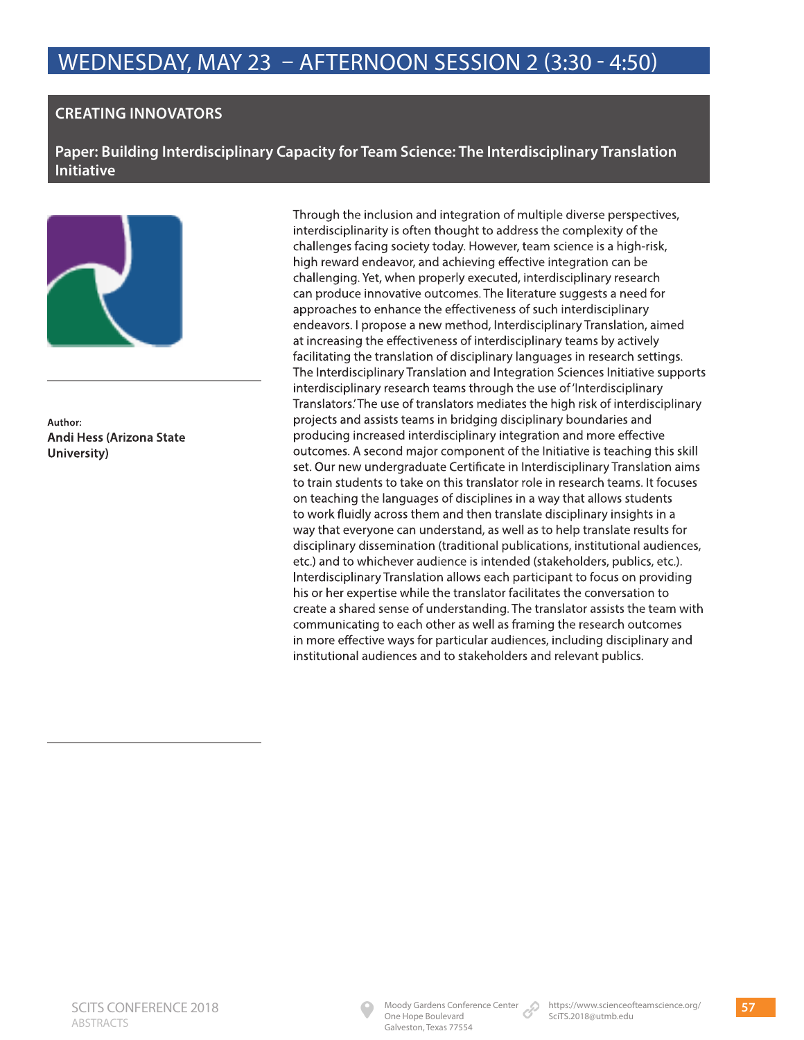# WEDNESDAY, MAY 23 – AFTERNOON SESSION 2 (3:30 - 4:50)

## CREATING INNOVATORS

### Paper: Building Interdisciplinary Capacity for Team Science: The Interdisciplinary Translation Initiative

Author:
**Andi Hess (Arizona State University)**

Through the inclusion and integration of multiple diverse perspectives, interdisciplinarity is often thought to address the complexity of the challenges facing society today. However, team science is a high-risk, high reward endeavor, and achieving effective integration can be challenging. Yet, when properly executed, interdisciplinary research can produce innovative outcomes. The literature suggests a need for approaches to enhance the effectiveness of such interdisciplinary endeavors. I propose a new method, Interdisciplinary Translation, aimed at increasing the effectiveness of interdisciplinary teams by actively facilitating the translation of disciplinary languages in research settings. The Interdisciplinary Translation and Integration Sciences Initiative supports interdisciplinary research teams through the use of 'Interdisciplinary Translators.' The use of translators mediates the high risk of interdisciplinary projects and assists teams in bridging disciplinary boundaries and producing increased interdisciplinary integration and more effective outcomes. A second major component of the Initiative is teaching this skill set. Our new undergraduate Certificate in Interdisciplinary Translation aims to train students to take on this translator role in research teams. It focuses on teaching the languages of disciplines in a way that allows students to work fluidly across them and then translate disciplinary insights in a way that everyone can understand, as well as to help translate results for disciplinary dissemination (traditional publications, institutional audiences, etc.) and to whichever audience is intended (stakeholders, publics, etc.). Interdisciplinary Translation allows each participant to focus on providing his or her expertise while the translator facilitates the conversation to create a shared sense of understanding. The translator assists the team with communicating to each other as well as framing the research outcomes in more effective ways for particular audiences, including disciplinary and institutional audiences and to stakeholders and relevant publics.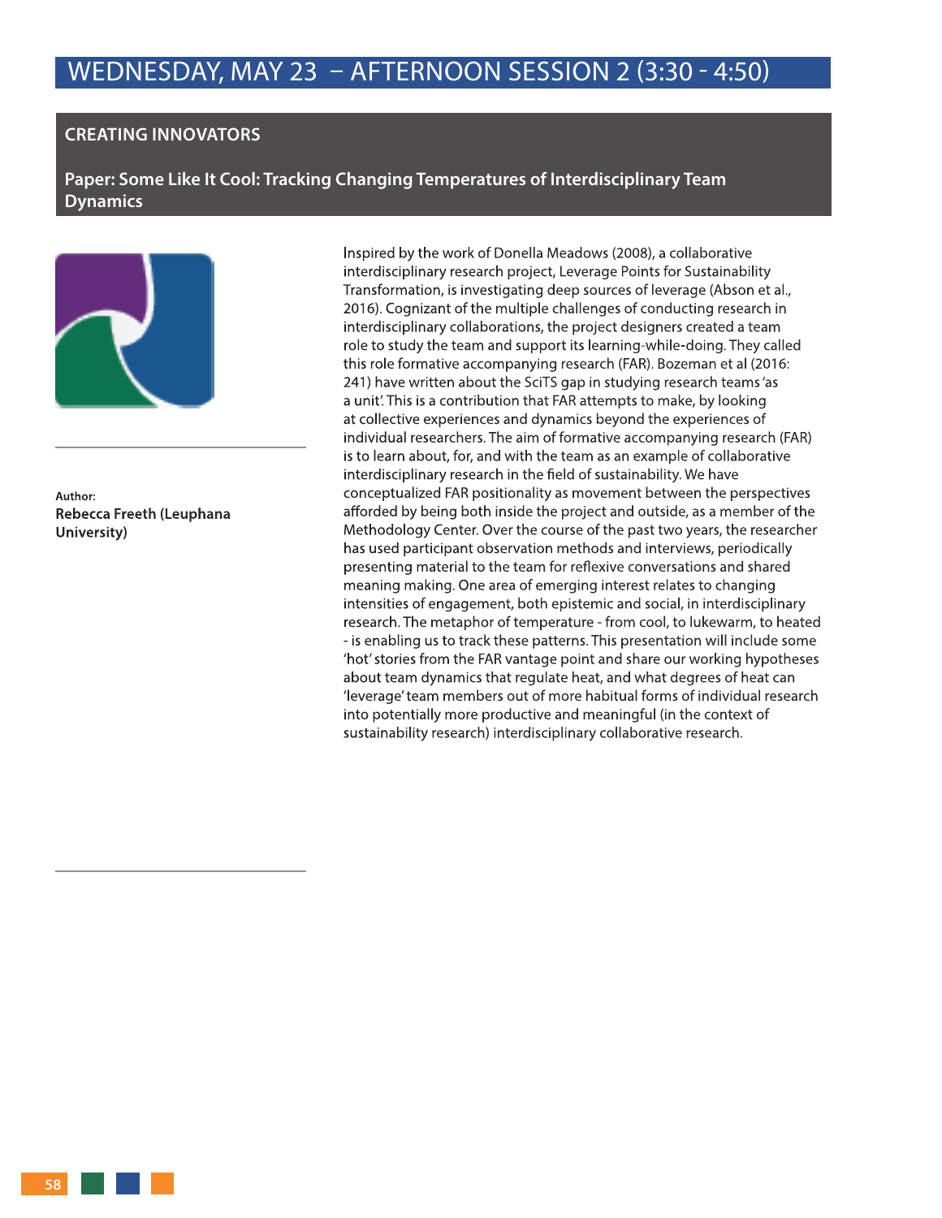# WEDNESDAY, MAY 23 – AFTERNOON SESSION 2 (3:30 - 4:50)

## CREATING INNOVATORS

### Paper: Some Like It Cool: Tracking Changing Temperatures of Interdisciplinary Team Dynamics

Author:
**Rebecca Freeth (Leuphana University)**

Inspired by the work of Donella Meadows (2008), a collaborative interdisciplinary research project, Leverage Points for Sustainability Transformation, is investigating deep sources of leverage (Abson et al., 2016). Cognizant of the multiple challenges of conducting research in interdisciplinary collaborations, the project designers created a team role to study the team and support its learning-while-doing. They called this role formative accompanying research (FAR). Bozeman et al (2016: 241) have written about the SciTS gap in studying research teams 'as a unit'. This is a contribution that FAR attempts to make, by looking at collective experiences and dynamics beyond the experiences of individual researchers. The aim of formative accompanying research (FAR) is to learn about, for, and with the team as an example of collaborative interdisciplinary research in the field of sustainability. We have conceptualized FAR positionality as movement between the perspectives afforded by being both inside the project and outside, as a member of the Methodology Center. Over the course of the past two years, the researcher has used participant observation methods and interviews, periodically presenting material to the team for reflexive conversations and shared meaning making. One area of emerging interest relates to changing intensities of engagement, both epistemic and social, in interdisciplinary research. The metaphor of temperature - from cool, to lukewarm, to heated - is enabling us to track these patterns. This presentation will include some 'hot' stories from the FAR vantage point and share our working hypotheses about team dynamics that regulate heat, and what degrees of heat can 'leverage' team members out of more habitual forms of individual research into potentially more productive and meaningful (in the context of sustainability research) interdisciplinary collaborative research.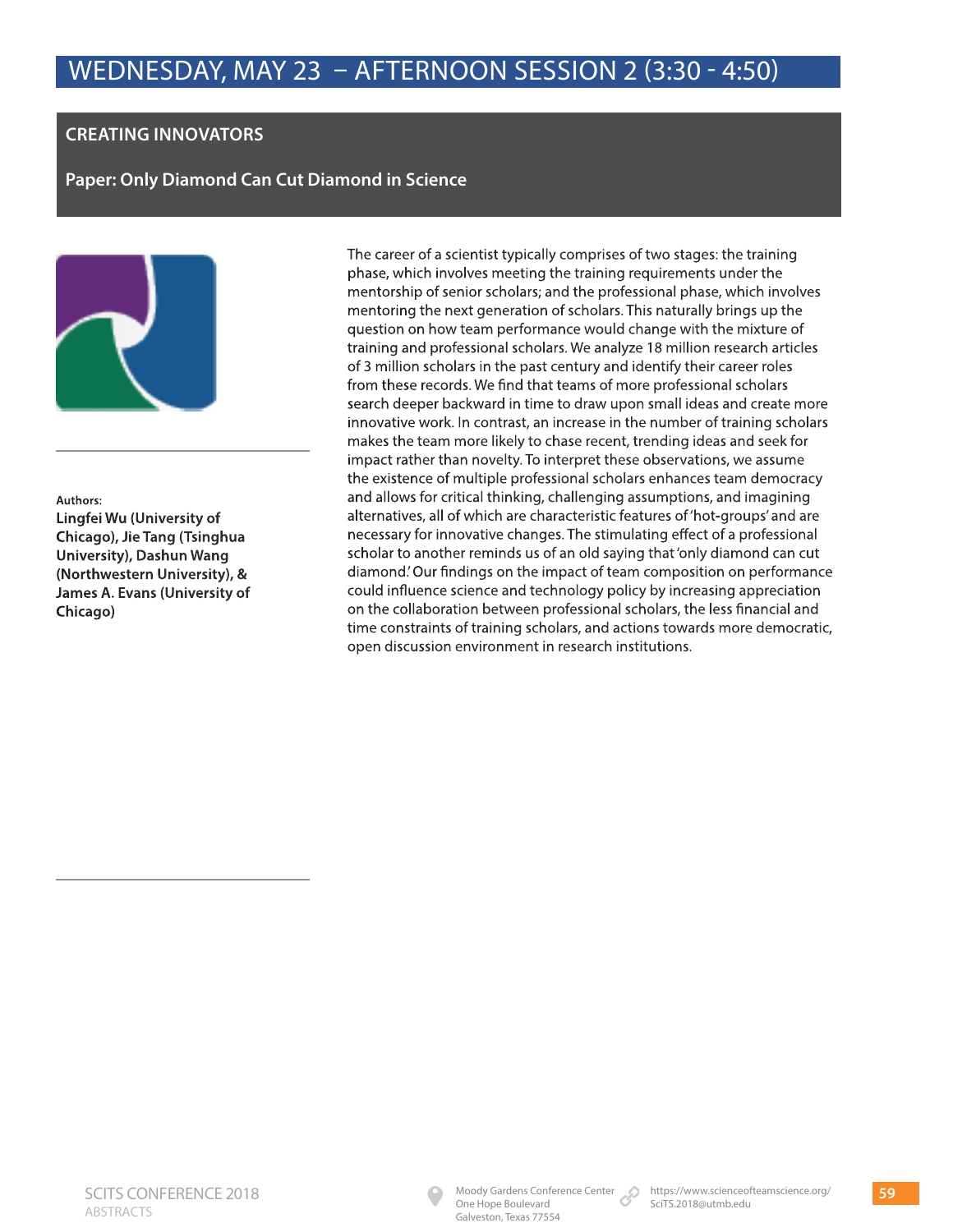# WEDNESDAY, MAY 23 – AFTERNOON SESSION 2 (3:30 - 4:50)

## CREATING INNOVATORS

### Paper: Only Diamond Can Cut Diamond in Science

Authors:
**Lingfei Wu (University of Chicago), Jie Tang (Tsinghua University), Dashun Wang (Northwestern University), & James A. Evans (University of Chicago)**

The career of a scientist typically comprises of two stages: the training phase, which involves meeting the training requirements under the mentorship of senior scholars; and the professional phase, which involves mentoring the next generation of scholars. This naturally brings up the question on how team performance would change with the mixture of training and professional scholars. We analyze 18 million research articles of 3 million scholars in the past century and identify their career roles from these records. We find that teams of more professional scholars search deeper backward in time to draw upon small ideas and create more innovative work. In contrast, an increase in the number of training scholars makes the team more likely to chase recent, trending ideas and seek for impact rather than novelty. To interpret these observations, we assume the existence of multiple professional scholars enhances team democracy and allows for critical thinking, challenging assumptions, and imagining alternatives, all of which are characteristic features of 'hot-groups' and are necessary for innovative changes. The stimulating effect of a professional scholar to another reminds us of an old saying that 'only diamond can cut diamond.' Our findings on the impact of team composition on performance could influence science and technology policy by increasing appreciation on the collaboration between professional scholars, the less financial and time constraints of training scholars, and actions towards more democratic, open discussion environment in research institutions.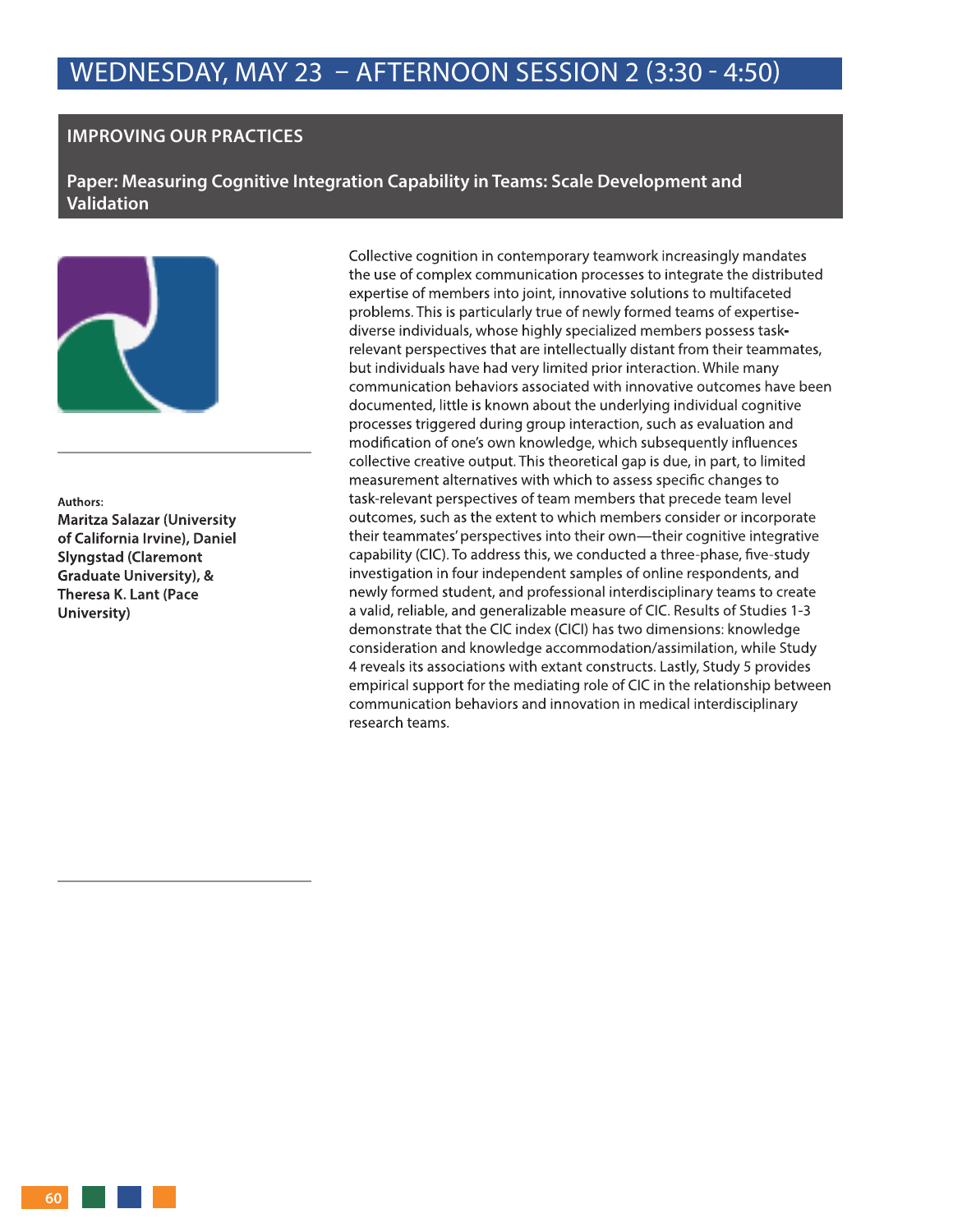# WEDNESDAY, MAY 23 – AFTERNOON SESSION 2 (3:30 - 4:50)

## IMPROVING OUR PRACTICES

### Paper: Measuring Cognitive Integration Capability in Teams: Scale Development and Validation

**Authors:**
**Maritza Salazar (University of California Irvine), Daniel Slyngstad (Claremont Graduate University), & Theresa K. Lant (Pace University)**

Collective cognition in contemporary teamwork increasingly mandates the use of complex communication processes to integrate the distributed expertise of members into joint, innovative solutions to multifaceted problems. This is particularly true of newly formed teams of expertise-diverse individuals, whose highly specialized members possess task-relevant perspectives that are intellectually distant from their teammates, but individuals have had very limited prior interaction. While many communication behaviors associated with innovative outcomes have been documented, little is known about the underlying individual cognitive processes triggered during group interaction, such as evaluation and modification of one's own knowledge, which subsequently influences collective creative output. This theoretical gap is due, in part, to limited measurement alternatives with which to assess specific changes to task-relevant perspectives of team members that precede team level outcomes, such as the extent to which members consider or incorporate their teammates' perspectives into their own—their cognitive integrative capability (CIC). To address this, we conducted a three-phase, five-study investigation in four independent samples of online respondents, and newly formed student, and professional interdisciplinary teams to create a valid, reliable, and generalizable measure of CIC. Results of Studies 1-3 demonstrate that the CIC index (CICI) has two dimensions: knowledge consideration and knowledge accommodation/assimilation, while Study 4 reveals its associations with extant constructs. Lastly, Study 5 provides empirical support for the mediating role of CIC in the relationship between communication behaviors and innovation in medical interdisciplinary research teams.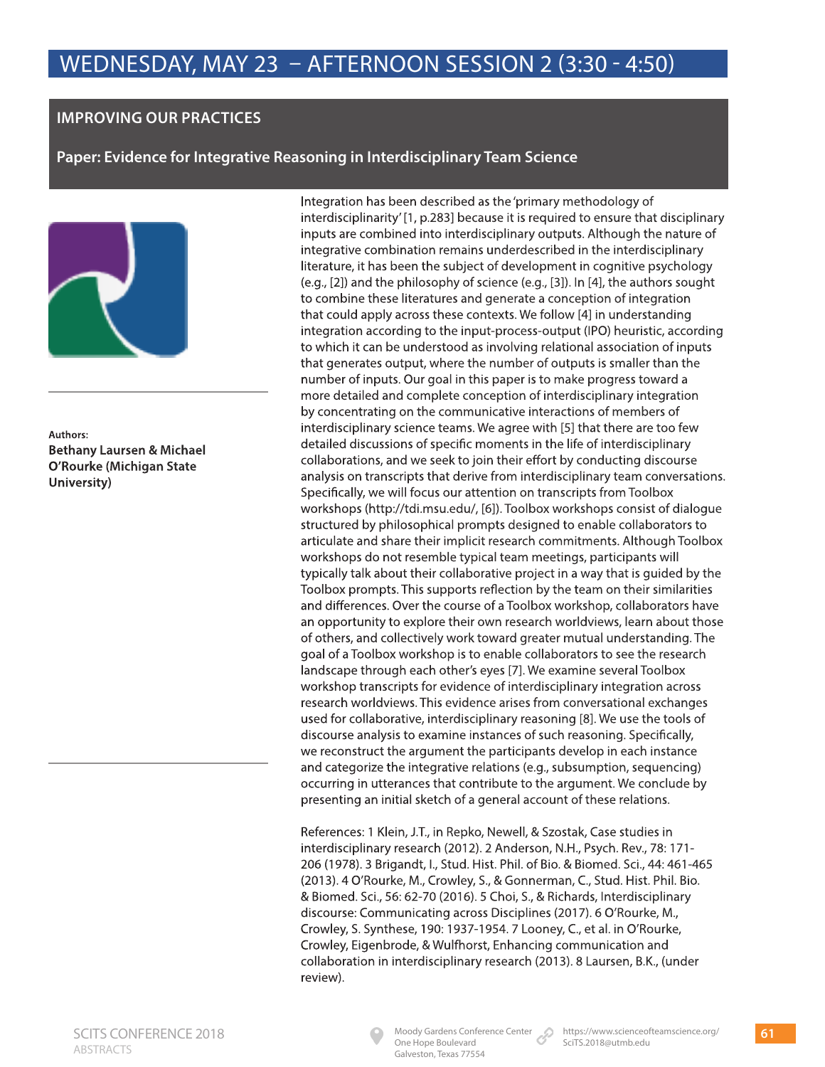## WEDNESDAY, MAY 23 – AFTERNOON SESSION 2 (3:30 - 4:50)

### IMPROVING OUR PRACTICES

### Paper: Evidence for Integrative Reasoning in Interdisciplinary Team Science

Authors:
**Bethany Laursen & Michael O'Rourke (Michigan State University)**

Integration has been described as the 'primary methodology of interdisciplinarity' [1, p.283] because it is required to ensure that disciplinary inputs are combined into interdisciplinary outputs. Although the nature of integrative combination remains underdescribed in the interdisciplinary literature, it has been the subject of development in cognitive psychology (e.g., [2]) and the philosophy of science (e.g., [3]). In [4], the authors sought to combine these literatures and generate a conception of integration that could apply across these contexts. We follow [4] in understanding integration according to the input-process-output (IPO) heuristic, according to which it can be understood as involving relational association of inputs that generates output, where the number of outputs is smaller than the number of inputs. Our goal in this paper is to make progress toward a more detailed and complete conception of interdisciplinary integration by concentrating on the communicative interactions of members of interdisciplinary science teams. We agree with [5] that there are too few detailed discussions of specific moments in the life of interdisciplinary collaborations, and we seek to join their effort by conducting discourse analysis on transcripts that derive from interdisciplinary team conversations. Specifically, we will focus our attention on transcripts from Toolbox workshops (http://tdi.msu.edu/, [6]). Toolbox workshops consist of dialogue structured by philosophical prompts designed to enable collaborators to articulate and share their implicit research commitments. Although Toolbox workshops do not resemble typical team meetings, participants will typically talk about their collaborative project in a way that is guided by the Toolbox prompts. This supports reflection by the team on their similarities and differences. Over the course of a Toolbox workshop, collaborators have an opportunity to explore their own research worldviews, learn about those of others, and collectively work toward greater mutual understanding. The goal of a Toolbox workshop is to enable collaborators to see the research landscape through each other's eyes [7]. We examine several Toolbox workshop transcripts for evidence of interdisciplinary integration across research worldviews. This evidence arises from conversational exchanges used for collaborative, interdisciplinary reasoning [8]. We use the tools of discourse analysis to examine instances of such reasoning. Specifically, we reconstruct the argument the participants develop in each instance and categorize the integrative relations (e.g., subsumption, sequencing) occurring in utterances that contribute to the argument. We conclude by presenting an initial sketch of a general account of these relations.

References: 1 Klein, J.T., in Repko, Newell, & Szostak, Case studies in interdisciplinary research (2012). 2 Anderson, N.H., Psych. Rev., 78: 171-206 (1978). 3 Brigandt, I., Stud. Hist. Phil. of Bio. & Biomed. Sci., 44: 461-465 (2013). 4 O'Rourke, M., Crowley, S., & Gonnerman, C., Stud. Hist. Phil. Bio. & Biomed. Sci., 56: 62-70 (2016). 5 Choi, S., & Richards, Interdisciplinary discourse: Communicating across Disciplines (2017). 6 O'Rourke, M., Crowley, S. Synthese, 190: 1937-1954. 7 Looney, C., et al. in O'Rourke, Crowley, Eigenbrode, & Wulfhorst, Enhancing communication and collaboration in interdisciplinary research (2013). 8 Laursen, B.K., (under review).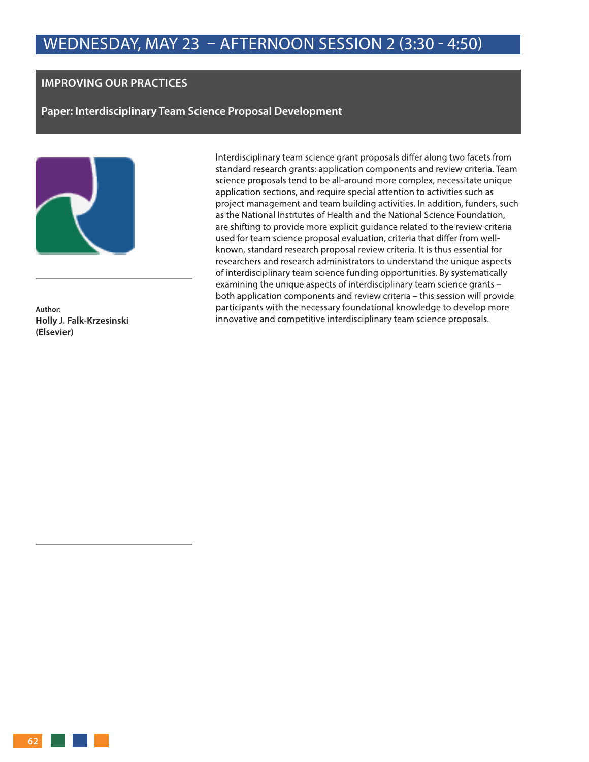# WEDNESDAY, MAY 23 – AFTERNOON SESSION 2 (3:30 - 4:50)

## IMPROVING OUR PRACTICES

### Paper: Interdisciplinary Team Science Proposal Development

Interdisciplinary team science grant proposals differ along two facets from standard research grants: application components and review criteria. Team science proposals tend to be all-around more complex, necessitate unique application sections, and require special attention to activities such as project management and team building activities. In addition, funders, such as the National Institutes of Health and the National Science Foundation, are shifting to provide more explicit guidance related to the review criteria used for team science proposal evaluation, criteria that differ from well-known, standard research proposal review criteria. It is thus essential for researchers and research administrators to understand the unique aspects of interdisciplinary team science funding opportunities. By systematically examining the unique aspects of interdisciplinary team science grants – both application components and review criteria – this session will provide participants with the necessary foundational knowledge to develop more innovative and competitive interdisciplinary team science proposals.

**Author:**
**Holly J. Falk-Krzesinski (Elsevier)**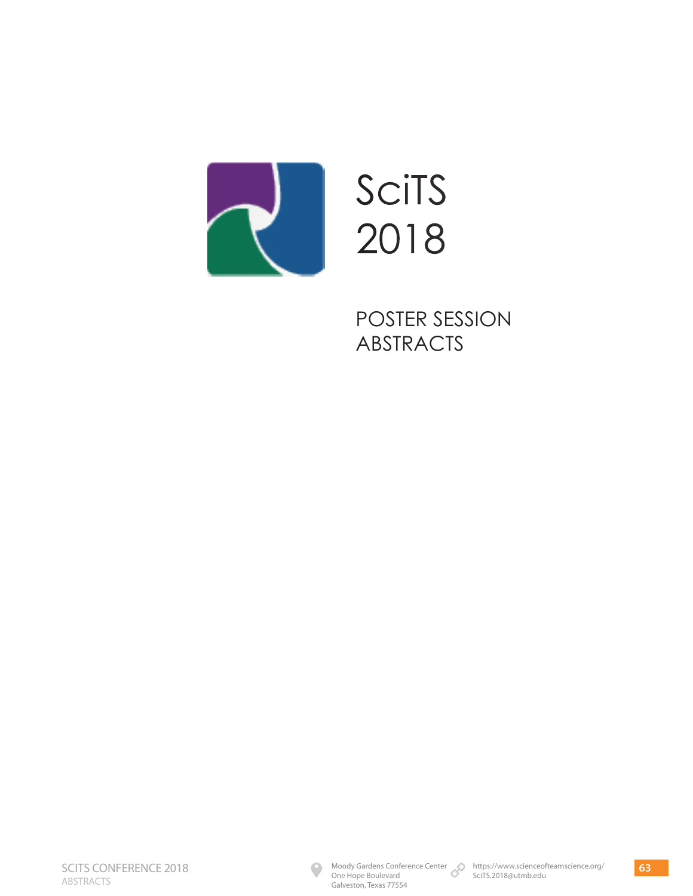# SciTS 2018

## POSTER SESSION ABSTRACTS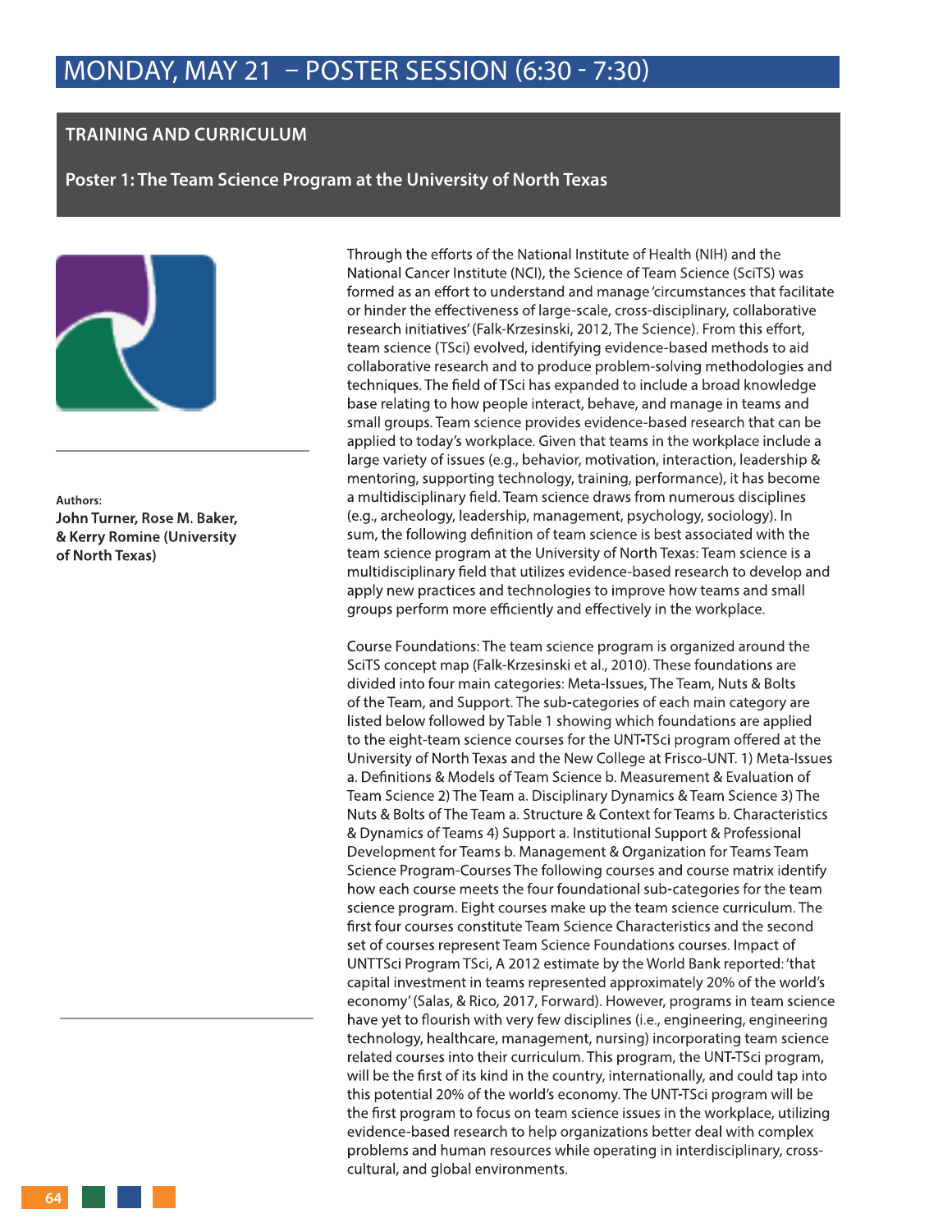# MONDAY, MAY 21 – POSTER SESSION (6:30 - 7:30)

## TRAINING AND CURRICULUM

### Poster 1: The Team Science Program at the University of North Texas

Authors:
**John Turner, Rose M. Baker, & Kerry Romine (University of North Texas)**

Through the efforts of the National Institute of Health (NIH) and the National Cancer Institute (NCI), the Science of Team Science (SciTS) was formed as an effort to understand and manage 'circumstances that facilitate or hinder the effectiveness of large-scale, cross-disciplinary, collaborative research initiatives' (Falk-Krzesinski, 2012, The Science). From this effort, team science (TSci) evolved, identifying evidence-based methods to aid collaborative research and to produce problem-solving methodologies and techniques. The field of TSci has expanded to include a broad knowledge base relating to how people interact, behave, and manage in teams and small groups. Team science provides evidence-based research that can be applied to today's workplace. Given that teams in the workplace include a large variety of issues (e.g., behavior, motivation, interaction, leadership & mentoring, supporting technology, training, performance), it has become a multidisciplinary field. Team science draws from numerous disciplines (e.g., archeology, leadership, management, psychology, sociology). In sum, the following definition of team science is best associated with the team science program at the University of North Texas: Team science is a multidisciplinary field that utilizes evidence-based research to develop and apply new practices and technologies to improve how teams and small groups perform more efficiently and effectively in the workplace.

Course Foundations: The team science program is organized around the SciTS concept map (Falk-Krzesinski et al., 2010). These foundations are divided into four main categories: Meta-Issues, The Team, Nuts & Bolts of the Team, and Support. The sub-categories of each main category are listed below followed by Table 1 showing which foundations are applied to the eight-team science courses for the UNT-TSci program offered at the University of North Texas and the New College at Frisco-UNT. 1) Meta-Issues a. Definitions & Models of Team Science b. Measurement & Evaluation of Team Science 2) The Team a. Disciplinary Dynamics & Team Science 3) The Nuts & Bolts of The Team a. Structure & Context for Teams b. Characteristics & Dynamics of Teams 4) Support a. Institutional Support & Professional Development for Teams b. Management & Organization for Teams Team Science Program-Courses The following courses and course matrix identify how each course meets the four foundational sub-categories for the team science program. Eight courses make up the team science curriculum. The first four courses constitute Team Science Characteristics and the second set of courses represent Team Science Foundations courses. Impact of UNTTSci Program TSci, A 2012 estimate by the World Bank reported: 'that capital investment in teams represented approximately 20% of the world's economy' (Salas, & Rico, 2017, Forward). However, programs in team science have yet to flourish with very few disciplines (i.e., engineering, engineering technology, healthcare, management, nursing) incorporating team science related courses into their curriculum. This program, the UNT-TSci program, will be the first of its kind in the country, internationally, and could tap into this potential 20% of the world's economy. The UNT-TSci program will be the first program to focus on team science issues in the workplace, utilizing evidence-based research to help organizations better deal with complex problems and human resources while operating in interdisciplinary, cross-cultural, and global environments.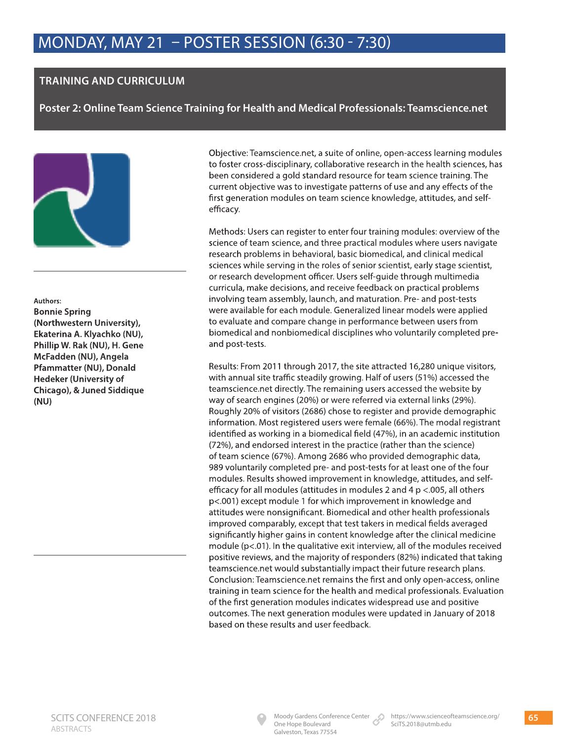# MONDAY, MAY 21 – POSTER SESSION (6:30 - 7:30)

## TRAINING AND CURRICULUM

### Poster 2: Online Team Science Training for Health and Medical Professionals: Teamscience.net

Authors:

**Bonnie Spring (Northwestern University), Ekaterina A. Klyachko (NU), Phillip W. Rak (NU), H. Gene McFadden (NU), Angela Pfammatter (NU), Donald Hedeker (University of Chicago), & Juned Siddique (NU)**

Objective: Teamscience.net, a suite of online, open-access learning modules to foster cross-disciplinary, collaborative research in the health sciences, has been considered a gold standard resource for team science training. The current objective was to investigate patterns of use and any effects of the first generation modules on team science knowledge, attitudes, and self-efficacy.

Methods: Users can register to enter four training modules: overview of the science of team science, and three practical modules where users navigate research problems in behavioral, basic biomedical, and clinical medical sciences while serving in the roles of senior scientist, early stage scientist, or research development officer. Users self-guide through multimedia curricula, make decisions, and receive feedback on practical problems involving team assembly, launch, and maturation. Pre- and post-tests were available for each module. Generalized linear models were applied to evaluate and compare change in performance between users from biomedical and nonbiomedical disciplines who voluntarily completed pre- and post-tests.

Results: From 2011 through 2017, the site attracted 16,280 unique visitors, with annual site traffic steadily growing. Half of users (51%) accessed the teamscience.net directly. The remaining users accessed the website by way of search engines (20%) or were referred via external links (29%). Roughly 20% of visitors (2686) chose to register and provide demographic information. Most registered users were female (66%). The modal registrant identified as working in a biomedical field (47%), in an academic institution (72%), and endorsed interest in the practice (rather than the science) of team science (67%). Among 2686 who provided demographic data, 989 voluntarily completed pre- and post-tests for at least one of the four modules. Results showed improvement in knowledge, attitudes, and self-efficacy for all modules (attitudes in modules 2 and 4 $p < .005$, all others $p < .001$) except module 1 for which improvement in knowledge and attitudes were nonsignificant. Biomedical and other health professionals improved comparably, except that test takers in medical fields averaged significantly higher gains in content knowledge after the clinical medicine module ($p < .01$). In the qualitative exit interview, all of the modules received positive reviews, and the majority of responders (82%) indicated that taking teamscience.net would substantially impact their future research plans. Conclusion: Teamscience.net remains the first and only open-access, online training in team science for the health and medical professionals. Evaluation of the first generation modules indicates widespread use and positive outcomes. The next generation modules were updated in January of 2018 based on these results and user feedback.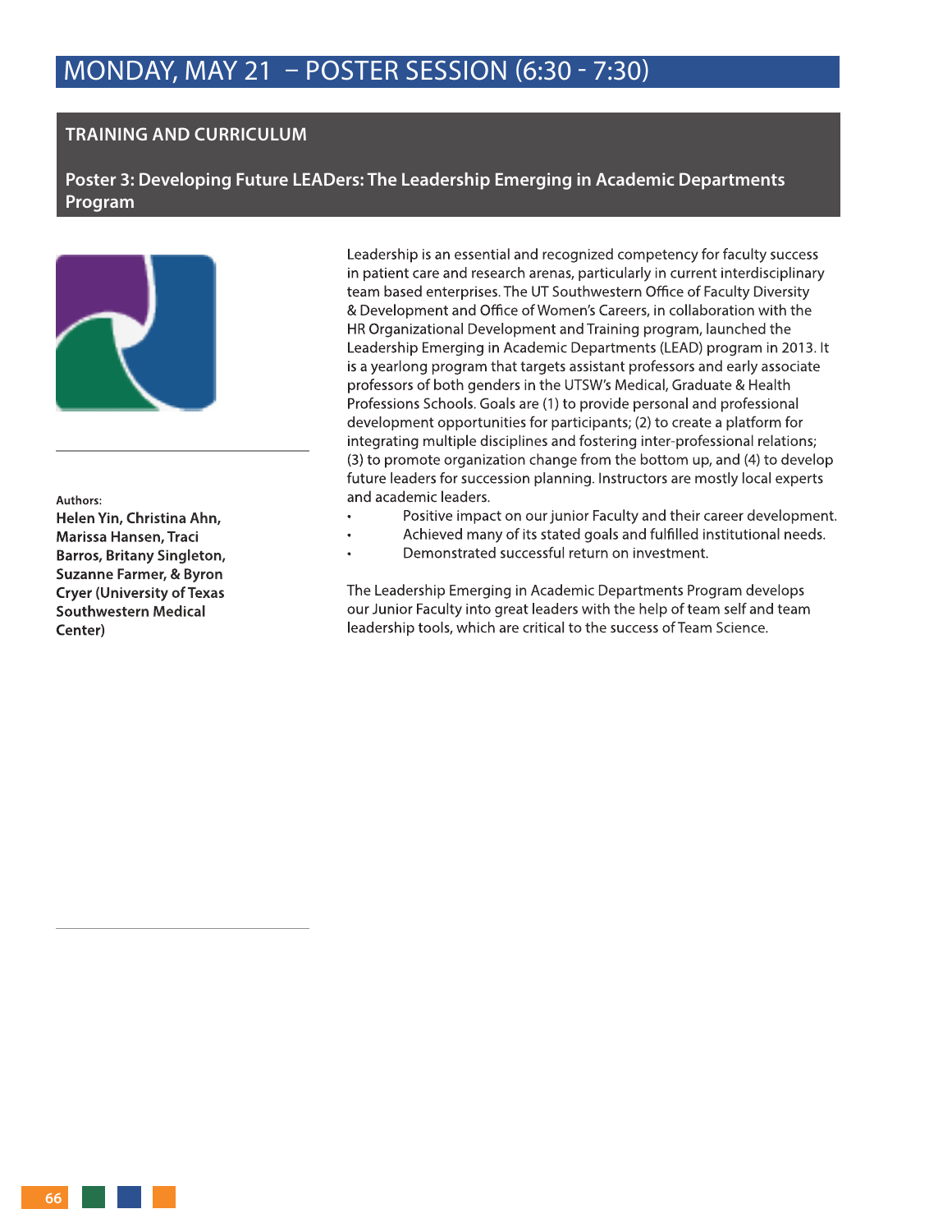# MONDAY, MAY 21 – POSTER SESSION (6:30 - 7:30)

## TRAINING AND CURRICULUM

### Poster 3: Developing Future LEADers: The Leadership Emerging in Academic Departments Program

Authors:

**Helen Yin, Christina Ahn, Marissa Hansen, Traci Barros, Britany Singleton, Suzanne Farmer, & Byron Cryer (University of Texas Southwestern Medical Center)**

Leadership is an essential and recognized competency for faculty success in patient care and research arenas, particularly in current interdisciplinary team based enterprises. The UT Southwestern Office of Faculty Diversity & Development and Office of Women's Careers, in collaboration with the HR Organizational Development and Training program, launched the Leadership Emerging in Academic Departments (LEAD) program in 2013. It is a yearlong program that targets assistant professors and early associate professors of both genders in the UTSW's Medical, Graduate & Health Professions Schools. Goals are (1) to provide personal and professional development opportunities for participants; (2) to create a platform for integrating multiple disciplines and fostering inter-professional relations; (3) to promote organization change from the bottom up, and (4) to develop future leaders for succession planning. Instructors are mostly local experts and academic leaders.

- Positive impact on our junior Faculty and their career development.
- Achieved many of its stated goals and fulfilled institutional needs.
- Demonstrated successful return on investment.

The Leadership Emerging in Academic Departments Program develops our Junior Faculty into great leaders with the help of team self and team leadership tools, which are critical to the success of Team Science.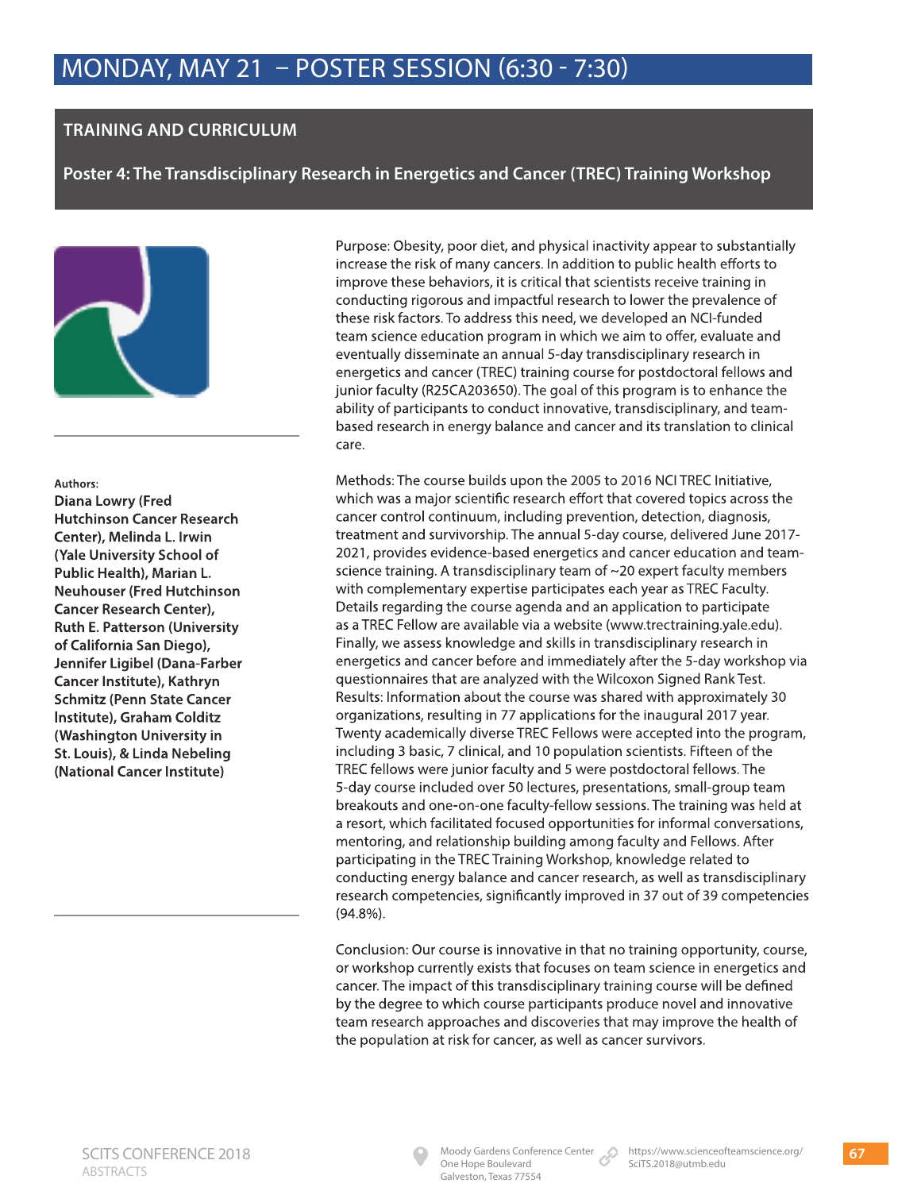# MONDAY, MAY 21 – POSTER SESSION (6:30 - 7:30)

## TRAINING AND CURRICULUM

### Poster 4: The Transdisciplinary Research in Energetics and Cancer (TREC) Training Workshop

Authors:

**Diana Lowry (Fred Hutchinson Cancer Research Center), Melinda L. Irwin (Yale University School of Public Health), Marian L. Neuhouser (Fred Hutchinson Cancer Research Center), Ruth E. Patterson (University of California San Diego), Jennifer Ligibel (Dana-Farber Cancer Institute), Kathryn Schmitz (Penn State Cancer Institute), Graham Colditz (Washington University in St. Louis), & Linda Nebeling (National Cancer Institute)**

Purpose: Obesity, poor diet, and physical inactivity appear to substantially increase the risk of many cancers. In addition to public health efforts to improve these behaviors, it is critical that scientists receive training in conducting rigorous and impactful research to lower the prevalence of these risk factors. To address this need, we developed an NCI-funded team science education program in which we aim to offer, evaluate and eventually disseminate an annual 5-day transdisciplinary research in energetics and cancer (TREC) training course for postdoctoral fellows and junior faculty (R25CA203650). The goal of this program is to enhance the ability of participants to conduct innovative, transdisciplinary, and team-based research in energy balance and cancer and its translation to clinical care.

Methods: The course builds upon the 2005 to 2016 NCI TREC Initiative, which was a major scientific research effort that covered topics across the cancer control continuum, including prevention, detection, diagnosis, treatment and survivorship. The annual 5-day course, delivered June 2017-2021, provides evidence-based energetics and cancer education and team-science training. A transdisciplinary team of ~20 expert faculty members with complementary expertise participates each year as TREC Faculty. Details regarding the course agenda and an application to participate as a TREC Fellow are available via a website (www.trectraining.yale.edu). Finally, we assess knowledge and skills in transdisciplinary research in energetics and cancer before and immediately after the 5-day workshop via questionnaires that are analyzed with the Wilcoxon Signed Rank Test. Results: Information about the course was shared with approximately 30 organizations, resulting in 77 applications for the inaugural 2017 year. Twenty academically diverse TREC Fellows were accepted into the program, including 3 basic, 7 clinical, and 10 population scientists. Fifteen of the TREC fellows were junior faculty and 5 were postdoctoral fellows. The 5-day course included over 50 lectures, presentations, small-group team breakouts and one-on-one faculty-fellow sessions. The training was held at a resort, which facilitated focused opportunities for informal conversations, mentoring, and relationship building among faculty and Fellows. After participating in the TREC Training Workshop, knowledge related to conducting energy balance and cancer research, as well as transdisciplinary research competencies, significantly improved in 37 out of 39 competencies (94.8%).

Conclusion: Our course is innovative in that no training opportunity, course, or workshop currently exists that focuses on team science in energetics and cancer. The impact of this transdisciplinary training course will be defined by the degree to which course participants produce novel and innovative team research approaches and discoveries that may improve the health of the population at risk for cancer, as well as cancer survivors.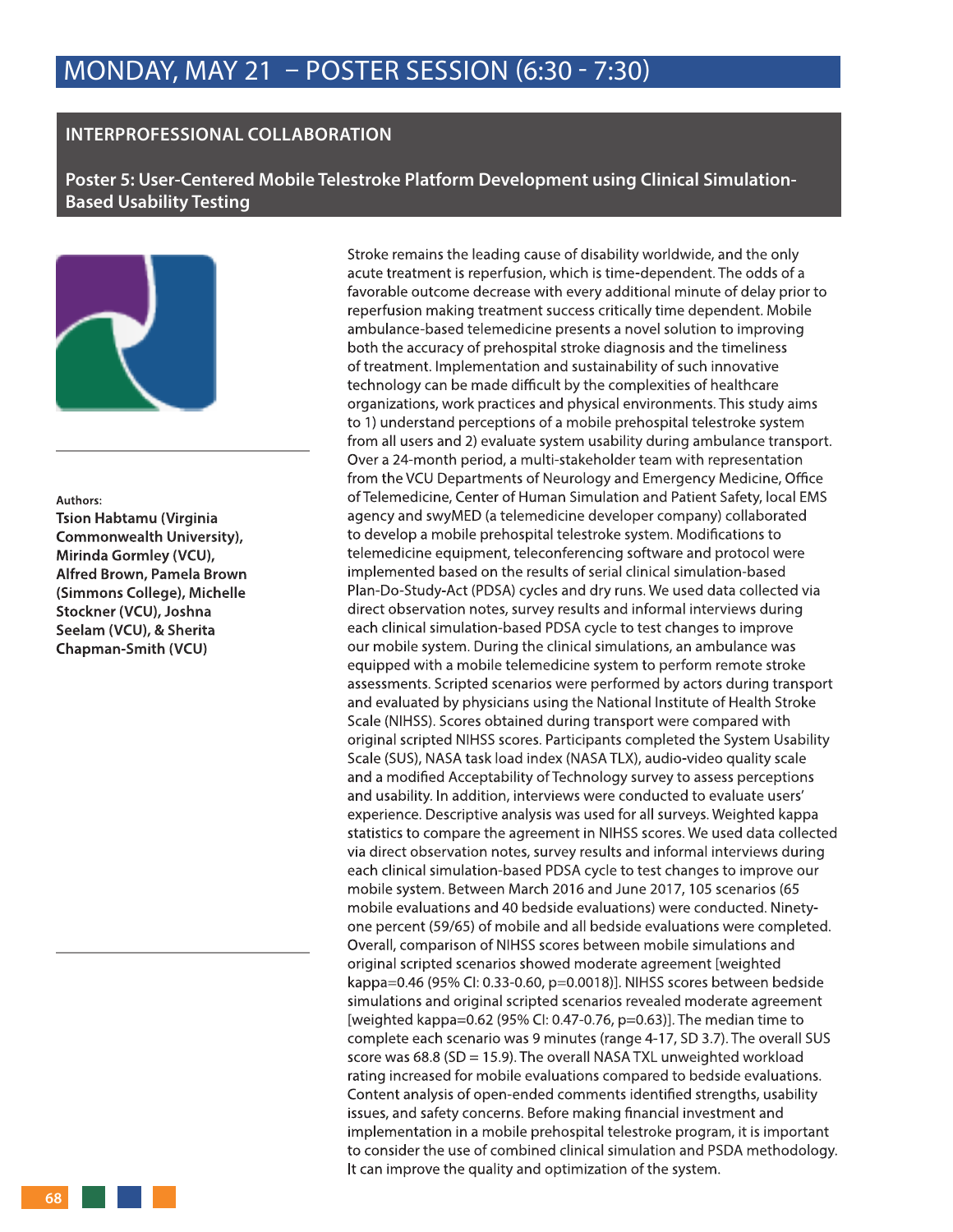# MONDAY, MAY 21 – POSTER SESSION (6:30 - 7:30)

## INTERPROFESSIONAL COLLABORATION

### Poster 5: User-Centered Mobile Telestroke Platform Development using Clinical Simulation-Based Usability Testing

**Authors:**

**Tsion Habtamu (Virginia Commonwealth University), Mirinda Gormley (VCU), Alfred Brown, Pamela Brown (Simmons College), Michelle Stockner (VCU), Joshna Seelam (VCU), & Sherita Chapman-Smith (VCU)**

Stroke remains the leading cause of disability worldwide, and the only acute treatment is reperfusion, which is time-dependent. The odds of a favorable outcome decrease with every additional minute of delay prior to reperfusion making treatment success critically time dependent. Mobile ambulance-based telemedicine presents a novel solution to improving both the accuracy of prehospital stroke diagnosis and the timeliness of treatment. Implementation and sustainability of such innovative technology can be made difficult by the complexities of healthcare organizations, work practices and physical environments. This study aims to 1) understand perceptions of a mobile prehospital telestroke system from all users and 2) evaluate system usability during ambulance transport. Over a 24-month period, a multi-stakeholder team with representation from the VCU Departments of Neurology and Emergency Medicine, Office of Telemedicine, Center of Human Simulation and Patient Safety, local EMS agency and swyMED (a telemedicine developer company) collaborated to develop a mobile prehospital telestroke system. Modifications to telemedicine equipment, teleconferencing software and protocol were implemented based on the results of serial clinical simulation-based Plan-Do-Study-Act (PDSA) cycles and dry runs. We used data collected via direct observation notes, survey results and informal interviews during each clinical simulation-based PDSA cycle to test changes to improve our mobile system. During the clinical simulations, an ambulance was equipped with a mobile telemedicine system to perform remote stroke assessments. Scripted scenarios were performed by actors during transport and evaluated by physicians using the National Institute of Health Stroke Scale (NIHSS). Scores obtained during transport were compared with original scripted NIHSS scores. Participants completed the System Usability Scale (SUS), NASA task load index (NASA TLX), audio-video quality scale and a modified Acceptability of Technology survey to assess perceptions and usability. In addition, interviews were conducted to evaluate users' experience. Descriptive analysis was used for all surveys. Weighted kappa statistics to compare the agreement in NIHSS scores. We used data collected via direct observation notes, survey results and informal interviews during each clinical simulation-based PDSA cycle to test changes to improve our mobile system. Between March 2016 and June 2017, 105 scenarios (65 mobile evaluations and 40 bedside evaluations) were conducted. Ninety-one percent (59/65) of mobile and all bedside evaluations were completed. Overall, comparison of NIHSS scores between mobile simulations and original scripted scenarios showed moderate agreement [weighted kappa=0.46 (95% CI: 0.33-0.60, p=0.0018)]. NIHSS scores between bedside simulations and original scripted scenarios revealed moderate agreement [weighted kappa=0.62 (95% CI: 0.47-0.76, p=0.63)]. The median time to complete each scenario was 9 minutes (range 4-17, SD 3.7). The overall SUS score was 68.8 (SD = 15.9). The overall NASA TXL unweighted workload rating increased for mobile evaluations compared to bedside evaluations. Content analysis of open-ended comments identified strengths, usability issues, and safety concerns. Before making financial investment and implementation in a mobile prehospital telestroke program, it is important to consider the use of combined clinical simulation and PSDA methodology. It can improve the quality and optimization of the system.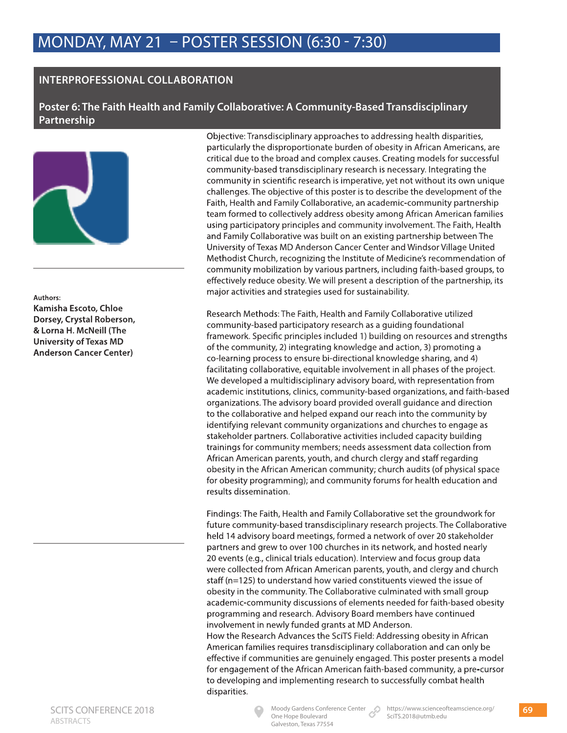# MONDAY, MAY 21 – POSTER SESSION (6:30 - 7:30)

## INTERPROFESSIONAL COLLABORATION

### Poster 6: The Faith Health and Family Collaborative: A Community-Based Transdisciplinary Partnership

Authors:

**Kamisha Escoto, Chloe Dorsey, Crystal Roberson, & Lorna H. McNeill (The University of Texas MD Anderson Cancer Center)**

Objective: Transdisciplinary approaches to addressing health disparities, particularly the disproportionate burden of obesity in African Americans, are critical due to the broad and complex causes. Creating models for successful community-based transdisciplinary research is necessary. Integrating the community in scientific research is imperative, yet not without its own unique challenges. The objective of this poster is to describe the development of the Faith, Health and Family Collaborative, an academic-community partnership team formed to collectively address obesity among African American families using participatory principles and community involvement. The Faith, Health and Family Collaborative was built on an existing partnership between The University of Texas MD Anderson Cancer Center and Windsor Village United Methodist Church, recognizing the Institute of Medicine's recommendation of community mobilization by various partners, including faith-based groups, to effectively reduce obesity. We will present a description of the partnership, its major activities and strategies used for sustainability.

Research Methods: The Faith, Health and Family Collaborative utilized community-based participatory research as a guiding foundational framework. Specific principles included 1) building on resources and strengths of the community, 2) integrating knowledge and action, 3) promoting a co-learning process to ensure bi-directional knowledge sharing, and 4) facilitating collaborative, equitable involvement in all phases of the project. We developed a multidisciplinary advisory board, with representation from academic institutions, clinics, community-based organizations, and faith-based organizations. The advisory board provided overall guidance and direction to the collaborative and helped expand our reach into the community by identifying relevant community organizations and churches to engage as stakeholder partners. Collaborative activities included capacity building trainings for community members; needs assessment data collection from African American parents, youth, and church clergy and staff regarding obesity in the African American community; church audits (of physical space for obesity programming); and community forums for health education and results dissemination.

Findings: The Faith, Health and Family Collaborative set the groundwork for future community-based transdisciplinary research projects. The Collaborative held 14 advisory board meetings, formed a network of over 20 stakeholder partners and grew to over 100 churches in its network, and hosted nearly 20 events (e.g., clinical trials education). Interview and focus group data were collected from African American parents, youth, and clergy and church staff (n=125) to understand how varied constituents viewed the issue of obesity in the community. The Collaborative culminated with small group academic-community discussions of elements needed for faith-based obesity programming and research. Advisory Board members have continued involvement in newly funded grants at MD Anderson.

How the Research Advances the SciTS Field: Addressing obesity in African American families requires transdisciplinary collaboration and can only be effective if communities are genuinely engaged. This poster presents a model for engagement of the African American faith-based community, a pre-cursor to developing and implementing research to successfully combat health disparities.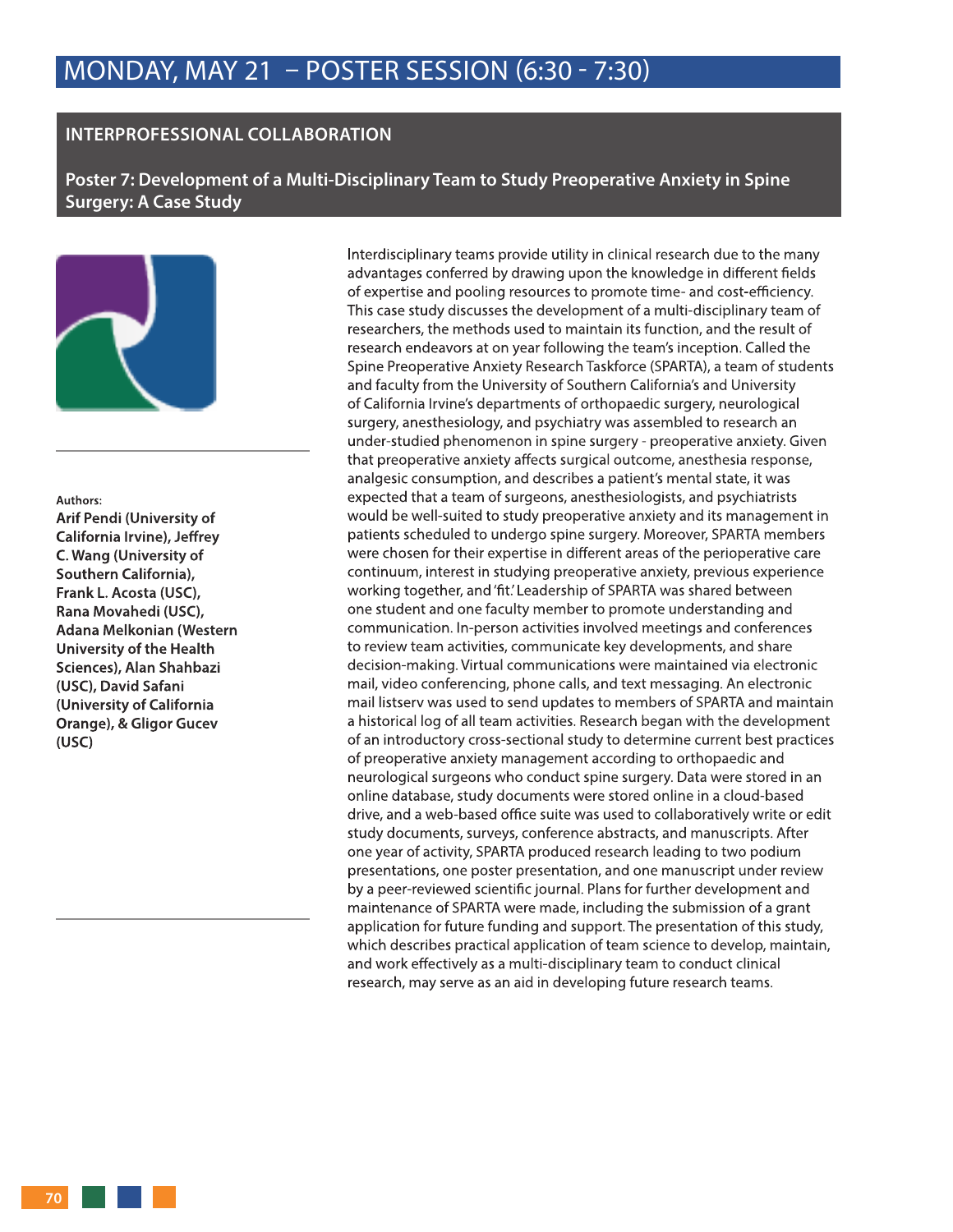# MONDAY, MAY 21 – POSTER SESSION (6:30 - 7:30)

## INTERPROFESSIONAL COLLABORATION

### Poster 7: Development of a Multi-Disciplinary Team to Study Preoperative Anxiety in Spine Surgery: A Case Study

Authors:

**Arif Pendi (University of California Irvine), Jeffrey C. Wang (University of Southern California), Frank L. Acosta (USC), Rana Movahedi (USC), Adana Melkonian (Western University of the Health Sciences), Alan Shahbazi (USC), David Safani (University of California Orange), & Gligor Gucev (USC)**

Interdisciplinary teams provide utility in clinical research due to the many advantages conferred by drawing upon the knowledge in different fields of expertise and pooling resources to promote time- and cost-efficiency. This case study discusses the development of a multi-disciplinary team of researchers, the methods used to maintain its function, and the result of research endeavors at on year following the team's inception. Called the Spine Preoperative Anxiety Research Taskforce (SPARTA), a team of students and faculty from the University of Southern California's and University of California Irvine's departments of orthopaedic surgery, neurological surgery, anesthesiology, and psychiatry was assembled to research an under-studied phenomenon in spine surgery - preoperative anxiety. Given that preoperative anxiety affects surgical outcome, anesthesia response, analgesic consumption, and describes a patient's mental state, it was expected that a team of surgeons, anesthesiologists, and psychiatrists would be well-suited to study preoperative anxiety and its management in patients scheduled to undergo spine surgery. Moreover, SPARTA members were chosen for their expertise in different areas of the perioperative care continuum, interest in studying preoperative anxiety, previous experience working together, and 'fit.' Leadership of SPARTA was shared between one student and one faculty member to promote understanding and communication. In-person activities involved meetings and conferences to review team activities, communicate key developments, and share decision-making. Virtual communications were maintained via electronic mail, video conferencing, phone calls, and text messaging. An electronic mail listserv was used to send updates to members of SPARTA and maintain a historical log of all team activities. Research began with the development of an introductory cross-sectional study to determine current best practices of preoperative anxiety management according to orthopaedic and neurological surgeons who conduct spine surgery. Data were stored in an online database, study documents were stored online in a cloud-based drive, and a web-based office suite was used to collaboratively write or edit study documents, surveys, conference abstracts, and manuscripts. After one year of activity, SPARTA produced research leading to two podium presentations, one poster presentation, and one manuscript under review by a peer-reviewed scientific journal. Plans for further development and maintenance of SPARTA were made, including the submission of a grant application for future funding and support. The presentation of this study, which describes practical application of team science to develop, maintain, and work effectively as a multi-disciplinary team to conduct clinical research, may serve as an aid in developing future research teams.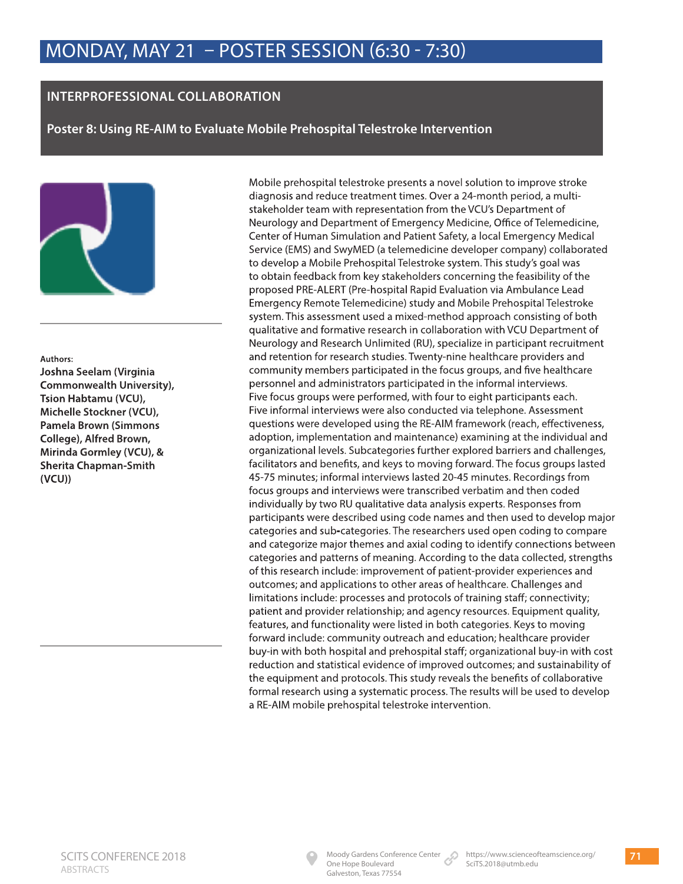# MONDAY, MAY 21 – POSTER SESSION (6:30 - 7:30)

## INTERPROFESSIONAL COLLABORATION

### Poster 8: Using RE-AIM to Evaluate Mobile Prehospital Telestroke Intervention

Authors:
**Joshna Seelam (Virginia Commonwealth University), Tsion Habtamu (VCU), Michelle Stockner (VCU), Pamela Brown (Simmons College), Alfred Brown, Mirinda Gormley (VCU), & Sherita Chapman-Smith (VCU))**

Mobile prehospital telestroke presents a novel solution to improve stroke diagnosis and reduce treatment times. Over a 24-month period, a multi-stakeholder team with representation from the VCU's Department of Neurology and Department of Emergency Medicine, Office of Telemedicine, Center of Human Simulation and Patient Safety, a local Emergency Medical Service (EMS) and SwyMED (a telemedicine developer company) collaborated to develop a Mobile Prehospital Telestroke system. This study's goal was to obtain feedback from key stakeholders concerning the feasibility of the proposed PRE-ALERT (Pre-hospital Rapid Evaluation via Ambulance Lead Emergency Remote Telemedicine) study and Mobile Prehospital Telestroke system. This assessment used a mixed-method approach consisting of both qualitative and formative research in collaboration with VCU Department of Neurology and Research Unlimited (RU), specialize in participant recruitment and retention for research studies. Twenty-nine healthcare providers and community members participated in the focus groups, and five healthcare personnel and administrators participated in the informal interviews. Five focus groups were performed, with four to eight participants each. Five informal interviews were also conducted via telephone. Assessment questions were developed using the RE-AIM framework (reach, effectiveness, adoption, implementation and maintenance) examining at the individual and organizational levels. Subcategories further explored barriers and challenges, facilitators and benefits, and keys to moving forward. The focus groups lasted 45-75 minutes; informal interviews lasted 20-45 minutes. Recordings from focus groups and interviews were transcribed verbatim and then coded individually by two RU qualitative data analysis experts. Responses from participants were described using code names and then used to develop major categories and sub-categories. The researchers used open coding to compare and categorize major themes and axial coding to identify connections between categories and patterns of meaning. According to the data collected, strengths of this research include: improvement of patient-provider experiences and outcomes; and applications to other areas of healthcare. Challenges and limitations include: processes and protocols of training staff; connectivity; patient and provider relationship; and agency resources. Equipment quality, features, and functionality were listed in both categories. Keys to moving forward include: community outreach and education; healthcare provider buy-in with both hospital and prehospital staff; organizational buy-in with cost reduction and statistical evidence of improved outcomes; and sustainability of the equipment and protocols. This study reveals the benefits of collaborative formal research using a systematic process. The results will be used to develop a RE-AIM mobile prehospital telestroke intervention.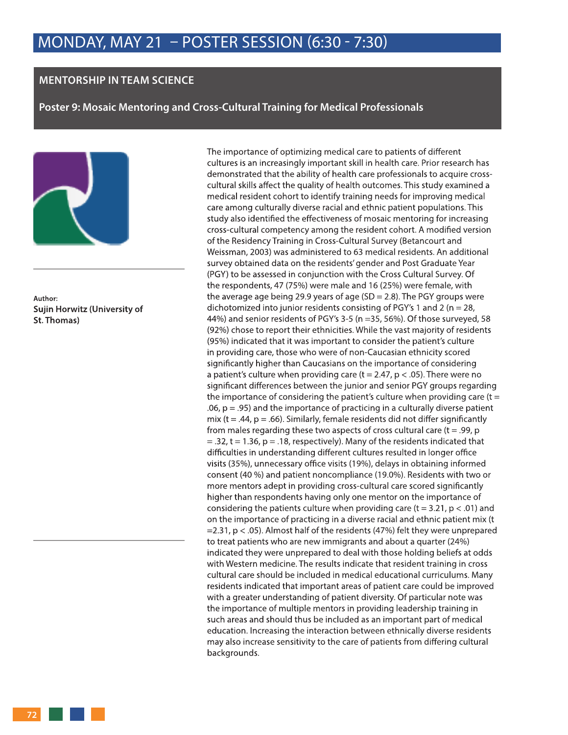# MONDAY, MAY 21 – POSTER SESSION (6:30 - 7:30)

## MENTORSHIP IN TEAM SCIENCE

### Poster 9: Mosaic Mentoring and Cross-Cultural Training for Medical Professionals

Author:
**Sujin Horwitz (University of St. Thomas)**

The importance of optimizing medical care to patients of different cultures is an increasingly important skill in health care. Prior research has demonstrated that the ability of health care professionals to acquire cross-cultural skills affect the quality of health outcomes. This study examined a medical resident cohort to identify training needs for improving medical care among culturally diverse racial and ethnic patient populations. This study also identified the effectiveness of mosaic mentoring for increasing cross-cultural competency among the resident cohort. A modified version of the Residency Training in Cross-Cultural Survey (Betancourt and Weissman, 2003) was administered to 63 medical residents. An additional survey obtained data on the residents' gender and Post Graduate Year (PGY) to be assessed in conjunction with the Cross Cultural Survey. Of the respondents, 47 (75%) were male and 16 (25%) were female, with the average age being 29.9 years of age (SD = 2.8). The PGY groups were dichotomized into junior residents consisting of PGY's 1 and 2 (n = 28, 44%) and senior residents of PGY's 3-5 (n =35, 56%). Of those surveyed, 58 (92%) chose to report their ethnicities. While the vast majority of residents (95%) indicated that it was important to consider the patient's culture in providing care, those who were of non-Caucasian ethnicity scored significantly higher than Caucasians on the importance of considering a patient's culture when providing care ($t = 2.47$, $p < .05$). There were no significant differences between the junior and senior PGY groups regarding the importance of considering the patient's culture when providing care ($t = .06$, $p = .95$) and the importance of practicing in a culturally diverse patient mix ($t = .44$, $p = .66$). Similarly, female residents did not differ significantly from males regarding these two aspects of cross cultural care ($t = .99$, $p = .32$, $t = 1.36$, $p = .18$, respectively). Many of the residents indicated that difficulties in understanding different cultures resulted in longer office visits (35%), unnecessary office visits (19%), delays in obtaining informed consent (40 %) and patient noncompliance (19.0%). Residents with two or more mentors adept in providing cross-cultural care scored significantly higher than respondents having only one mentor on the importance of considering the patients culture when providing care ($t = 3.21$, $p < .01$) and on the importance of practicing in a diverse racial and ethnic patient mix ($t = 2.31$, $p < .05$). Almost half of the residents (47%) felt they were unprepared to treat patients who are new immigrants and about a quarter (24%) indicated they were unprepared to deal with those holding beliefs at odds with Western medicine. The results indicate that resident training in cross cultural care should be included in medical educational curriculums. Many residents indicated that important areas of patient care could be improved with a greater understanding of patient diversity. Of particular note was the importance of multiple mentors in providing leadership training in such areas and should thus be included as an important part of medical education. Increasing the interaction between ethnically diverse residents may also increase sensitivity to the care of patients from differing cultural backgrounds.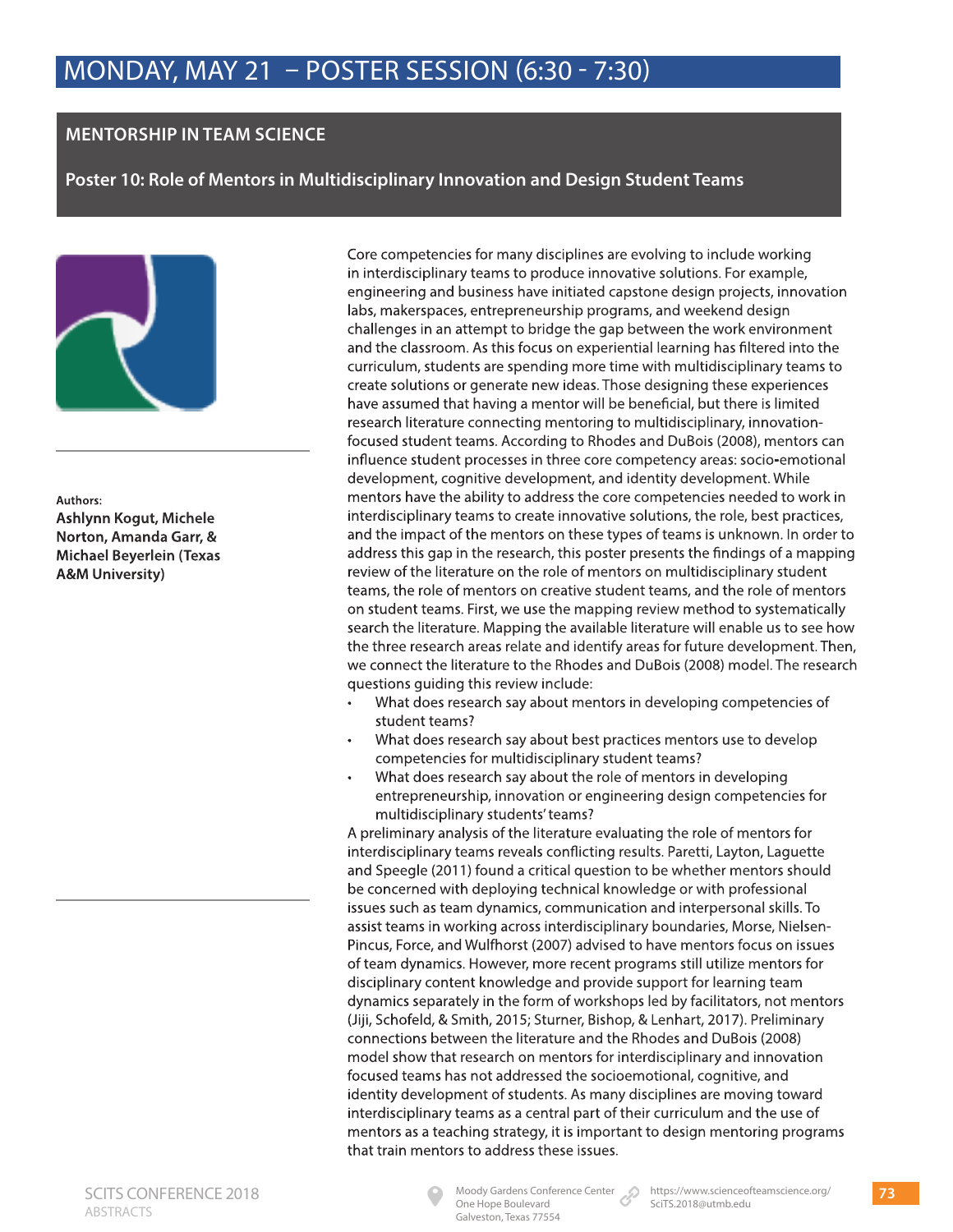# MONDAY, MAY 21 – POSTER SESSION (6:30 - 7:30)

## MENTORSHIP IN TEAM SCIENCE

### Poster 10: Role of Mentors in Multidisciplinary Innovation and Design Student Teams

Authors:
**Ashlynn Kogut, Michele Norton, Amanda Garr, & Michael Beyerlein (Texas A&M University)**

Core competencies for many disciplines are evolving to include working in interdisciplinary teams to produce innovative solutions. For example, engineering and business have initiated capstone design projects, innovation labs, makerspaces, entrepreneurship programs, and weekend design challenges in an attempt to bridge the gap between the work environment and the classroom. As this focus on experiential learning has filtered into the curriculum, students are spending more time with multidisciplinary teams to create solutions or generate new ideas. Those designing these experiences have assumed that having a mentor will be beneficial, but there is limited research literature connecting mentoring to multidisciplinary, innovation-focused student teams. According to Rhodes and DuBois (2008), mentors can influence student processes in three core competency areas: socio-emotional development, cognitive development, and identity development. While mentors have the ability to address the core competencies needed to work in interdisciplinary teams to create innovative solutions, the role, best practices, and the impact of the mentors on these types of teams is unknown. In order to address this gap in the research, this poster presents the findings of a mapping review of the literature on the role of mentors on multidisciplinary student teams, the role of mentors on creative student teams, and the role of mentors on student teams. First, we use the mapping review method to systematically search the literature. Mapping the available literature will enable us to see how the three research areas relate and identify areas for future development. Then, we connect the literature to the Rhodes and DuBois (2008) model. The research questions guiding this review include:

- What does research say about mentors in developing competencies of student teams?
- What does research say about best practices mentors use to develop competencies for multidisciplinary student teams?
- What does research say about the role of mentors in developing entrepreneurship, innovation or engineering design competencies for multidisciplinary students' teams?

A preliminary analysis of the literature evaluating the role of mentors for interdisciplinary teams reveals conflicting results. Paretti, Layton, Laguette and Speegle (2011) found a critical question to be whether mentors should be concerned with deploying technical knowledge or with professional issues such as team dynamics, communication and interpersonal skills. To assist teams in working across interdisciplinary boundaries, Morse, Nielsen-Pincus, Force, and Wulfhorst (2007) advised to have mentors focus on issues of team dynamics. However, more recent programs still utilize mentors for disciplinary content knowledge and provide support for learning team dynamics separately in the form of workshops led by facilitators, not mentors (Jiji, Schofeld, & Smith, 2015; Sturner, Bishop, & Lenhart, 2017). Preliminary connections between the literature and the Rhodes and DuBois (2008) model show that research on mentors for interdisciplinary and innovation focused teams has not addressed the socioemotional, cognitive, and identity development of students. As many disciplines are moving toward interdisciplinary teams as a central part of their curriculum and the use of mentors as a teaching strategy, it is important to design mentoring programs that train mentors to address these issues.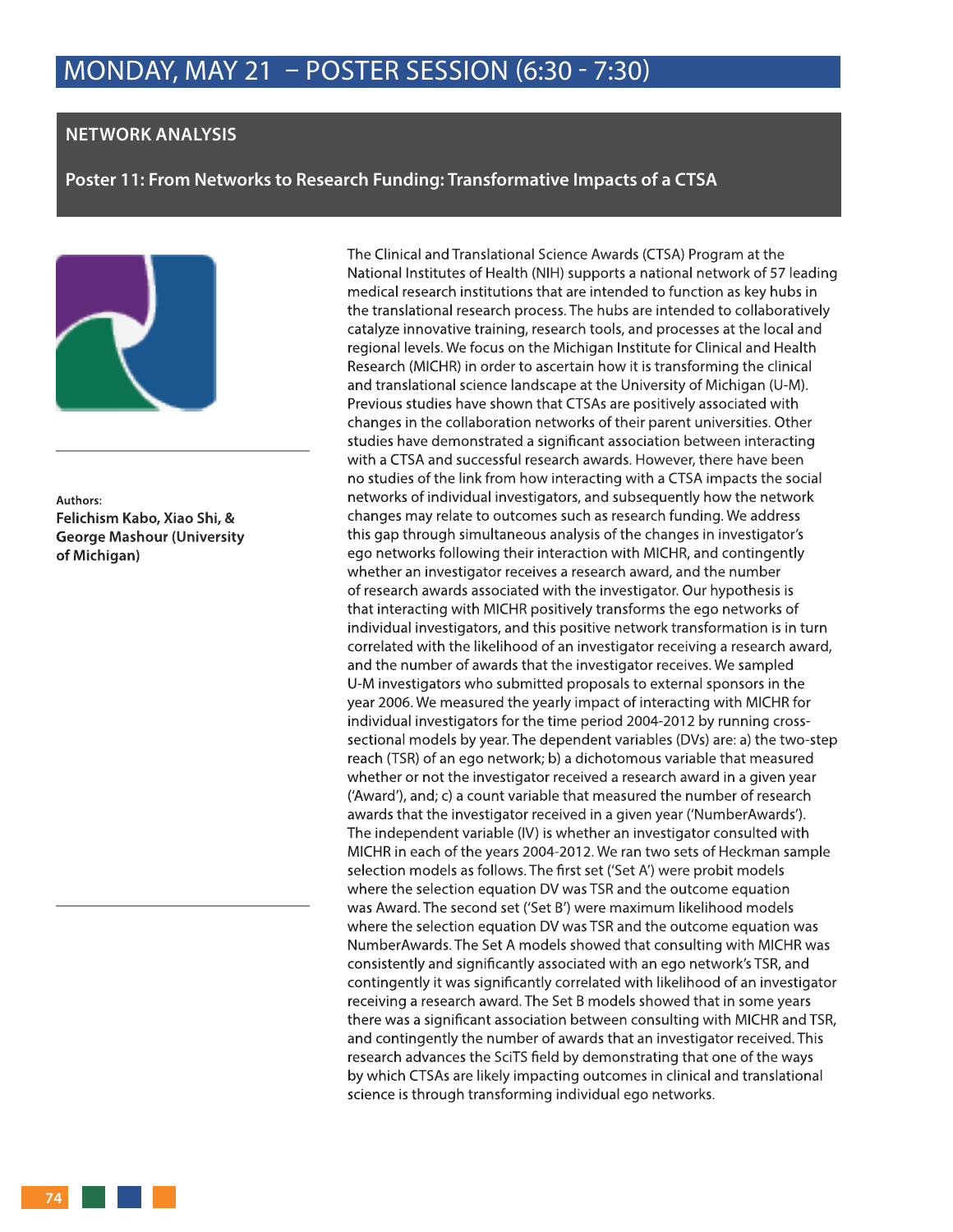# MONDAY, MAY 21 – POSTER SESSION (6:30 - 7:30)

## NETWORK ANALYSIS

### Poster 11: From Networks to Research Funding: Transformative Impacts of a CTSA

Authors:
**Felichism Kabo, Xiao Shi, & George Mashour (University of Michigan)**

The Clinical and Translational Science Awards (CTSA) Program at the National Institutes of Health (NIH) supports a national network of 57 leading medical research institutions that are intended to function as key hubs in the translational research process. The hubs are intended to collaboratively catalyze innovative training, research tools, and processes at the local and regional levels. We focus on the Michigan Institute for Clinical and Health Research (MICHR) in order to ascertain how it is transforming the clinical and translational science landscape at the University of Michigan (U-M). Previous studies have shown that CTSAs are positively associated with changes in the collaboration networks of their parent universities. Other studies have demonstrated a significant association between interacting with a CTSA and successful research awards. However, there have been no studies of the link from how interacting with a CTSA impacts the social networks of individual investigators, and subsequently how the network changes may relate to outcomes such as research funding. We address this gap through simultaneous analysis of the changes in investigator's ego networks following their interaction with MICHR, and contingently whether an investigator receives a research award, and the number of research awards associated with the investigator. Our hypothesis is that interacting with MICHR positively transforms the ego networks of individual investigators, and this positive network transformation is in turn correlated with the likelihood of an investigator receiving a research award, and the number of awards that the investigator receives. We sampled U-M investigators who submitted proposals to external sponsors in the year 2006. We measured the yearly impact of interacting with MICHR for individual investigators for the time period 2004-2012 by running cross-sectional models by year. The dependent variables (DVs) are: a) the two-step reach (TSR) of an ego network; b) a dichotomous variable that measured whether or not the investigator received a research award in a given year ('Award'), and; c) a count variable that measured the number of research awards that the investigator received in a given year ('NumberAwards'). The independent variable (IV) is whether an investigator consulted with MICHR in each of the years 2004-2012. We ran two sets of Heckman sample selection models as follows. The first set ('Set A') were probit models where the selection equation DV was TSR and the outcome equation was Award. The second set ('Set B') were maximum likelihood models where the selection equation DV was TSR and the outcome equation was NumberAwards. The Set A models showed that consulting with MICHR was consistently and significantly associated with an ego network's TSR, and contingently it was significantly correlated with likelihood of an investigator receiving a research award. The Set B models showed that in some years there was a significant association between consulting with MICHR and TSR, and contingently the number of awards that an investigator received. This research advances the SciTS field by demonstrating that one of the ways by which CTSAs are likely impacting outcomes in clinical and translational science is through transforming individual ego networks.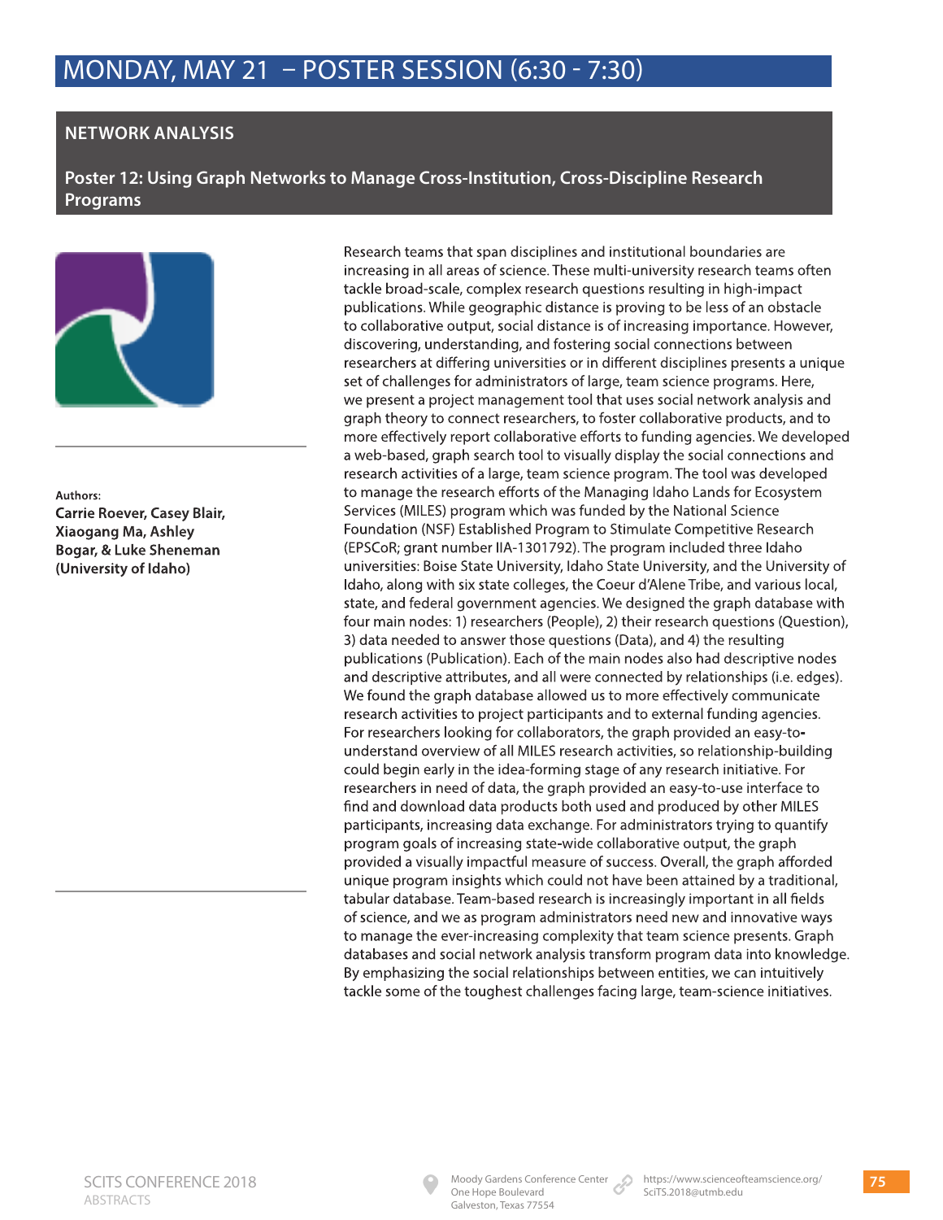# MONDAY, MAY 21 – POSTER SESSION (6:30 - 7:30)

## NETWORK ANALYSIS

### Poster 12: Using Graph Networks to Manage Cross-Institution, Cross-Discipline Research Programs

Authors:
**Carrie Roever, Casey Blair, Xiaogang Ma, Ashley Bogar, & Luke Sheneman (University of Idaho)**

Research teams that span disciplines and institutional boundaries are increasing in all areas of science. These multi-university research teams often tackle broad-scale, complex research questions resulting in high-impact publications. While geographic distance is proving to be less of an obstacle to collaborative output, social distance is of increasing importance. However, discovering, understanding, and fostering social connections between researchers at differing universities or in different disciplines presents a unique set of challenges for administrators of large, team science programs. Here, we present a project management tool that uses social network analysis and graph theory to connect researchers, to foster collaborative products, and to more effectively report collaborative efforts to funding agencies. We developed a web-based, graph search tool to visually display the social connections and research activities of a large, team science program. The tool was developed to manage the research efforts of the Managing Idaho Lands for Ecosystem Services (MILES) program which was funded by the National Science Foundation (NSF) Established Program to Stimulate Competitive Research (EPSCoR; grant number IIA-1301792). The program included three Idaho universities: Boise State University, Idaho State University, and the University of Idaho, along with six state colleges, the Coeur d'Alene Tribe, and various local, state, and federal government agencies. We designed the graph database with four main nodes: 1) researchers (People), 2) their research questions (Question), 3) data needed to answer those questions (Data), and 4) the resulting publications (Publication). Each of the main nodes also had descriptive nodes and descriptive attributes, and all were connected by relationships (i.e. edges). We found the graph database allowed us to more effectively communicate research activities to project participants and to external funding agencies. For researchers looking for collaborators, the graph provided an easy-to-understand overview of all MILES research activities, so relationship-building could begin early in the idea-forming stage of any research initiative. For researchers in need of data, the graph provided an easy-to-use interface to find and download data products both used and produced by other MILES participants, increasing data exchange. For administrators trying to quantify program goals of increasing state-wide collaborative output, the graph provided a visually impactful measure of success. Overall, the graph afforded unique program insights which could not have been attained by a traditional, tabular database. Team-based research is increasingly important in all fields of science, and we as program administrators need new and innovative ways to manage the ever-increasing complexity that team science presents. Graph databases and social network analysis transform program data into knowledge. By emphasizing the social relationships between entities, we can intuitively tackle some of the toughest challenges facing large, team-science initiatives.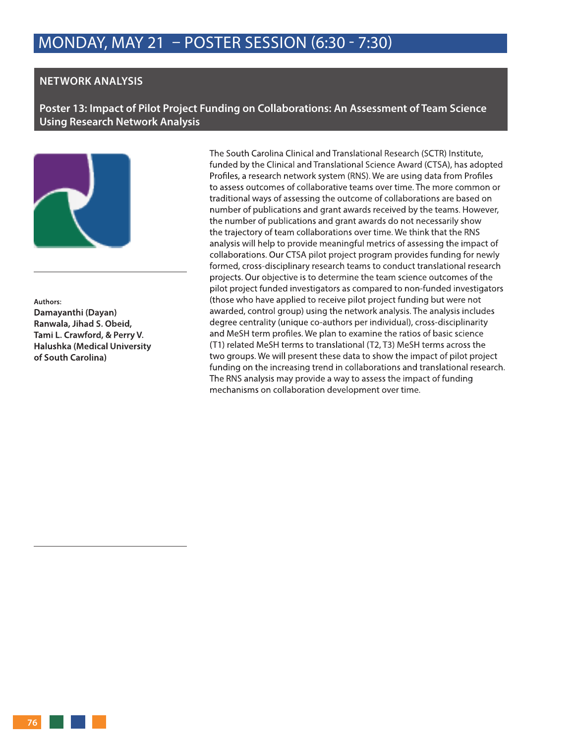# MONDAY, MAY 21 – POSTER SESSION (6:30 - 7:30)

## NETWORK ANALYSIS

### Poster 13: Impact of Pilot Project Funding on Collaborations: An Assessment of Team Science Using Research Network Analysis

Authors:

**Damayanthi (Dayan) Ranwala, Jihad S. Obeid, Tami L. Crawford, & Perry V. Halushka (Medical University of South Carolina)**

The South Carolina Clinical and Translational Research (SCTR) Institute, funded by the Clinical and Translational Science Award (CTSA), has adopted Profiles, a research network system (RNS). We are using data from Profiles to assess outcomes of collaborative teams over time. The more common or traditional ways of assessing the outcome of collaborations are based on number of publications and grant awards received by the teams. However, the number of publications and grant awards do not necessarily show the trajectory of team collaborations over time. We think that the RNS analysis will help to provide meaningful metrics of assessing the impact of collaborations. Our CTSA pilot project program provides funding for newly formed, cross-disciplinary research teams to conduct translational research projects. Our objective is to determine the team science outcomes of the pilot project funded investigators as compared to non-funded investigators (those who have applied to receive pilot project funding but were not awarded, control group) using the network analysis. The analysis includes degree centrality (unique co-authors per individual), cross-disciplinarity and MeSH term profiles. We plan to examine the ratios of basic science (T1) related MeSH terms to translational (T2, T3) MeSH terms across the two groups. We will present these data to show the impact of pilot project funding on the increasing trend in collaborations and translational research. The RNS analysis may provide a way to assess the impact of funding mechanisms on collaboration development over time.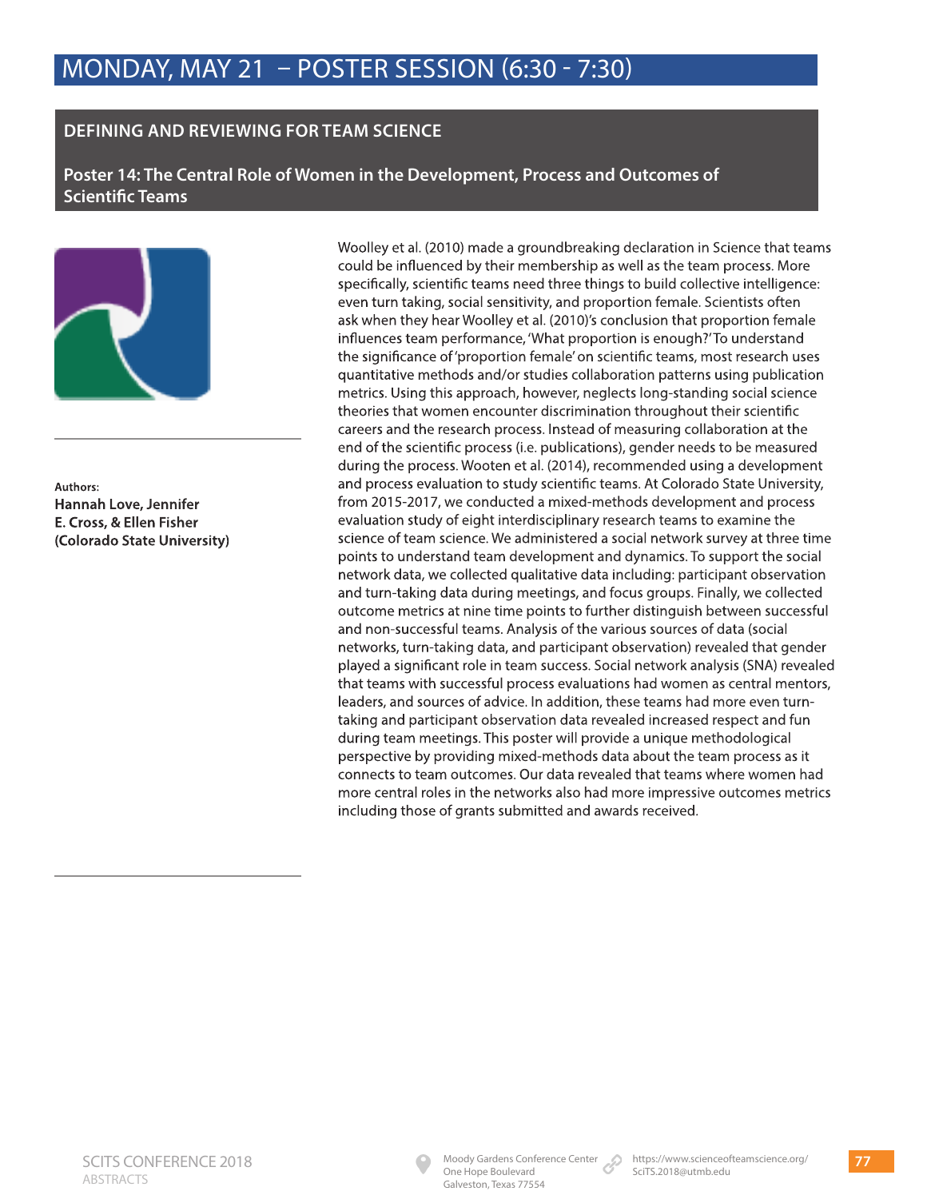# MONDAY, MAY 21 – POSTER SESSION (6:30 - 7:30)

## DEFINING AND REVIEWING FOR TEAM SCIENCE

### Poster 14: The Central Role of Women in the Development, Process and Outcomes of Scientific Teams

**Authors:**
**Hannah Love, Jennifer E. Cross, & Ellen Fisher (Colorado State University)**

Woolley et al. (2010) made a groundbreaking declaration in Science that teams could be influenced by their membership as well as the team process. More specifically, scientific teams need three things to build collective intelligence: even turn taking, social sensitivity, and proportion female. Scientists often ask when they hear Woolley et al. (2010)'s conclusion that proportion female influences team performance, 'What proportion is enough?' To understand the significance of 'proportion female' on scientific teams, most research uses quantitative methods and/or studies collaboration patterns using publication metrics. Using this approach, however, neglects long-standing social science theories that women encounter discrimination throughout their scientific careers and the research process. Instead of measuring collaboration at the end of the scientific process (i.e. publications), gender needs to be measured during the process. Wooten et al. (2014), recommended using a development and process evaluation to study scientific teams. At Colorado State University, from 2015-2017, we conducted a mixed-methods development and process evaluation study of eight interdisciplinary research teams to examine the science of team science. We administered a social network survey at three time points to understand team development and dynamics. To support the social network data, we collected qualitative data including: participant observation and turn-taking data during meetings, and focus groups. Finally, we collected outcome metrics at nine time points to further distinguish between successful and non-successful teams. Analysis of the various sources of data (social networks, turn-taking data, and participant observation) revealed that gender played a significant role in team success. Social network analysis (SNA) revealed that teams with successful process evaluations had women as central mentors, leaders, and sources of advice. In addition, these teams had more even turn-taking and participant observation data revealed increased respect and fun during team meetings. This poster will provide a unique methodological perspective by providing mixed-methods data about the team process as it connects to team outcomes. Our data revealed that teams where women had more central roles in the networks also had more impressive outcomes metrics including those of grants submitted and awards received.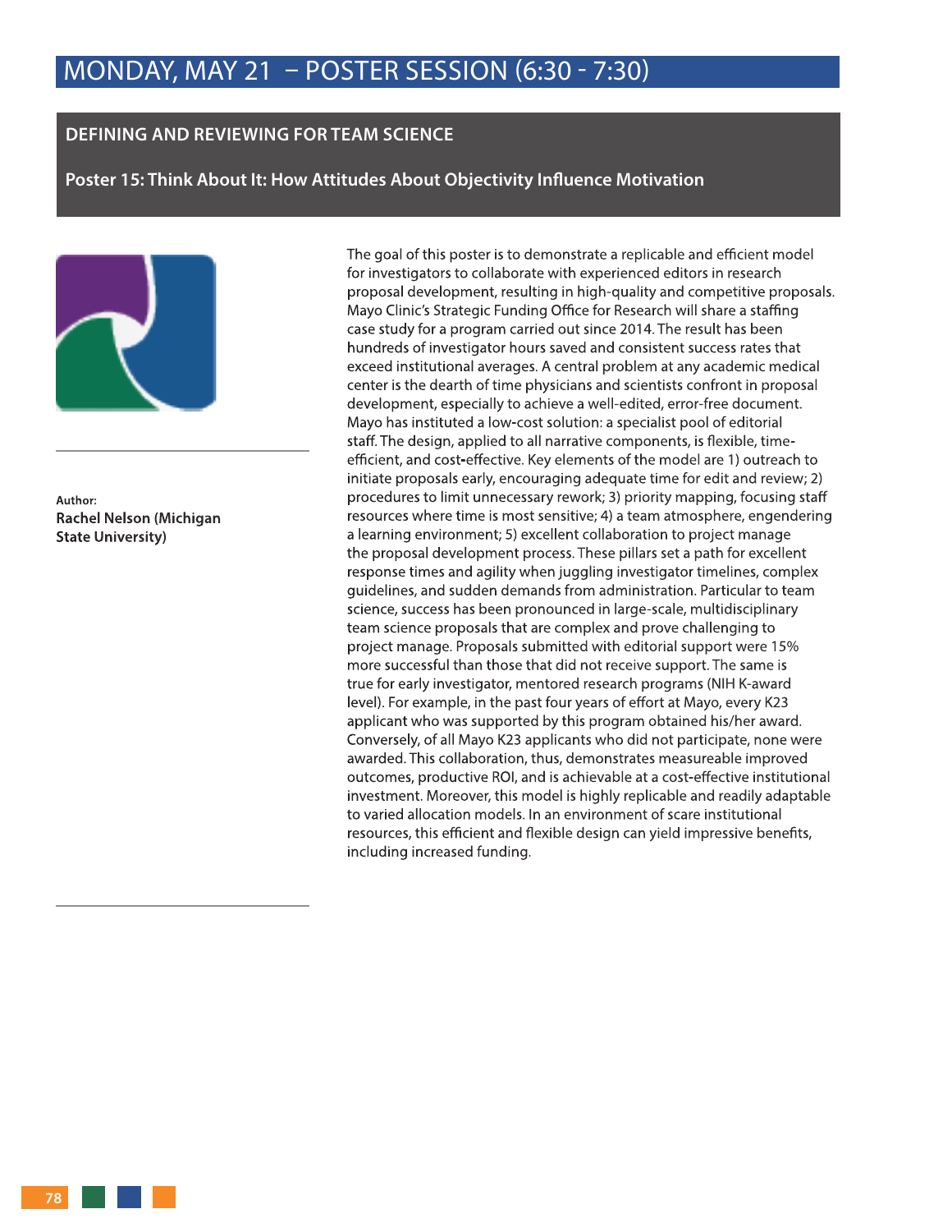# MONDAY, MAY 21 – POSTER SESSION (6:30 - 7:30)

## DEFINING AND REVIEWING FOR TEAM SCIENCE

### Poster 15: Think About It: How Attitudes About Objectivity Influence Motivation

**Author:**
**Rachel Nelson (Michigan State University)**

The goal of this poster is to demonstrate a replicable and efficient model for investigators to collaborate with experienced editors in research proposal development, resulting in high-quality and competitive proposals. Mayo Clinic's Strategic Funding Office for Research will share a staffing case study for a program carried out since 2014. The result has been hundreds of investigator hours saved and consistent success rates that exceed institutional averages. A central problem at any academic medical center is the dearth of time physicians and scientists confront in proposal development, especially to achieve a well-edited, error-free document. Mayo has instituted a low-cost solution: a specialist pool of editorial staff. The design, applied to all narrative components, is flexible, time-efficient, and cost-effective. Key elements of the model are 1) outreach to initiate proposals early, encouraging adequate time for edit and review; 2) procedures to limit unnecessary rework; 3) priority mapping, focusing staff resources where time is most sensitive; 4) a team atmosphere, engendering a learning environment; 5) excellent collaboration to project manage the proposal development process. These pillars set a path for excellent response times and agility when juggling investigator timelines, complex guidelines, and sudden demands from administration. Particular to team science, success has been pronounced in large-scale, multidisciplinary team science proposals that are complex and prove challenging to project manage. Proposals submitted with editorial support were 15% more successful than those that did not receive support. The same is true for early investigator, mentored research programs (NIH K-award level). For example, in the past four years of effort at Mayo, every K23 applicant who was supported by this program obtained his/her award. Conversely, of all Mayo K23 applicants who did not participate, none were awarded. This collaboration, thus, demonstrates measureable improved outcomes, productive ROI, and is achievable at a cost-effective institutional investment. Moreover, this model is highly replicable and readily adaptable to varied allocation models. In an environment of scare institutional resources, this efficient and flexible design can yield impressive benefits, including increased funding.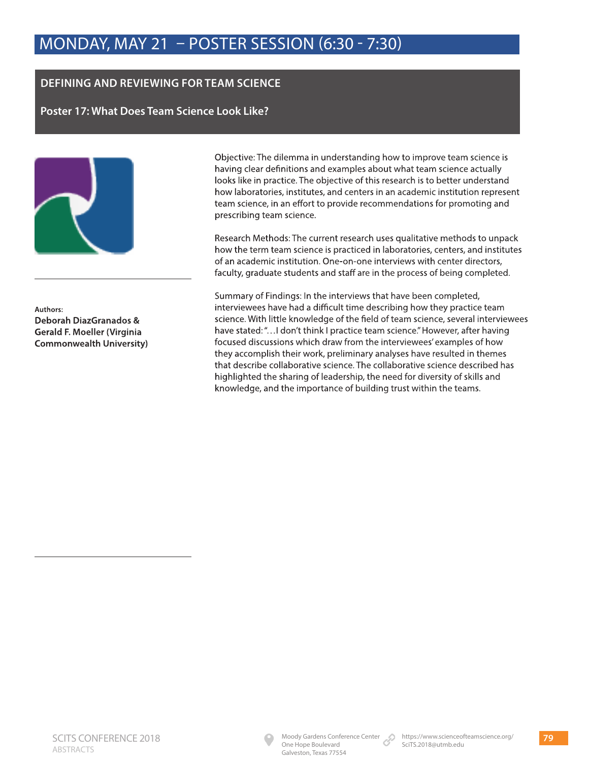# MONDAY, MAY 21 – POSTER SESSION (6:30 - 7:30)

## DEFINING AND REVIEWING FOR TEAM SCIENCE

### Poster 17: What Does Team Science Look Like?

Authors:
**Deborah DiazGranados & Gerald F. Moeller (Virginia Commonwealth University)**

Objective: The dilemma in understanding how to improve team science is having clear definitions and examples about what team science actually looks like in practice. The objective of this research is to better understand how laboratories, institutes, and centers in an academic institution represent team science, in an effort to provide recommendations for promoting and prescribing team science.

Research Methods: The current research uses qualitative methods to unpack how the term team science is practiced in laboratories, centers, and institutes of an academic institution. One-on-one interviews with center directors, faculty, graduate students and staff are in the process of being completed.

Summary of Findings: In the interviews that have been completed, interviewees have had a difficult time describing how they practice team science. With little knowledge of the field of team science, several interviewees have stated: "…I don't think I practice team science." However, after having focused discussions which draw from the interviewees' examples of how they accomplish their work, preliminary analyses have resulted in themes that describe collaborative science. The collaborative science described has highlighted the sharing of leadership, the need for diversity of skills and knowledge, and the importance of building trust within the teams.